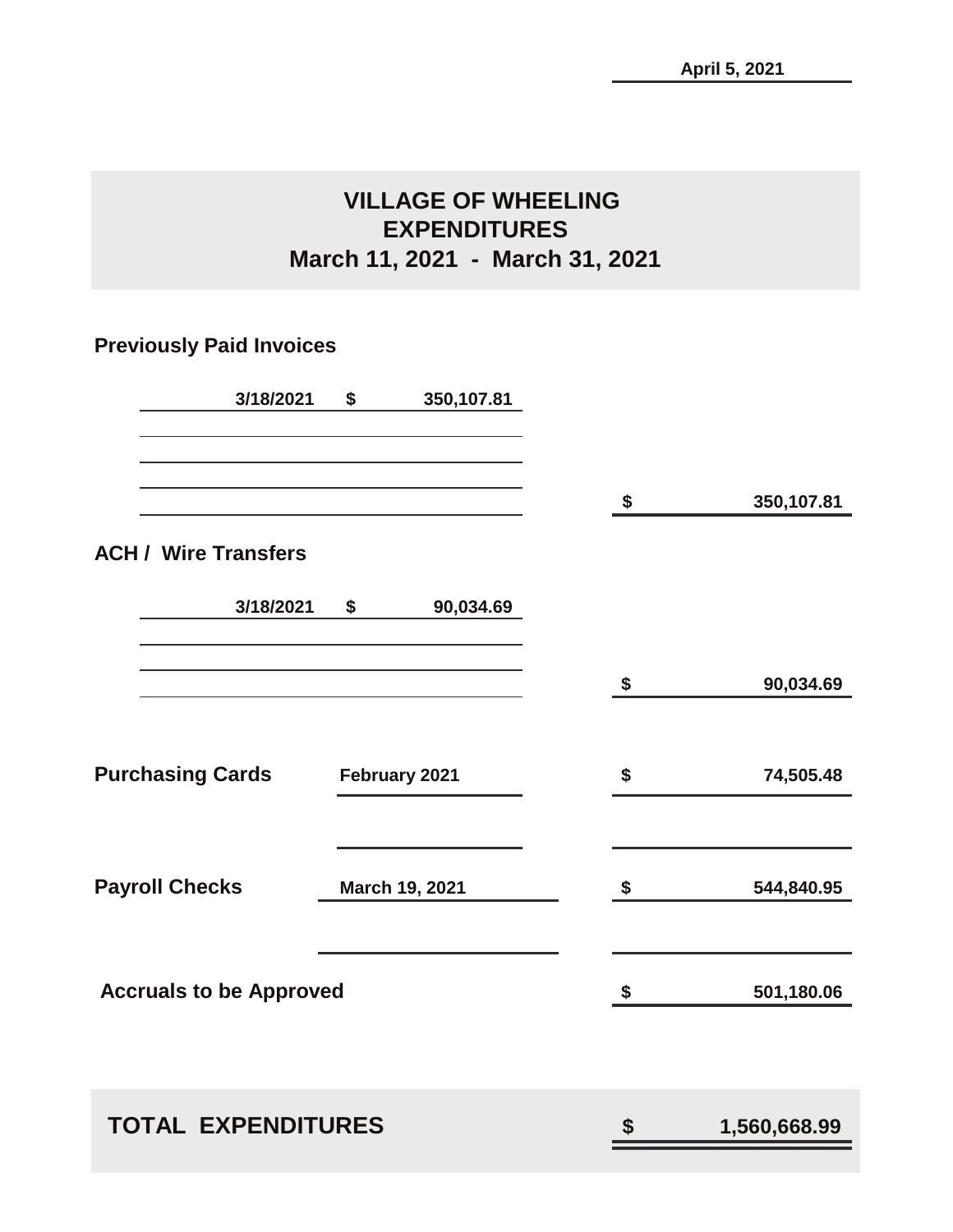April 5, 2021

# VILLAGE OF WHEELING
# EXPENDITURES
## March 11, 2021 - March 31, 2021

### Previously Paid Invoices

| Date | | Amount | | Total |
|---|---|---|---|---|
| 3/18/2021 | $ | 350,107.81 | | |
| | | | $ | 350,107.81 |

### ACH / Wire Transfers

| Date | | Amount | | Total |
|---|---|---|---|---|
| 3/18/2021 | $ | 90,034.69 | | |
| | | | $ | 90,034.69 |

| Category | Period | | Amount |
|---|---|---|---|
| **Purchasing Cards** | February 2021 | $ | 74,505.48 |
| **Payroll Checks** | March 19, 2021 | $ | 544,840.95 |
| **Accruals to be Approved** | | $ | 501,180.06 |

| | | |
|---|---|---|
| **TOTAL EXPENDITURES** | **$** | **1,560,668.99** |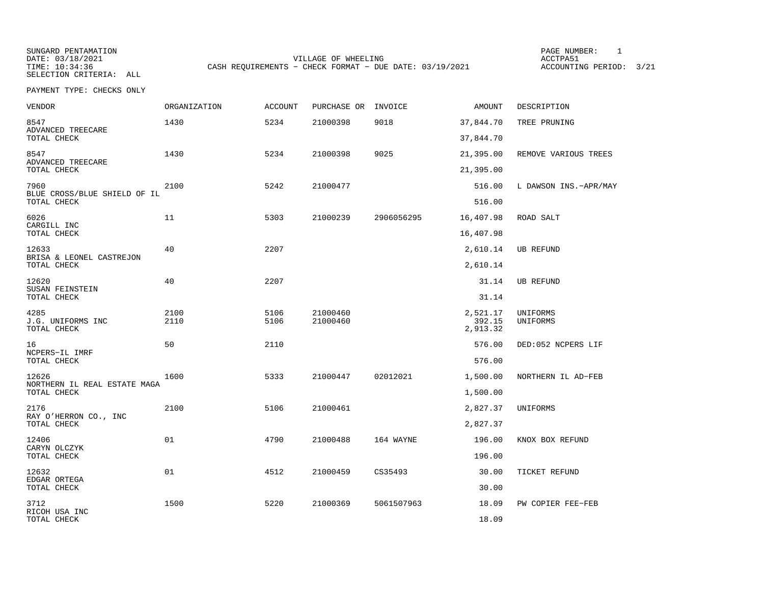SUNGARD PENTAMATION
DATE: 03/18/2021
TIME: 10:34:36
SELECTION CRITERIA: ALL

VILLAGE OF WHEELING
CASH REQUIREMENTS - CHECK FORMAT - DUE DATE: 03/19/2021

PAGE NUMBER: 1
ACCTPA51
ACCOUNTING PERIOD: 3/21

PAYMENT TYPE: CHECKS ONLY

| VENDOR | ORGANIZATION | ACCOUNT | PURCHASE OR | INVOICE | AMOUNT | DESCRIPTION |
|---|---|---|---|---|---|---|
| 8547 | 1430 | 5234 | 21000398 | 9018 | 37,844.70 | TREE PRUNING |
| ADVANCED TREECARE | | | | | | |
| TOTAL CHECK | | | | | 37,844.70 | |
| 8547 | 1430 | 5234 | 21000398 | 9025 | 21,395.00 | REMOVE VARIOUS TREES |
| ADVANCED TREECARE | | | | | | |
| TOTAL CHECK | | | | | 21,395.00 | |
| 7960 | 2100 | 5242 | 21000477 | | 516.00 | L DAWSON INS.-APR/MAY |
| BLUE CROSS/BLUE SHIELD OF IL | | | | | | |
| TOTAL CHECK | | | | | 516.00 | |
| 6026 | 11 | 5303 | 21000239 | 2906056295 | 16,407.98 | ROAD SALT |
| CARGILL INC | | | | | | |
| TOTAL CHECK | | | | | 16,407.98 | |
| 12633 | 40 | 2207 | | | 2,610.14 | UB REFUND |
| BRISA & LEONEL CASTREJON | | | | | | |
| TOTAL CHECK | | | | | 2,610.14 | |
| 12620 | 40 | 2207 | | | 31.14 | UB REFUND |
| SUSAN FEINSTEIN | | | | | | |
| TOTAL CHECK | | | | | 31.14 | |
| 4285 | 2100 | 5106 | 21000460 | | 2,521.17 | UNIFORMS |
| J.G. UNIFORMS INC | 2110 | 5106 | 21000460 | | 392.15 | UNIFORMS |
| TOTAL CHECK | | | | | 2,913.32 | |
| 16 | 50 | 2110 | | | 576.00 | DED:052 NCPERS LIF |
| NCPERS-IL IMRF | | | | | | |
| TOTAL CHECK | | | | | 576.00 | |
| 12626 | 1600 | 5333 | 21000447 | 02012021 | 1,500.00 | NORTHERN IL AD-FEB |
| NORTHERN IL REAL ESTATE MAGA | | | | | | |
| TOTAL CHECK | | | | | 1,500.00 | |
| 2176 | 2100 | 5106 | 21000461 | | 2,827.37 | UNIFORMS |
| RAY O'HERRON CO., INC | | | | | | |
| TOTAL CHECK | | | | | 2,827.37 | |
| 12406 | 01 | 4790 | 21000488 | 164 WAYNE | 196.00 | KNOX BOX REFUND |
| CARYN OLCZYK | | | | | | |
| TOTAL CHECK | | | | | 196.00 | |
| 12632 | 01 | 4512 | 21000459 | CS35493 | 30.00 | TICKET REFUND |
| EDGAR ORTEGA | | | | | | |
| TOTAL CHECK | | | | | 30.00 | |
| 3712 | 1500 | 5220 | 21000369 | 5061507963 | 18.09 | PW COPIER FEE-FEB |
| RICOH USA INC | | | | | | |
| TOTAL CHECK | | | | | 18.09 | |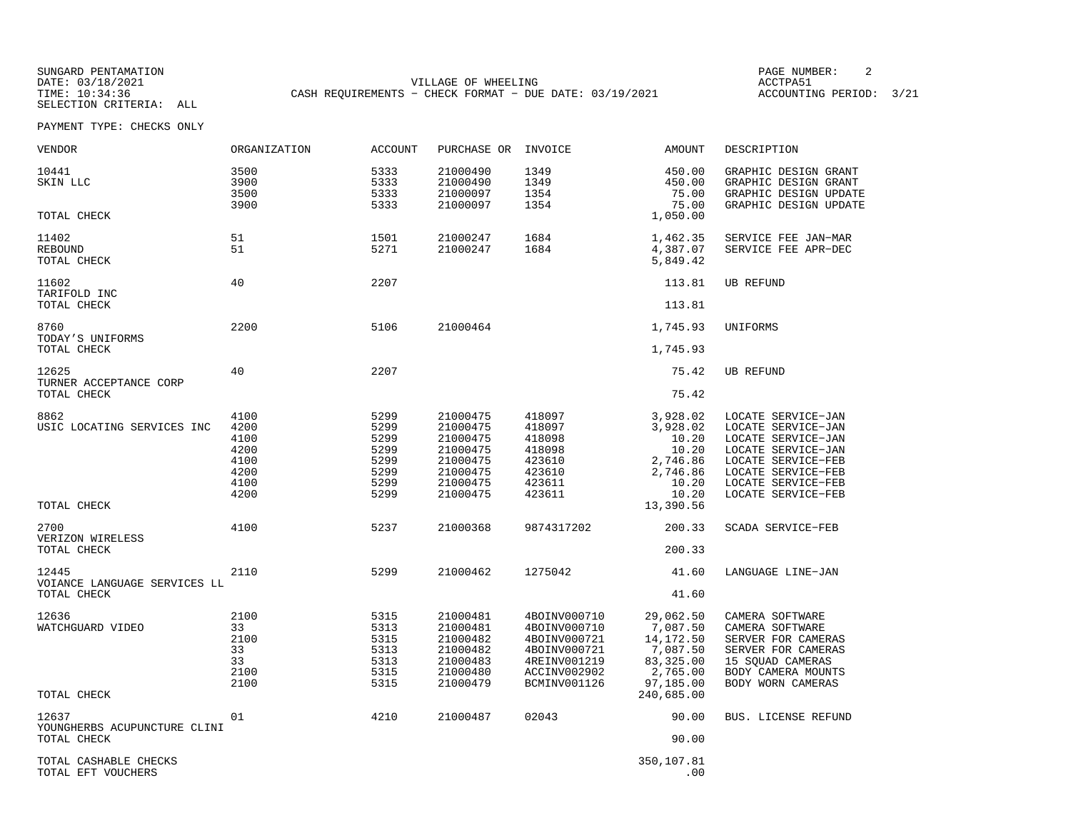SUNGARD PENTAMATION
DATE: 03/18/2021
TIME: 10:34:36
SELECTION CRITERIA: ALL

VILLAGE OF WHEELING
CASH REQUIREMENTS - CHECK FORMAT - DUE DATE: 03/19/2021

PAGE NUMBER: 2
ACCTPA51
ACCOUNTING PERIOD: 3/21

PAYMENT TYPE: CHECKS ONLY

| VENDOR | ORGANIZATION | ACCOUNT | PURCHASE OR | INVOICE | AMOUNT | DESCRIPTION |
|---|---|---|---|---|---|---|
| 10441 | 3500 | 5333 | 21000490 | 1349 | 450.00 | GRAPHIC DESIGN GRANT |
| SKIN LLC | 3900 | 5333 | 21000490 | 1349 | 450.00 | GRAPHIC DESIGN GRANT |
| | 3500 | 5333 | 21000097 | 1354 | 75.00 | GRAPHIC DESIGN UPDATE |
| | 3900 | 5333 | 21000097 | 1354 | 75.00 | GRAPHIC DESIGN UPDATE |
| TOTAL CHECK | | | | | 1,050.00 | |
| 11402 | 51 | 1501 | 21000247 | 1684 | 1,462.35 | SERVICE FEE JAN-MAR |
| REBOUND | 51 | 5271 | 21000247 | 1684 | 4,387.07 | SERVICE FEE APR-DEC |
| TOTAL CHECK | | | | | 5,849.42 | |
| 11602 | 40 | 2207 | | | 113.81 | UB REFUND |
| TARIFOLD INC | | | | | | |
| TOTAL CHECK | | | | | 113.81 | |
| 8760 | 2200 | 5106 | 21000464 | | 1,745.93 | UNIFORMS |
| TODAY'S UNIFORMS | | | | | | |
| TOTAL CHECK | | | | | 1,745.93 | |
| 12625 | 40 | 2207 | | | 75.42 | UB REFUND |
| TURNER ACCEPTANCE CORP | | | | | | |
| TOTAL CHECK | | | | | 75.42 | |
| 8862 | 4100 | 5299 | 21000475 | 418097 | 3,928.02 | LOCATE SERVICE-JAN |
| USIC LOCATING SERVICES INC | 4200 | 5299 | 21000475 | 418097 | 3,928.02 | LOCATE SERVICE-JAN |
| | 4100 | 5299 | 21000475 | 418098 | 10.20 | LOCATE SERVICE-JAN |
| | 4200 | 5299 | 21000475 | 418098 | 10.20 | LOCATE SERVICE-JAN |
| | 4100 | 5299 | 21000475 | 423610 | 2,746.86 | LOCATE SERVICE-FEB |
| | 4200 | 5299 | 21000475 | 423610 | 2,746.86 | LOCATE SERVICE-FEB |
| | 4100 | 5299 | 21000475 | 423611 | 10.20 | LOCATE SERVICE-FEB |
| | 4200 | 5299 | 21000475 | 423611 | 10.20 | LOCATE SERVICE-FEB |
| TOTAL CHECK | | | | | 13,390.56 | |
| 2700 | 4100 | 5237 | 21000368 | 9874317202 | 200.33 | SCADA SERVICE-FEB |
| VERIZON WIRELESS | | | | | | |
| TOTAL CHECK | | | | | 200.33 | |
| 12445 | 2110 | 5299 | 21000462 | 1275042 | 41.60 | LANGUAGE LINE-JAN |
| VOIANCE LANGUAGE SERVICES LL | | | | | | |
| TOTAL CHECK | | | | | 41.60 | |
| 12636 | 2100 | 5315 | 21000481 | 4BOINV000710 | 29,062.50 | CAMERA SOFTWARE |
| WATCHGUARD VIDEO | 33 | 5313 | 21000481 | 4BOINV000710 | 7,087.50 | CAMERA SOFTWARE |
| | 2100 | 5315 | 21000482 | 4BOINV000721 | 14,172.50 | SERVER FOR CAMERAS |
| | 33 | 5313 | 21000482 | 4BOINV000721 | 7,087.50 | SERVER FOR CAMERAS |
| | 33 | 5313 | 21000483 | 4REINV001219 | 83,325.00 | 15 SQUAD CAMERAS |
| | 2100 | 5315 | 21000480 | ACCINV002902 | 2,765.00 | BODY CAMERA MOUNTS |
| | 2100 | 5315 | 21000479 | BCMINV001126 | 97,185.00 | BODY WORN CAMERAS |
| TOTAL CHECK | | | | | 240,685.00 | |
| 12637 | 01 | 4210 | 21000487 | 02043 | 90.00 | BUS. LICENSE REFUND |
| YOUNGHERBS ACUPUNCTURE CLINI | | | | | | |
| TOTAL CHECK | | | | | 90.00 | |
| TOTAL CASHABLE CHECKS | | | | | 350,107.81 | |
| TOTAL EFT VOUCHERS | | | | | .00 | |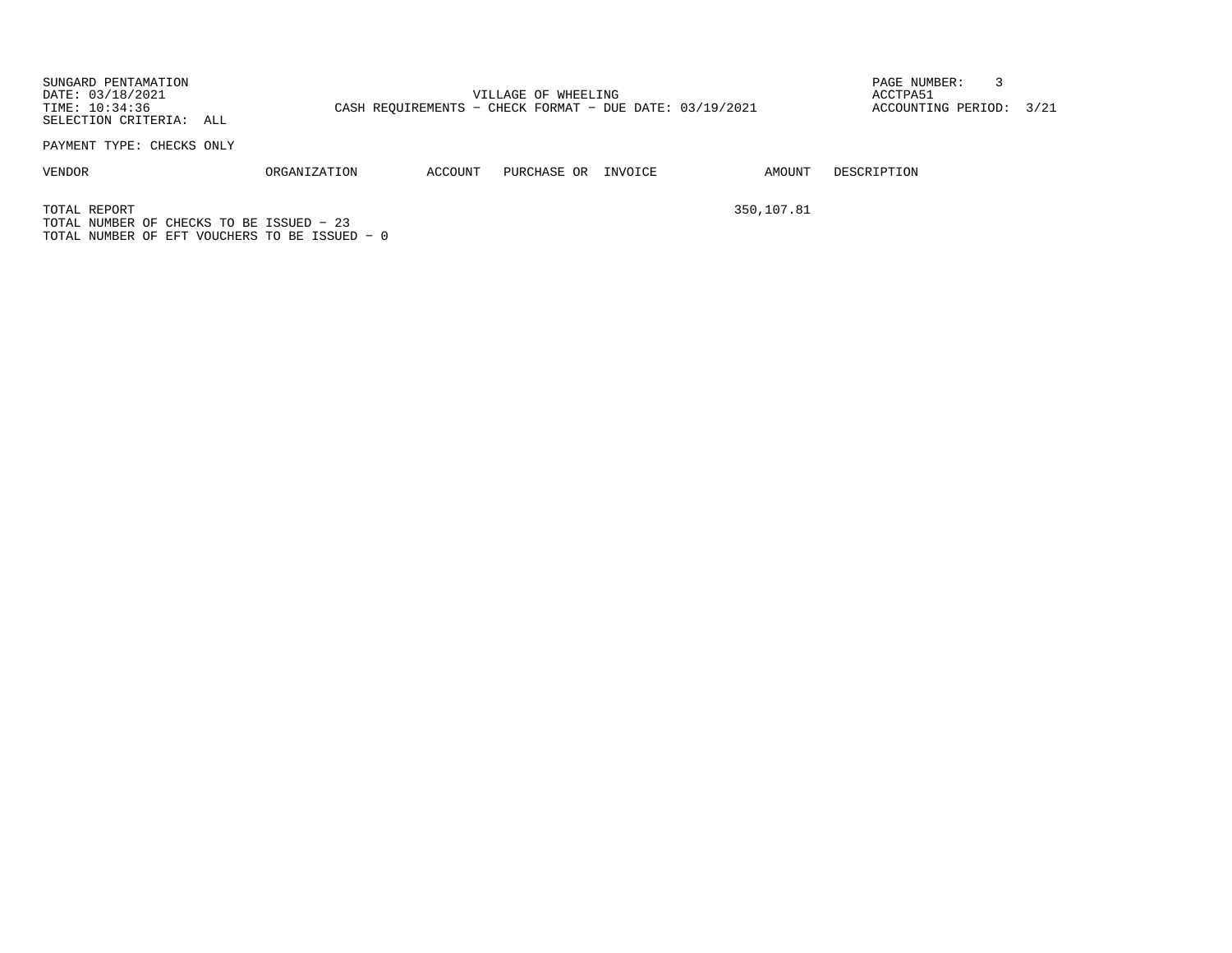SUNGARD PENTAMATION
DATE: 03/18/2021
TIME: 10:34:36
SELECTION CRITERIA: ALL

VILLAGE OF WHEELING
CASH REQUIREMENTS - CHECK FORMAT - DUE DATE: 03/19/2021

ACCTPA51
ACCOUNTING PERIOD: 3/21

PAYMENT TYPE: CHECKS ONLY

| VENDOR | ORGANIZATION | ACCOUNT | PURCHASE OR | INVOICE | AMOUNT | DESCRIPTION |
|---|---|---|---|---|---|---|
| TOTAL REPORT | | | | | 350,107.81 | |

TOTAL NUMBER OF CHECKS TO BE ISSUED - 23
TOTAL NUMBER OF EFT VOUCHERS TO BE ISSUED - 0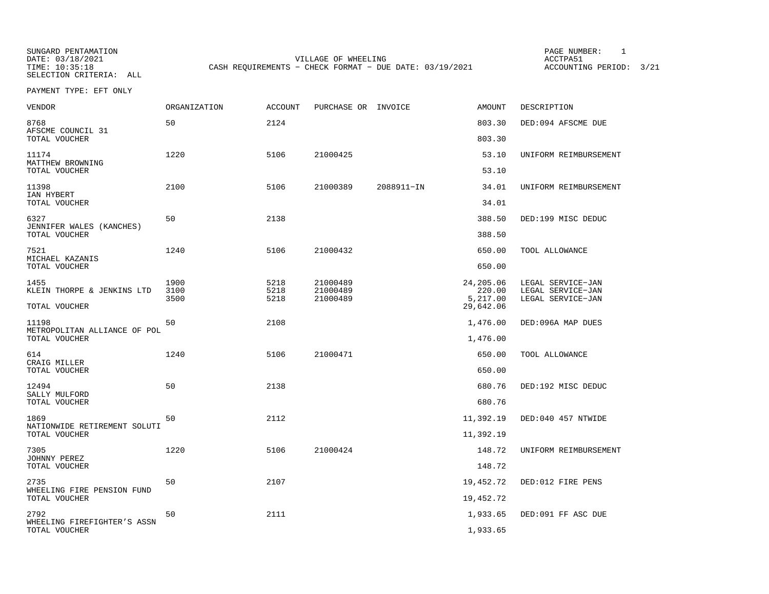SUNGARD PENTAMATION
DATE: 03/18/2021
TIME: 10:35:18
SELECTION CRITERIA: ALL

VILLAGE OF WHEELING
CASH REQUIREMENTS - CHECK FORMAT - DUE DATE: 03/19/2021

PAGE NUMBER: 1
ACCTPA51
ACCOUNTING PERIOD: 3/21

PAYMENT TYPE: EFT ONLY

| VENDOR | ORGANIZATION | ACCOUNT | PURCHASE OR | INVOICE | AMOUNT | DESCRIPTION |
|---|---|---|---|---|---|---|
| 8768 AFSCME COUNCIL 31 | 50 | 2124 | | | 803.30 | DED:094 AFSCME DUE |
| TOTAL VOUCHER | | | | | 803.30 | |
| 11174 MATTHEW BROWNING | 1220 | 5106 | 21000425 | | 53.10 | UNIFORM REIMBURSEMENT |
| TOTAL VOUCHER | | | | | 53.10 | |
| 11398 IAN HYBERT | 2100 | 5106 | 21000389 | 2088911-IN | 34.01 | UNIFORM REIMBURSEMENT |
| TOTAL VOUCHER | | | | | 34.01 | |
| 6327 JENNIFER WALES (KANCHES) | 50 | 2138 | | | 388.50 | DED:199 MISC DEDUC |
| TOTAL VOUCHER | | | | | 388.50 | |
| 7521 MICHAEL KAZANIS | 1240 | 5106 | 21000432 | | 650.00 | TOOL ALLOWANCE |
| TOTAL VOUCHER | | | | | 650.00 | |
| 1455 KLEIN THORPE & JENKINS LTD | 1900 | 5218 | 21000489 | | 24,205.06 | LEGAL SERVICE-JAN |
| | 3100 | 5218 | 21000489 | | 220.00 | LEGAL SERVICE-JAN |
| | 3500 | 5218 | 21000489 | | 5,217.00 | LEGAL SERVICE-JAN |
| TOTAL VOUCHER | | | | | 29,642.06 | |
| 11198 METROPOLITAN ALLIANCE OF POL | 50 | 2108 | | | 1,476.00 | DED:096A MAP DUES |
| TOTAL VOUCHER | | | | | 1,476.00 | |
| 614 CRAIG MILLER | 1240 | 5106 | 21000471 | | 650.00 | TOOL ALLOWANCE |
| TOTAL VOUCHER | | | | | 650.00 | |
| 12494 SALLY MULFORD | 50 | 2138 | | | 680.76 | DED:192 MISC DEDUC |
| TOTAL VOUCHER | | | | | 680.76 | |
| 1869 NATIONWIDE RETIREMENT SOLUTI | 50 | 2112 | | | 11,392.19 | DED:040 457 NTWIDE |
| TOTAL VOUCHER | | | | | 11,392.19 | |
| 7305 JOHNNY PEREZ | 1220 | 5106 | 21000424 | | 148.72 | UNIFORM REIMBURSEMENT |
| TOTAL VOUCHER | | | | | 148.72 | |
| 2735 WHEELING FIRE PENSION FUND | 50 | 2107 | | | 19,452.72 | DED:012 FIRE PENS |
| TOTAL VOUCHER | | | | | 19,452.72 | |
| 2792 WHEELING FIREFIGHTER'S ASSN | 50 | 2111 | | | 1,933.65 | DED:091 FF ASC DUE |
| TOTAL VOUCHER | | | | | 1,933.65 | |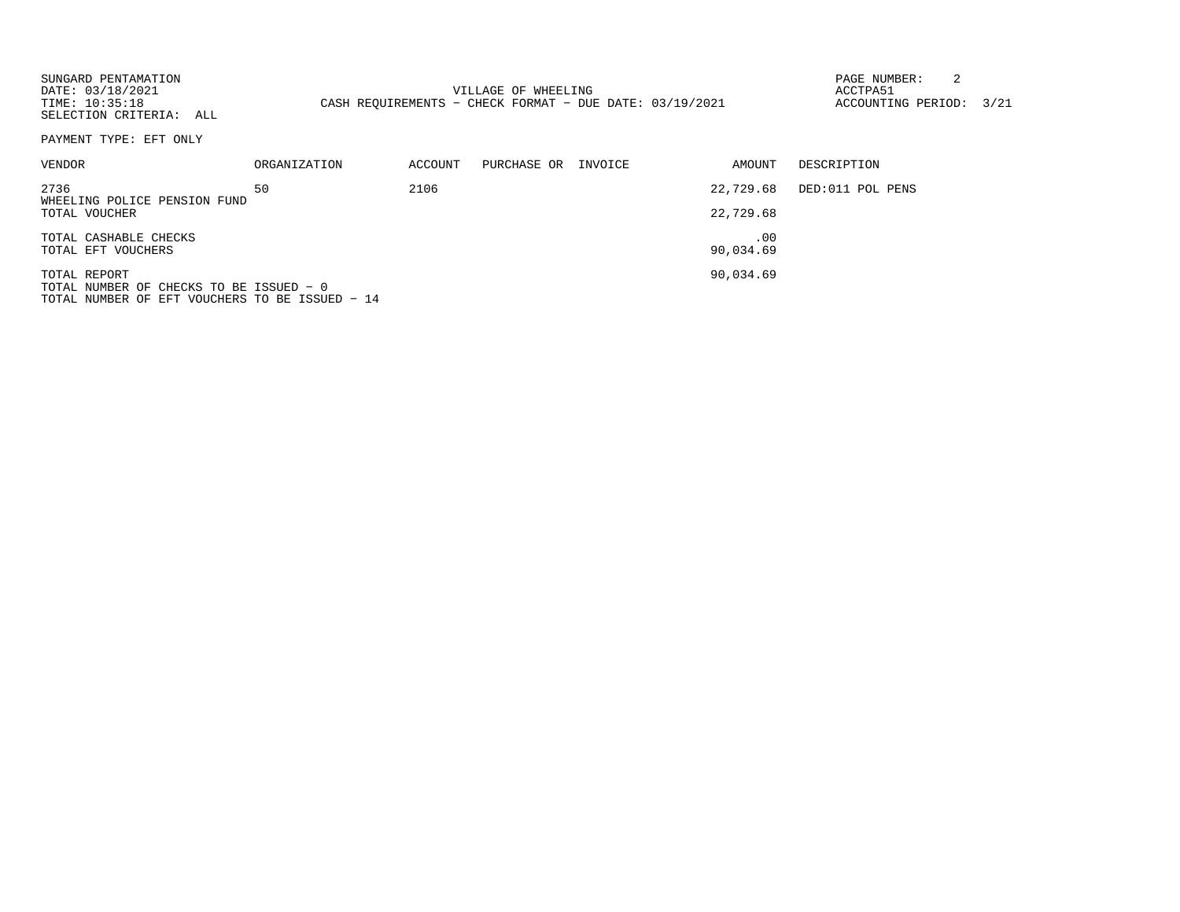SUNGARD PENTAMATION
DATE: 03/18/2021
TIME: 10:35:18
SELECTION CRITERIA: ALL

VILLAGE OF WHEELING
CASH REQUIREMENTS - CHECK FORMAT - DUE DATE: 03/19/2021

ACCTPA51
ACCOUNTING PERIOD: 3/21

PAYMENT TYPE: EFT ONLY

| VENDOR | ORGANIZATION | ACCOUNT | PURCHASE OR | INVOICE | AMOUNT | DESCRIPTION |
|---|---|---|---|---|---|---|
| 2736 WHEELING POLICE PENSION FUND | 50 | 2106 | | | 22,729.68 | DED:011 POL PENS |
| TOTAL VOUCHER | | | | | 22,729.68 | |
| TOTAL CASHABLE CHECKS | | | | | .00 | |
| TOTAL EFT VOUCHERS | | | | | 90,034.69 | |
| TOTAL REPORT | | | | | 90,034.69 | |

TOTAL NUMBER OF CHECKS TO BE ISSUED - 0
TOTAL NUMBER OF EFT VOUCHERS TO BE ISSUED - 14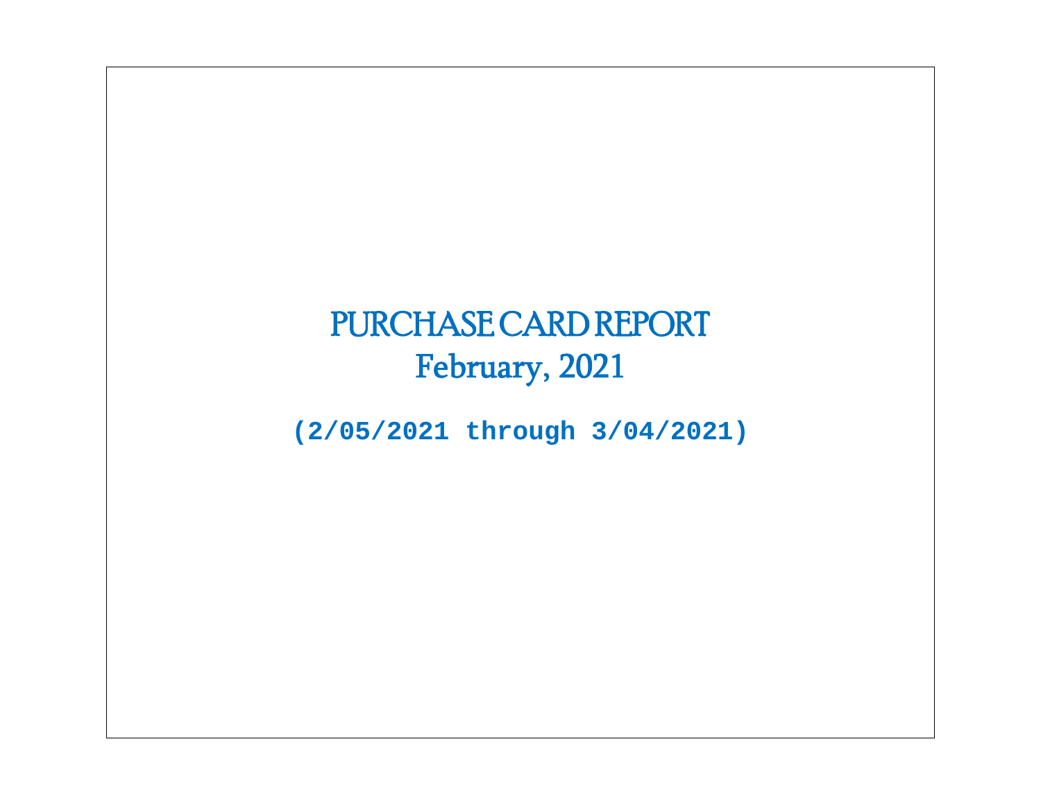# PURCHASE CARD REPORT
## February, 2021

**(2/05/2021 through 3/04/2021)**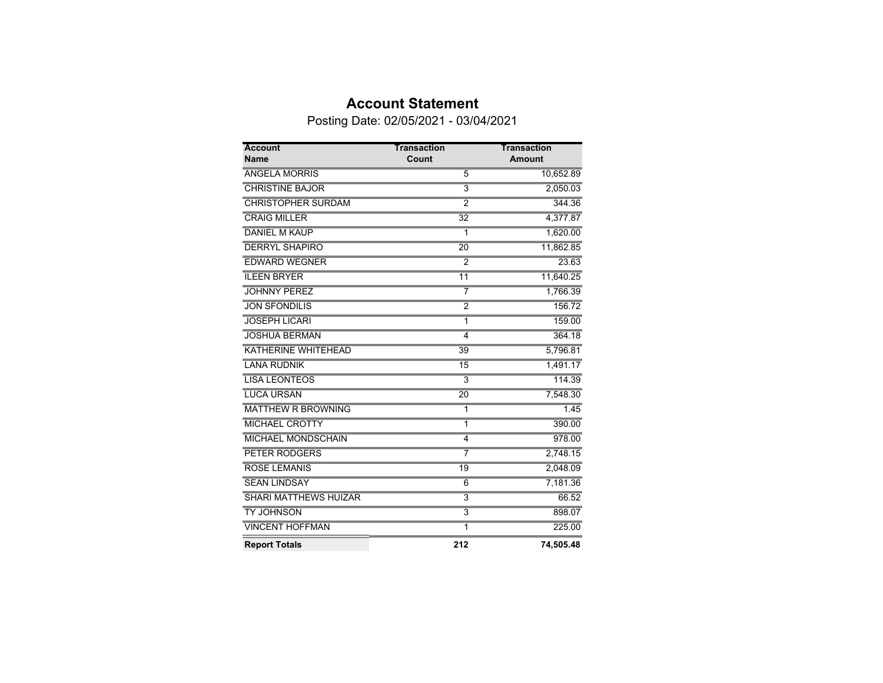# Account Statement

Posting Date: 02/05/2021 - 03/04/2021

| Account Name | Transaction Count | Transaction Amount |
|---|---|---|
| ANGELA MORRIS | 5 | 10,652.89 |
| CHRISTINE BAJOR | 3 | 2,050.03 |
| CHRISTOPHER SURDAM | 2 | 344.36 |
| CRAIG MILLER | 32 | 4,377.87 |
| DANIEL M KAUP | 1 | 1,620.00 |
| DERRYL SHAPIRO | 20 | 11,862.85 |
| EDWARD WEGNER | 2 | 23.63 |
| ILEEN BRYER | 11 | 11,640.25 |
| JOHNNY PEREZ | 7 | 1,766.39 |
| JON SFONDILIS | 2 | 156.72 |
| JOSEPH LICARI | 1 | 159.00 |
| JOSHUA BERMAN | 4 | 364.18 |
| KATHERINE WHITEHEAD | 39 | 5,796.81 |
| LANA RUDNIK | 15 | 1,491.17 |
| LISA LEONTEOS | 3 | 114.39 |
| LUCA URSAN | 20 | 7,548.30 |
| MATTHEW R BROWNING | 1 | 1.45 |
| MICHAEL CROTTY | 1 | 390.00 |
| MICHAEL MONDSCHAIN | 4 | 978.00 |
| PETER RODGERS | 7 | 2,748.15 |
| ROSE LEMANIS | 19 | 2,048.09 |
| SEAN LINDSAY | 6 | 7,181.36 |
| SHARI MATTHEWS HUIZAR | 3 | 66.52 |
| TY JOHNSON | 3 | 898.07 |
| VINCENT HOFFMAN | 1 | 225.00 |
| **Report Totals** | **212** | **74,505.48** |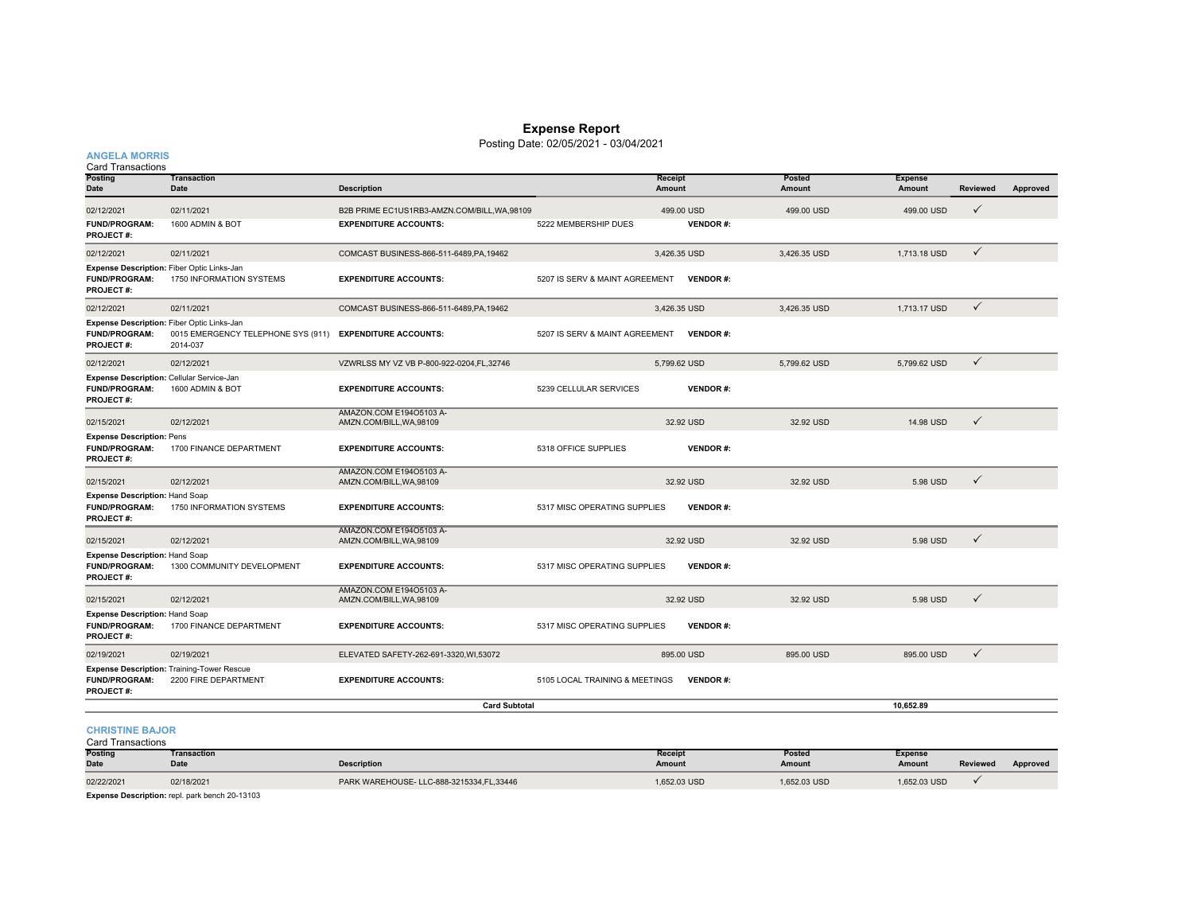# Expense Report

Posting Date: 02/05/2021 - 03/04/2021

## ANGELA MORRIS

Card Transactions

| Posting Date | Transaction Date | Description | | Receipt Amount | Posted Amount | Expense Amount | Reviewed | Approved |
|---|---|---|---|---|---|---|---|---|
| 02/12/2021 | 02/11/2021 | B2B PRIME EC1US1RB3-AMZN.COM/BILL,WA,98109 | | 499.00 USD | 499.00 USD | 499.00 USD | ✓ | |
| **FUND/PROGRAM:** | 1600 ADMIN & BOT | **EXPENDITURE ACCOUNTS:** | 5222 MEMBERSHIP DUES | **VENDOR #:** | | | | |
| **PROJECT #:** | | | | | | | | |
| 02/12/2021 | 02/11/2021 | COMCAST BUSINESS-866-511-6489,PA,19462 | | 3,426.35 USD | 3,426.35 USD | 1,713.18 USD | ✓ | |
| **Expense Description:** Fiber Optic Links-Jan | | | | | | | | |
| **FUND/PROGRAM:** | 1750 INFORMATION SYSTEMS | **EXPENDITURE ACCOUNTS:** | 5207 IS SERV & MAINT AGREEMENT | **VENDOR #:** | | | | |
| **PROJECT #:** | | | | | | | | |
| 02/12/2021 | 02/11/2021 | COMCAST BUSINESS-866-511-6489,PA,19462 | | 3,426.35 USD | 3,426.35 USD | 1,713.17 USD | ✓ | |
| **Expense Description:** Fiber Optic Links-Jan | | | | | | | | |
| **FUND/PROGRAM:** | 0015 EMERGENCY TELEPHONE SYS (911) | **EXPENDITURE ACCOUNTS:** | 5207 IS SERV & MAINT AGREEMENT | **VENDOR #:** | | | | |
| **PROJECT #:** | 2014-037 | | | | | | | |
| 02/12/2021 | 02/12/2021 | VZWRLSS MY VZ VB P-800-922-0204,FL,32746 | | 5,799.62 USD | 5,799.62 USD | 5,799.62 USD | ✓ | |
| **Expense Description:** Cellular Service-Jan | | | | | | | | |
| **FUND/PROGRAM:** | 1600 ADMIN & BOT | **EXPENDITURE ACCOUNTS:** | 5239 CELLULAR SERVICES | **VENDOR #:** | | | | |
| **PROJECT #:** | | | | | | | | |
| 02/15/2021 | 02/12/2021 | AMAZON.COM E194O5103 A-AMZN.COM/BILL,WA,98109 | | 32.92 USD | 32.92 USD | 14.98 USD | ✓ | |
| **Expense Description:** Pens | | | | | | | | |
| **FUND/PROGRAM:** | 1700 FINANCE DEPARTMENT | **EXPENDITURE ACCOUNTS:** | 5318 OFFICE SUPPLIES | **VENDOR #:** | | | | |
| **PROJECT #:** | | | | | | | | |
| 02/15/2021 | 02/12/2021 | AMAZON.COM E194O5103 A-AMZN.COM/BILL,WA,98109 | | 32.92 USD | 32.92 USD | 5.98 USD | ✓ | |
| **Expense Description:** Hand Soap | | | | | | | | |
| **FUND/PROGRAM:** | 1750 INFORMATION SYSTEMS | **EXPENDITURE ACCOUNTS:** | 5317 MISC OPERATING SUPPLIES | **VENDOR #:** | | | | |
| **PROJECT #:** | | | | | | | | |
| 02/15/2021 | 02/12/2021 | AMAZON.COM E194O5103 A-AMZN.COM/BILL,WA,98109 | | 32.92 USD | 32.92 USD | 5.98 USD | ✓ | |
| **Expense Description:** Hand Soap | | | | | | | | |
| **FUND/PROGRAM:** | 1300 COMMUNITY DEVELOPMENT | **EXPENDITURE ACCOUNTS:** | 5317 MISC OPERATING SUPPLIES | **VENDOR #:** | | | | |
| **PROJECT #:** | | | | | | | | |
| 02/15/2021 | 02/12/2021 | AMAZON.COM E194O5103 A-AMZN.COM/BILL,WA,98109 | | 32.92 USD | 32.92 USD | 5.98 USD | ✓ | |
| **Expense Description:** Hand Soap | | | | | | | | |
| **FUND/PROGRAM:** | 1700 FINANCE DEPARTMENT | **EXPENDITURE ACCOUNTS:** | 5317 MISC OPERATING SUPPLIES | **VENDOR #:** | | | | |
| **PROJECT #:** | | | | | | | | |
| 02/19/2021 | 02/19/2021 | ELEVATED SAFETY-262-691-3320,WI,53072 | | 895.00 USD | 895.00 USD | 895.00 USD | ✓ | |
| **Expense Description:** Training-Tower Rescue | | | | | | | | |
| **FUND/PROGRAM:** | 2200 FIRE DEPARTMENT | **EXPENDITURE ACCOUNTS:** | 5105 LOCAL TRAINING & MEETINGS | **VENDOR #:** | | | | |
| **PROJECT #:** | | | | | | | | |
| | | **Card Subtotal** | | | | 10,652.89 | | |

## CHRISTINE BAJOR

Card Transactions

| Posting Date | Transaction Date | Description | Receipt Amount | Posted Amount | Expense Amount | Reviewed | Approved |
|---|---|---|---|---|---|---|---|
| 02/22/2021 | 02/18/2021 | PARK WAREHOUSE- LLC-888-3215334,FL,33446 | 1,652.03 USD | 1,652.03 USD | 1,652.03 USD | ✓ | |
| **Expense Description:** repl. park bench 20-13103 | | | | | | | |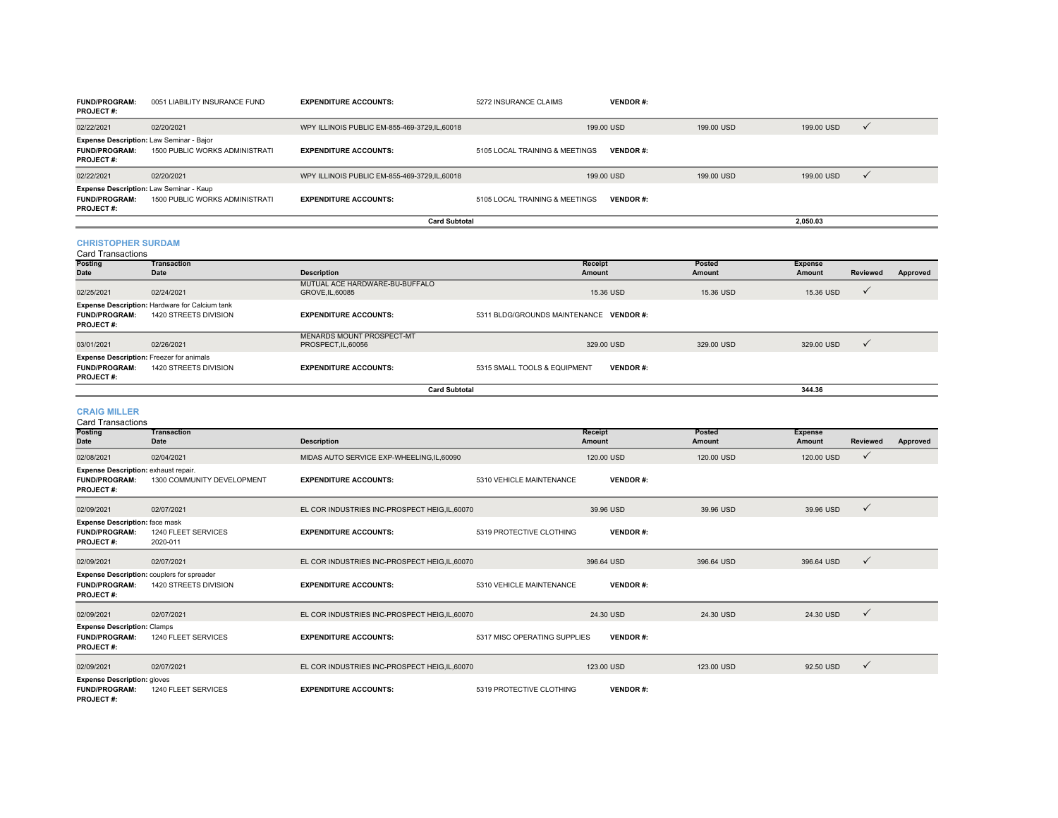| | | | | | | | | |
|---|---|---|---|---|---|---|---|---|
| **FUND/PROGRAM:** | 0051 LIABILITY INSURANCE FUND | **EXPENDITURE ACCOUNTS:** | 5272 INSURANCE CLAIMS | **VENDOR #:** | | | | |
| **PROJECT #:** | | | | | | | | |
| 02/22/2021 | 02/20/2021 | WPY ILLINOIS PUBLIC EM-855-469-3729,IL,60018 | | 199.00 USD | 199.00 USD | 199.00 USD | ✓ | |
| **Expense Description:** Law Seminar - Bajor | | | | | | | | |
| **FUND/PROGRAM:** | 1500 PUBLIC WORKS ADMINISTRATI | **EXPENDITURE ACCOUNTS:** | 5105 LOCAL TRAINING & MEETINGS | **VENDOR #:** | | | | |
| **PROJECT #:** | | | | | | | | |
| 02/22/2021 | 02/20/2021 | WPY ILLINOIS PUBLIC EM-855-469-3729,IL,60018 | | 199.00 USD | 199.00 USD | 199.00 USD | ✓ | |
| **Expense Description:** Law Seminar - Kaup | | | | | | | | |
| **FUND/PROGRAM:** | 1500 PUBLIC WORKS ADMINISTRATI | **EXPENDITURE ACCOUNTS:** | 5105 LOCAL TRAINING & MEETINGS | **VENDOR #:** | | | | |
| **PROJECT #:** | | | | | | | | |
| | | **Card Subtotal** | | | | **2,050.03** | | |

## CHRISTOPHER SURDAM

Card Transactions

| Posting Date | Transaction Date | Description | | Receipt Amount | Posted Amount | Expense Amount | Reviewed | Approved |
|---|---|---|---|---|---|---|---|---|
| 02/25/2021 | 02/24/2021 | MUTUAL ACE HARDWARE-BU-BUFFALO GROVE,IL,60085 | | 15.36 USD | 15.36 USD | 15.36 USD | ✓ | |
| **Expense Description:** Hardware for Calcium tank | | | | | | | | |
| **FUND/PROGRAM:** | 1420 STREETS DIVISION | **EXPENDITURE ACCOUNTS:** | 5311 BLDG/GROUNDS MAINTENANCE | **VENDOR #:** | | | | |
| **PROJECT #:** | | | | | | | | |
| 03/01/2021 | 02/26/2021 | MENARDS MOUNT PROSPECT-MT PROSPECT,IL,60056 | | 329.00 USD | 329.00 USD | 329.00 USD | ✓ | |
| **Expense Description:** Freezer for animals | | | | | | | | |
| **FUND/PROGRAM:** | 1420 STREETS DIVISION | **EXPENDITURE ACCOUNTS:** | 5315 SMALL TOOLS & EQUIPMENT | **VENDOR #:** | | | | |
| **PROJECT #:** | | | | | | | | |
| | | **Card Subtotal** | | | | **344.36** | | |

## CRAIG MILLER

Card Transactions

| Posting Date | Transaction Date | Description | | Receipt Amount | Posted Amount | Expense Amount | Reviewed | Approved |
|---|---|---|---|---|---|---|---|---|
| 02/08/2021 | 02/04/2021 | MIDAS AUTO SERVICE EXP-WHEELING,IL,60090 | | 120.00 USD | 120.00 USD | 120.00 USD | ✓ | |
| **Expense Description:** exhaust repair. | | | | | | | | |
| **FUND/PROGRAM:** | 1300 COMMUNITY DEVELOPMENT | **EXPENDITURE ACCOUNTS:** | 5310 VEHICLE MAINTENANCE | **VENDOR #:** | | | | |
| **PROJECT #:** | | | | | | | | |
| 02/09/2021 | 02/07/2021 | EL COR INDUSTRIES INC-PROSPECT HEIG,IL,60070 | | 39.96 USD | 39.96 USD | 39.96 USD | ✓ | |
| **Expense Description:** face mask | | | | | | | | |
| **FUND/PROGRAM:** | 1240 FLEET SERVICES | **EXPENDITURE ACCOUNTS:** | 5319 PROTECTIVE CLOTHING | **VENDOR #:** | | | | |
| **PROJECT #:** | 2020-011 | | | | | | | |
| 02/09/2021 | 02/07/2021 | EL COR INDUSTRIES INC-PROSPECT HEIG,IL,60070 | | 396.64 USD | 396.64 USD | 396.64 USD | ✓ | |
| **Expense Description:** couplers for spreader | | | | | | | | |
| **FUND/PROGRAM:** | 1420 STREETS DIVISION | **EXPENDITURE ACCOUNTS:** | 5310 VEHICLE MAINTENANCE | **VENDOR #:** | | | | |
| **PROJECT #:** | | | | | | | | |
| 02/09/2021 | 02/07/2021 | EL COR INDUSTRIES INC-PROSPECT HEIG,IL,60070 | | 24.30 USD | 24.30 USD | 24.30 USD | ✓ | |
| **Expense Description:** Clamps | | | | | | | | |
| **FUND/PROGRAM:** | 1240 FLEET SERVICES | **EXPENDITURE ACCOUNTS:** | 5317 MISC OPERATING SUPPLIES | **VENDOR #:** | | | | |
| **PROJECT #:** | | | | | | | | |
| 02/09/2021 | 02/07/2021 | EL COR INDUSTRIES INC-PROSPECT HEIG,IL,60070 | | 123.00 USD | 123.00 USD | 92.50 USD | ✓ | |
| **Expense Description:** gloves | | | | | | | | |
| **FUND/PROGRAM:** | 1240 FLEET SERVICES | **EXPENDITURE ACCOUNTS:** | 5319 PROTECTIVE CLOTHING | **VENDOR #:** | | | | |
| **PROJECT #:** | | | | | | | | |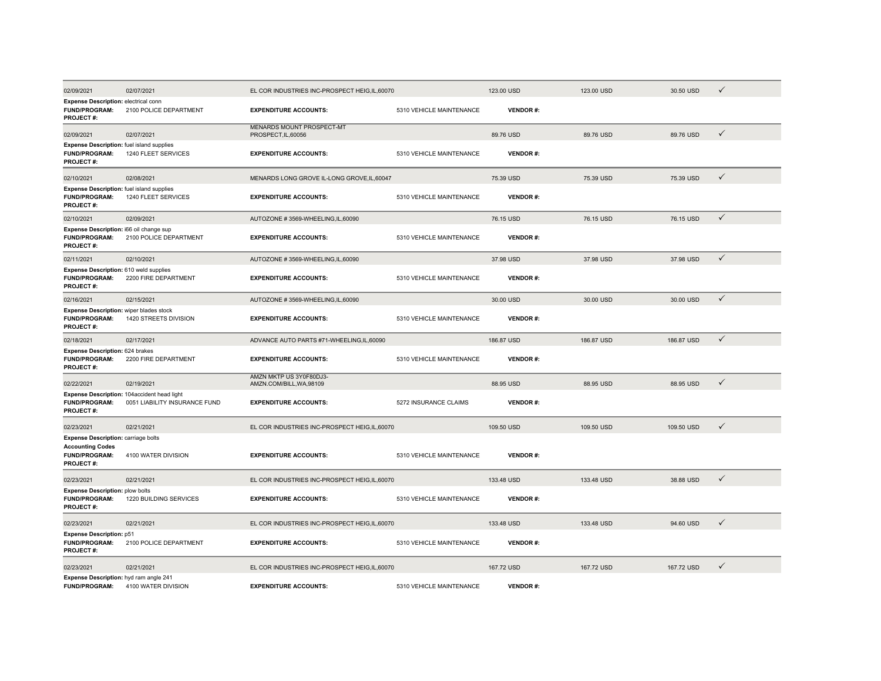| Transaction Date | Posting Date | Merchant | | Amount | | | |
|---|---|---|---|---|---|---|---|
| 02/09/2021 | 02/07/2021 | EL COR INDUSTRIES INC-PROSPECT HEIG,IL,60070 | | 123.00 USD | 123.00 USD | 30.50 USD | ✓ |
| **Expense Description:** electrical conn | | | | | | | |
| **FUND/PROGRAM:** | 2100 POLICE DEPARTMENT | **EXPENDITURE ACCOUNTS:** | 5310 VEHICLE MAINTENANCE | **VENDOR #:** | | | |
| **PROJECT #:** | | | | | | | |
| 02/09/2021 | 02/07/2021 | MENARDS MOUNT PROSPECT-MT PROSPECT,IL,60056 | | 89.76 USD | 89.76 USD | 89.76 USD | ✓ |
| **Expense Description:** fuel island supplies | | | | | | | |
| **FUND/PROGRAM:** | 1240 FLEET SERVICES | **EXPENDITURE ACCOUNTS:** | 5310 VEHICLE MAINTENANCE | **VENDOR #:** | | | |
| **PROJECT #:** | | | | | | | |
| 02/10/2021 | 02/08/2021 | MENARDS LONG GROVE IL-LONG GROVE,IL,60047 | | 75.39 USD | 75.39 USD | 75.39 USD | ✓ |
| **Expense Description:** fuel island supplies | | | | | | | |
| **FUND/PROGRAM:** | 1240 FLEET SERVICES | **EXPENDITURE ACCOUNTS:** | 5310 VEHICLE MAINTENANCE | **VENDOR #:** | | | |
| **PROJECT #:** | | | | | | | |
| 02/10/2021 | 02/09/2021 | AUTOZONE # 3569-WHEELING,IL,60090 | | 76.15 USD | 76.15 USD | 76.15 USD | ✓ |
| **Expense Description:** i66 oil change sup | | | | | | | |
| **FUND/PROGRAM:** | 2100 POLICE DEPARTMENT | **EXPENDITURE ACCOUNTS:** | 5310 VEHICLE MAINTENANCE | **VENDOR #:** | | | |
| **PROJECT #:** | | | | | | | |
| 02/11/2021 | 02/10/2021 | AUTOZONE # 3569-WHEELING,IL,60090 | | 37.98 USD | 37.98 USD | 37.98 USD | ✓ |
| **Expense Description:** 610 weld supplies | | | | | | | |
| **FUND/PROGRAM:** | 2200 FIRE DEPARTMENT | **EXPENDITURE ACCOUNTS:** | 5310 VEHICLE MAINTENANCE | **VENDOR #:** | | | |
| **PROJECT #:** | | | | | | | |
| 02/16/2021 | 02/15/2021 | AUTOZONE # 3569-WHEELING,IL,60090 | | 30.00 USD | 30.00 USD | 30.00 USD | ✓ |
| **Expense Description:** wiper blades stock | | | | | | | |
| **FUND/PROGRAM:** | 1420 STREETS DIVISION | **EXPENDITURE ACCOUNTS:** | 5310 VEHICLE MAINTENANCE | **VENDOR #:** | | | |
| **PROJECT #:** | | | | | | | |
| 02/18/2021 | 02/17/2021 | ADVANCE AUTO PARTS #71-WHEELING,IL,60090 | | 186.87 USD | 186.87 USD | 186.87 USD | ✓ |
| **Expense Description:** 624 brakes | | | | | | | |
| **FUND/PROGRAM:** | 2200 FIRE DEPARTMENT | **EXPENDITURE ACCOUNTS:** | 5310 VEHICLE MAINTENANCE | **VENDOR #:** | | | |
| **PROJECT #:** | | | | | | | |
| 02/22/2021 | 02/19/2021 | AMZN MKTP US 3Y0F80DJ3-AMZN.COM/BILL,WA,98109 | | 88.95 USD | 88.95 USD | 88.95 USD | ✓ |
| **Expense Description:** 104accident head light | | | | | | | |
| **FUND/PROGRAM:** | 0051 LIABILITY INSURANCE FUND | **EXPENDITURE ACCOUNTS:** | 5272 INSURANCE CLAIMS | **VENDOR #:** | | | |
| **PROJECT #:** | | | | | | | |
| 02/23/2021 | 02/21/2021 | EL COR INDUSTRIES INC-PROSPECT HEIG,IL,60070 | | 109.50 USD | 109.50 USD | 109.50 USD | ✓ |
| **Expense Description:** carriage bolts | | | | | | | |
| **Accounting Codes** | | | | | | | |
| **FUND/PROGRAM:** | 4100 WATER DIVISION | **EXPENDITURE ACCOUNTS:** | 5310 VEHICLE MAINTENANCE | **VENDOR #:** | | | |
| **PROJECT #:** | | | | | | | |
| 02/23/2021 | 02/21/2021 | EL COR INDUSTRIES INC-PROSPECT HEIG,IL,60070 | | 133.48 USD | 133.48 USD | 38.88 USD | ✓ |
| **Expense Description:** plow bolts | | | | | | | |
| **FUND/PROGRAM:** | 1220 BUILDING SERVICES | **EXPENDITURE ACCOUNTS:** | 5310 VEHICLE MAINTENANCE | **VENDOR #:** | | | |
| **PROJECT #:** | | | | | | | |
| 02/23/2021 | 02/21/2021 | EL COR INDUSTRIES INC-PROSPECT HEIG,IL,60070 | | 133.48 USD | 133.48 USD | 94.60 USD | ✓ |
| **Expense Description:** p51 | | | | | | | |
| **FUND/PROGRAM:** | 2100 POLICE DEPARTMENT | **EXPENDITURE ACCOUNTS:** | 5310 VEHICLE MAINTENANCE | **VENDOR #:** | | | |
| **PROJECT #:** | | | | | | | |
| 02/23/2021 | 02/21/2021 | EL COR INDUSTRIES INC-PROSPECT HEIG,IL,60070 | | 167.72 USD | 167.72 USD | 167.72 USD | ✓ |
| **Expense Description:** hyd ram angle 241 | | | | | | | |
| **FUND/PROGRAM:** | 4100 WATER DIVISION | **EXPENDITURE ACCOUNTS:** | 5310 VEHICLE MAINTENANCE | **VENDOR #:** | | | |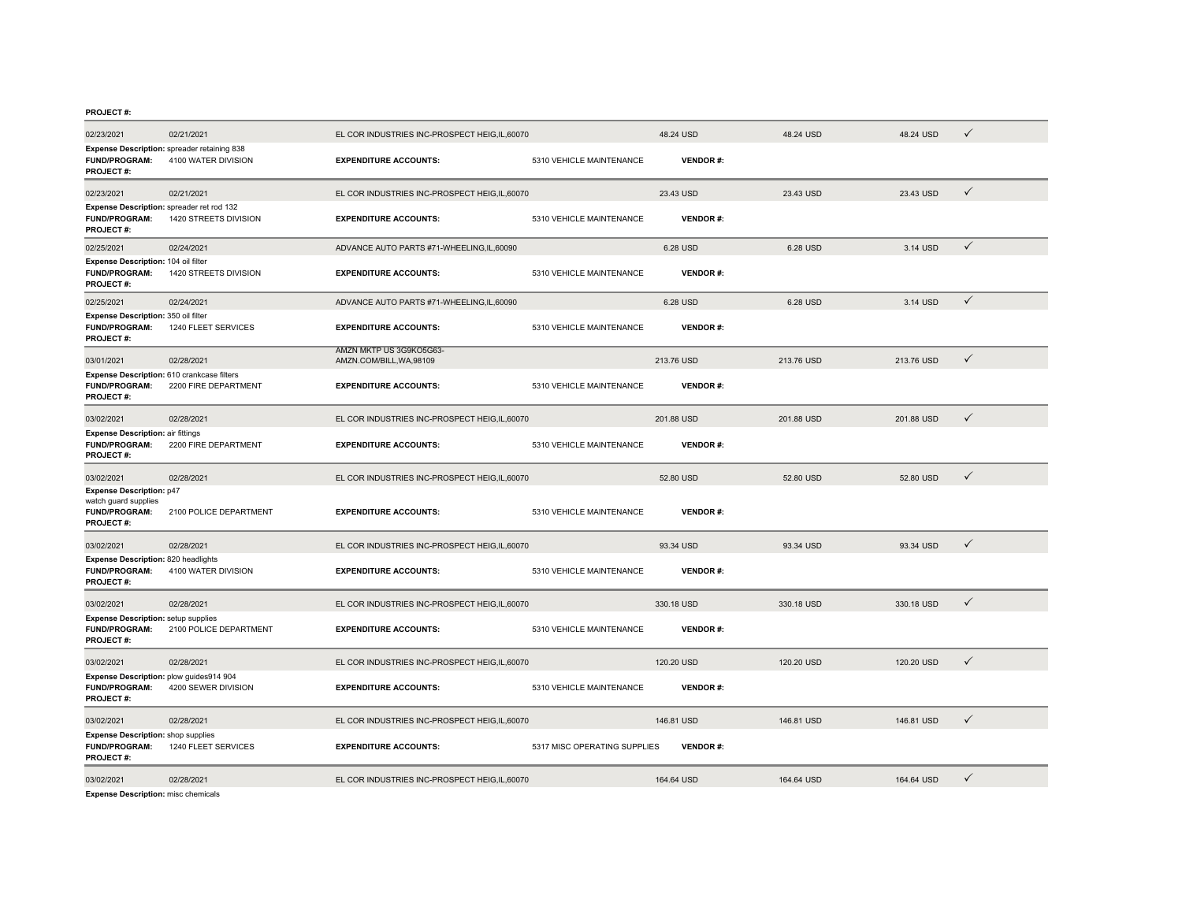**PROJECT #:**

| 02/23/2021 | 02/21/2021 | EL COR INDUSTRIES INC-PROSPECT HEIG,IL,60070 | 48.24 USD | 48.24 USD | 48.24 USD | ✓ |
|---|---|---|---|---|---|---|

**Expense Description:** spreader retaining 838
**FUND/PROGRAM:** 4100 WATER DIVISION **EXPENDITURE ACCOUNTS:** 5310 VEHICLE MAINTENANCE **VENDOR #:**
**PROJECT #:**

| 02/23/2021 | 02/21/2021 | EL COR INDUSTRIES INC-PROSPECT HEIG,IL,60070 | 23.43 USD | 23.43 USD | 23.43 USD | ✓ |
|---|---|---|---|---|---|---|

**Expense Description:** spreader ret rod 132
**FUND/PROGRAM:** 1420 STREETS DIVISION **EXPENDITURE ACCOUNTS:** 5310 VEHICLE MAINTENANCE **VENDOR #:**
**PROJECT #:**

| 02/25/2021 | 02/24/2021 | ADVANCE AUTO PARTS #71-WHEELING,IL,60090 | 6.28 USD | 6.28 USD | 3.14 USD | ✓ |
|---|---|---|---|---|---|---|

**Expense Description:** 104 oil filter
**FUND/PROGRAM:** 1420 STREETS DIVISION **EXPENDITURE ACCOUNTS:** 5310 VEHICLE MAINTENANCE **VENDOR #:**
**PROJECT #:**

| 02/25/2021 | 02/24/2021 | ADVANCE AUTO PARTS #71-WHEELING,IL,60090 | 6.28 USD | 6.28 USD | 3.14 USD | ✓ |
|---|---|---|---|---|---|---|

**Expense Description:** 350 oil filter
**FUND/PROGRAM:** 1240 FLEET SERVICES **EXPENDITURE ACCOUNTS:** 5310 VEHICLE MAINTENANCE **VENDOR #:**
**PROJECT #:**

| 03/01/2021 | 02/28/2021 | AMZN MKTP US 3G9KO5G63-AMZN.COM/BILL,WA,98109 | 213.76 USD | 213.76 USD | 213.76 USD | ✓ |
|---|---|---|---|---|---|---|

**Expense Description:** 610 crankcase filters
**FUND/PROGRAM:** 2200 FIRE DEPARTMENT **EXPENDITURE ACCOUNTS:** 5310 VEHICLE MAINTENANCE **VENDOR #:**
**PROJECT #:**

| 03/02/2021 | 02/28/2021 | EL COR INDUSTRIES INC-PROSPECT HEIG,IL,60070 | 201.88 USD | 201.88 USD | 201.88 USD | ✓ |
|---|---|---|---|---|---|---|

**Expense Description:** air fittings
**FUND/PROGRAM:** 2200 FIRE DEPARTMENT **EXPENDITURE ACCOUNTS:** 5310 VEHICLE MAINTENANCE **VENDOR #:**
**PROJECT #:**

| 03/02/2021 | 02/28/2021 | EL COR INDUSTRIES INC-PROSPECT HEIG,IL,60070 | 52.80 USD | 52.80 USD | 52.80 USD | ✓ |
|---|---|---|---|---|---|---|

**Expense Description:** p47
watch guard supplies
**FUND/PROGRAM:** 2100 POLICE DEPARTMENT **EXPENDITURE ACCOUNTS:** 5310 VEHICLE MAINTENANCE **VENDOR #:**
**PROJECT #:**

| 03/02/2021 | 02/28/2021 | EL COR INDUSTRIES INC-PROSPECT HEIG,IL,60070 | 93.34 USD | 93.34 USD | 93.34 USD | ✓ |
|---|---|---|---|---|---|---|

**Expense Description:** 820 headlights
**FUND/PROGRAM:** 4100 WATER DIVISION **EXPENDITURE ACCOUNTS:** 5310 VEHICLE MAINTENANCE **VENDOR #:**
**PROJECT #:**

| 03/02/2021 | 02/28/2021 | EL COR INDUSTRIES INC-PROSPECT HEIG,IL,60070 | 330.18 USD | 330.18 USD | 330.18 USD | ✓ |
|---|---|---|---|---|---|---|

**Expense Description:** setup supplies
**FUND/PROGRAM:** 2100 POLICE DEPARTMENT **EXPENDITURE ACCOUNTS:** 5310 VEHICLE MAINTENANCE **VENDOR #:**
**PROJECT #:**

| 03/02/2021 | 02/28/2021 | EL COR INDUSTRIES INC-PROSPECT HEIG,IL,60070 | 120.20 USD | 120.20 USD | 120.20 USD | ✓ |
|---|---|---|---|---|---|---|

**Expense Description:** plow guides914 904
**FUND/PROGRAM:** 4200 SEWER DIVISION **EXPENDITURE ACCOUNTS:** 5310 VEHICLE MAINTENANCE **VENDOR #:**
**PROJECT #:**

| 03/02/2021 | 02/28/2021 | EL COR INDUSTRIES INC-PROSPECT HEIG,IL,60070 | 146.81 USD | 146.81 USD | 146.81 USD | ✓ |
|---|---|---|---|---|---|---|

**Expense Description:** shop supplies
**FUND/PROGRAM:** 1240 FLEET SERVICES **EXPENDITURE ACCOUNTS:** 5317 MISC OPERATING SUPPLIES **VENDOR #:**
**PROJECT #:**

| 03/02/2021 | 02/28/2021 | EL COR INDUSTRIES INC-PROSPECT HEIG,IL,60070 | 164.64 USD | 164.64 USD | 164.64 USD | ✓ |
|---|---|---|---|---|---|---|

**Expense Description:** misc chemicals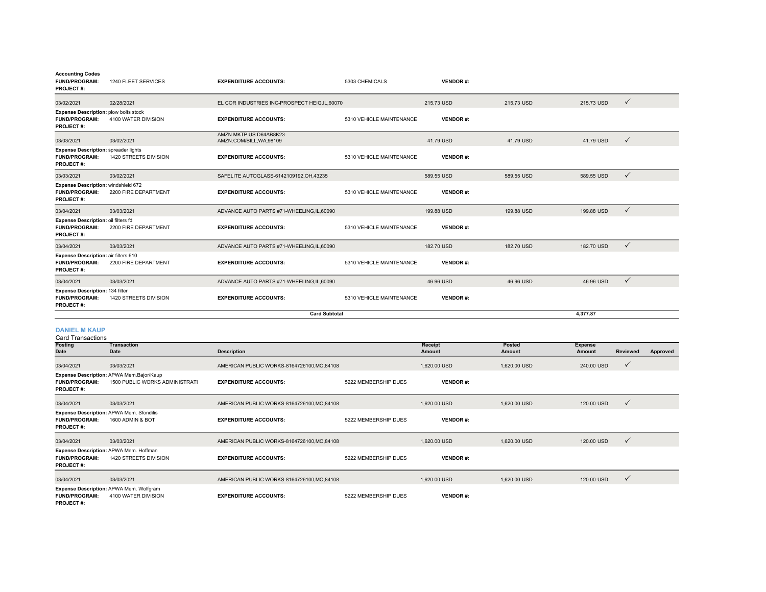**Accounting Codes**

| | | | | |
|---|---|---|---|---|
| **FUND/PROGRAM:** | 1240 FLEET SERVICES | **EXPENDITURE ACCOUNTS:** | 5303 CHEMICALS | **VENDOR #:** |
| **PROJECT #:** | | | | |

| Posting Date | Transaction Date | Description | Receipt Amount | Posted Amount | Expense Amount | Reviewed | Approved |
|---|---|---|---|---|---|---|---|
| 03/02/2021 | 02/28/2021 | EL COR INDUSTRIES INC-PROSPECT HEIG,IL,60070 | 215.73 USD | 215.73 USD | 215.73 USD | ✓ | |
| **Expense Description:** plow bolts stock | | | | | | | |
| **FUND/PROGRAM:** 4100 WATER DIVISION | | **EXPENDITURE ACCOUNTS:** 5310 VEHICLE MAINTENANCE | **VENDOR #:** | | | | |
| **PROJECT #:** | | | | | | | |
| 03/03/2021 | 03/02/2021 | AMZN MKTP US D64AB8K23-AMZN.COM/BILL,WA,98109 | 41.79 USD | 41.79 USD | 41.79 USD | ✓ | |
| **Expense Description:** spreader lights | | | | | | | |
| **FUND/PROGRAM:** 1420 STREETS DIVISION | | **EXPENDITURE ACCOUNTS:** 5310 VEHICLE MAINTENANCE | **VENDOR #:** | | | | |
| **PROJECT #:** | | | | | | | |
| 03/03/2021 | 03/02/2021 | SAFELITE AUTOGLASS-6142109192,OH,43235 | 589.55 USD | 589.55 USD | 589.55 USD | ✓ | |
| **Expense Description:** windshield 672 | | | | | | | |
| **FUND/PROGRAM:** 2200 FIRE DEPARTMENT | | **EXPENDITURE ACCOUNTS:** 5310 VEHICLE MAINTENANCE | **VENDOR #:** | | | | |
| **PROJECT #:** | | | | | | | |
| 03/04/2021 | 03/03/2021 | ADVANCE AUTO PARTS #71-WHEELING,IL,60090 | 199.88 USD | 199.88 USD | 199.88 USD | ✓ | |
| **Expense Description:** oil filters fd | | | | | | | |
| **FUND/PROGRAM:** 2200 FIRE DEPARTMENT | | **EXPENDITURE ACCOUNTS:** 5310 VEHICLE MAINTENANCE | **VENDOR #:** | | | | |
| **PROJECT #:** | | | | | | | |
| 03/04/2021 | 03/03/2021 | ADVANCE AUTO PARTS #71-WHEELING,IL,60090 | 182.70 USD | 182.70 USD | 182.70 USD | ✓ | |
| **Expense Description:** air filters 610 | | | | | | | |
| **FUND/PROGRAM:** 2200 FIRE DEPARTMENT | | **EXPENDITURE ACCOUNTS:** 5310 VEHICLE MAINTENANCE | **VENDOR #:** | | | | |
| **PROJECT #:** | | | | | | | |
| 03/04/2021 | 03/03/2021 | ADVANCE AUTO PARTS #71-WHEELING,IL,60090 | 46.96 USD | 46.96 USD | 46.96 USD | ✓ | |
| **Expense Description:** 134 filter | | | | | | | |
| **FUND/PROGRAM:** 1420 STREETS DIVISION | | **EXPENDITURE ACCOUNTS:** 5310 VEHICLE MAINTENANCE | **VENDOR #:** | | | | |
| **PROJECT #:** | | | | | | | |
| | | **Card Subtotal** | | | 4,377.87 | | |

## DANIEL M KAUP

Card Transactions

| Posting Date | Transaction Date | Description | Receipt Amount | Posted Amount | Expense Amount | Reviewed | Approved |
|---|---|---|---|---|---|---|---|
| 03/04/2021 | 03/03/2021 | AMERICAN PUBLIC WORKS-8164726100,MO,84108 | 1,620.00 USD | 1,620.00 USD | 240.00 USD | ✓ | |
| **Expense Description:** APWA Mem.Bajor/Kaup | | | | | | | |
| **FUND/PROGRAM:** 1500 PUBLIC WORKS ADMINISTRATI | | **EXPENDITURE ACCOUNTS:** 5222 MEMBERSHIP DUES | **VENDOR #:** | | | | |
| **PROJECT #:** | | | | | | | |
| 03/04/2021 | 03/03/2021 | AMERICAN PUBLIC WORKS-8164726100,MO,84108 | 1,620.00 USD | 1,620.00 USD | 120.00 USD | ✓ | |
| **Expense Description:** APWA Mem. Sfondilis | | | | | | | |
| **FUND/PROGRAM:** 1600 ADMIN & BOT | | **EXPENDITURE ACCOUNTS:** 5222 MEMBERSHIP DUES | **VENDOR #:** | | | | |
| **PROJECT #:** | | | | | | | |
| 03/04/2021 | 03/03/2021 | AMERICAN PUBLIC WORKS-8164726100,MO,84108 | 1,620.00 USD | 1,620.00 USD | 120.00 USD | ✓ | |
| **Expense Description:** APWA Mem. Hoffman | | | | | | | |
| **FUND/PROGRAM:** 1420 STREETS DIVISION | | **EXPENDITURE ACCOUNTS:** 5222 MEMBERSHIP DUES | **VENDOR #:** | | | | |
| **PROJECT #:** | | | | | | | |
| 03/04/2021 | 03/03/2021 | AMERICAN PUBLIC WORKS-8164726100,MO,84108 | 1,620.00 USD | 1,620.00 USD | 120.00 USD | ✓ | |
| **Expense Description:** APWA Mem. Wolfgram | | | | | | | |
| **FUND/PROGRAM:** 4100 WATER DIVISION | | **EXPENDITURE ACCOUNTS:** 5222 MEMBERSHIP DUES | **VENDOR #:** | | | | |
| **PROJECT #:** | | | | | | | |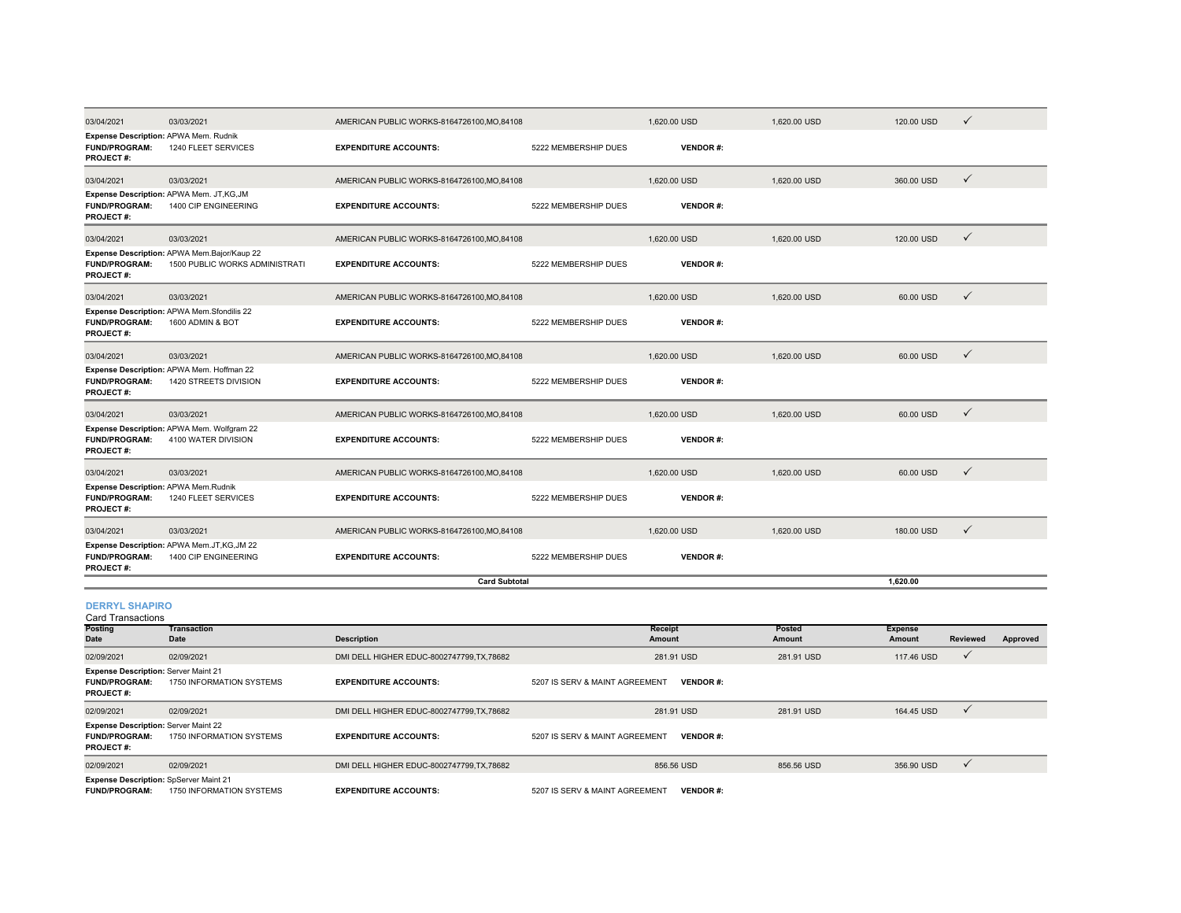| Posting Date | Transaction Date | Description | Receipt Amount | Posted Amount | Expense Amount | Reviewed | Approved |
|---|---|---|---|---|---|---|---|
| 03/04/2021 | 03/03/2021 | AMERICAN PUBLIC WORKS-8164726100,MO,84108 | 1,620.00 USD | 1,620.00 USD | 120.00 USD | ✓ | |
| **Expense Description:** APWA Mem. Rudnik | | | | | | | |
| **FUND/PROGRAM:** 1240 FLEET SERVICES | | **EXPENDITURE ACCOUNTS:** 5222 MEMBERSHIP DUES | **VENDOR #:** | | | | |
| **PROJECT #:** | | | | | | | |
| 03/04/2021 | 03/03/2021 | AMERICAN PUBLIC WORKS-8164726100,MO,84108 | 1,620.00 USD | 1,620.00 USD | 360.00 USD | ✓ | |
| **Expense Description:** APWA Mem. JT,KG,JM | | | | | | | |
| **FUND/PROGRAM:** 1400 CIP ENGINEERING | | **EXPENDITURE ACCOUNTS:** 5222 MEMBERSHIP DUES | **VENDOR #:** | | | | |
| **PROJECT #:** | | | | | | | |
| 03/04/2021 | 03/03/2021 | AMERICAN PUBLIC WORKS-8164726100,MO,84108 | 1,620.00 USD | 1,620.00 USD | 120.00 USD | ✓ | |
| **Expense Description:** APWA Mem.Bajor/Kaup 22 | | | | | | | |
| **FUND/PROGRAM:** 1500 PUBLIC WORKS ADMINISTRATI | | **EXPENDITURE ACCOUNTS:** 5222 MEMBERSHIP DUES | **VENDOR #:** | | | | |
| **PROJECT #:** | | | | | | | |
| 03/04/2021 | 03/03/2021 | AMERICAN PUBLIC WORKS-8164726100,MO,84108 | 1,620.00 USD | 1,620.00 USD | 60.00 USD | ✓ | |
| **Expense Description:** APWA Mem.Sfondilis 22 | | | | | | | |
| **FUND/PROGRAM:** 1600 ADMIN & BOT | | **EXPENDITURE ACCOUNTS:** 5222 MEMBERSHIP DUES | **VENDOR #:** | | | | |
| **PROJECT #:** | | | | | | | |
| 03/04/2021 | 03/03/2021 | AMERICAN PUBLIC WORKS-8164726100,MO,84108 | 1,620.00 USD | 1,620.00 USD | 60.00 USD | ✓ | |
| **Expense Description:** APWA Mem. Hoffman 22 | | | | | | | |
| **FUND/PROGRAM:** 1420 STREETS DIVISION | | **EXPENDITURE ACCOUNTS:** 5222 MEMBERSHIP DUES | **VENDOR #:** | | | | |
| **PROJECT #:** | | | | | | | |
| 03/04/2021 | 03/03/2021 | AMERICAN PUBLIC WORKS-8164726100,MO,84108 | 1,620.00 USD | 1,620.00 USD | 60.00 USD | ✓ | |
| **Expense Description:** APWA Mem. Wolfgram 22 | | | | | | | |
| **FUND/PROGRAM:** 4100 WATER DIVISION | | **EXPENDITURE ACCOUNTS:** 5222 MEMBERSHIP DUES | **VENDOR #:** | | | | |
| **PROJECT #:** | | | | | | | |
| 03/04/2021 | 03/03/2021 | AMERICAN PUBLIC WORKS-8164726100,MO,84108 | 1,620.00 USD | 1,620.00 USD | 60.00 USD | ✓ | |
| **Expense Description:** APWA Mem.Rudnik | | | | | | | |
| **FUND/PROGRAM:** 1240 FLEET SERVICES | | **EXPENDITURE ACCOUNTS:** 5222 MEMBERSHIP DUES | **VENDOR #:** | | | | |
| **PROJECT #:** | | | | | | | |
| 03/04/2021 | 03/03/2021 | AMERICAN PUBLIC WORKS-8164726100,MO,84108 | 1,620.00 USD | 1,620.00 USD | 180.00 USD | ✓ | |
| **Expense Description:** APWA Mem.JT,KG,JM 22 | | | | | | | |
| **FUND/PROGRAM:** 1400 CIP ENGINEERING | | **EXPENDITURE ACCOUNTS:** 5222 MEMBERSHIP DUES | **VENDOR #:** | | | | |
| **PROJECT #:** | | | | | | | |
| | | **Card Subtotal** | | | 1,620.00 | | |

**DERRYL SHAPIRO**

Card Transactions

| Posting Date | Transaction Date | Description | Receipt Amount | Posted Amount | Expense Amount | Reviewed | Approved |
|---|---|---|---|---|---|---|---|
| 02/09/2021 | 02/09/2021 | DMI DELL HIGHER EDUC-8002747799,TX,78682 | 281.91 USD | 281.91 USD | 117.46 USD | ✓ | |
| **Expense Description:** Server Maint 21 | | | | | | | |
| **FUND/PROGRAM:** 1750 INFORMATION SYSTEMS | | **EXPENDITURE ACCOUNTS:** 5207 IS SERV & MAINT AGREEMENT | **VENDOR #:** | | | | |
| **PROJECT #:** | | | | | | | |
| 02/09/2021 | 02/09/2021 | DMI DELL HIGHER EDUC-8002747799,TX,78682 | 281.91 USD | 281.91 USD | 164.45 USD | ✓ | |
| **Expense Description:** Server Maint 22 | | | | | | | |
| **FUND/PROGRAM:** 1750 INFORMATION SYSTEMS | | **EXPENDITURE ACCOUNTS:** 5207 IS SERV & MAINT AGREEMENT | **VENDOR #:** | | | | |
| **PROJECT #:** | | | | | | | |
| 02/09/2021 | 02/09/2021 | DMI DELL HIGHER EDUC-8002747799,TX,78682 | 856.56 USD | 856.56 USD | 356.90 USD | ✓ | |
| **Expense Description:** SpServer Maint 21 | | | | | | | |
| **FUND/PROGRAM:** 1750 INFORMATION SYSTEMS | | **EXPENDITURE ACCOUNTS:** 5207 IS SERV & MAINT AGREEMENT | **VENDOR #:** | | | | |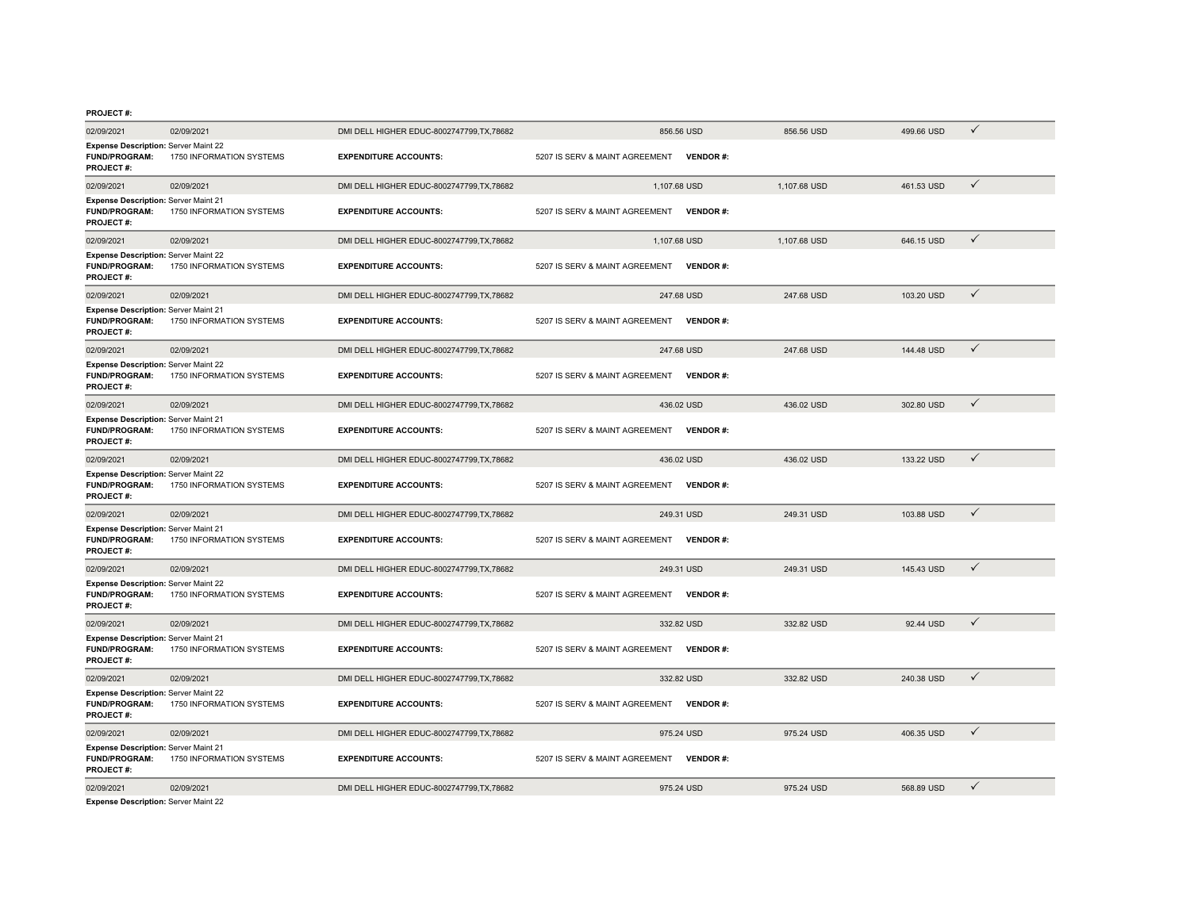**PROJECT #:**

| | | | | | | |
|---|---|---|---|---|---|---|
| 02/09/2021 | 02/09/2021 | DMI DELL HIGHER EDUC-8002747799,TX,78682 | 856.56 USD | 856.56 USD | 499.66 USD | ✓ |

**Expense Description:** Server Maint 22
**FUND/PROGRAM:** 1750 INFORMATION SYSTEMS **EXPENDITURE ACCOUNTS:** 5207 IS SERV & MAINT AGREEMENT **VENDOR #:**
**PROJECT #:**

| | | | | | | |
|---|---|---|---|---|---|---|
| 02/09/2021 | 02/09/2021 | DMI DELL HIGHER EDUC-8002747799,TX,78682 | 1,107.68 USD | 1,107.68 USD | 461.53 USD | ✓ |

**Expense Description:** Server Maint 21
**FUND/PROGRAM:** 1750 INFORMATION SYSTEMS **EXPENDITURE ACCOUNTS:** 5207 IS SERV & MAINT AGREEMENT **VENDOR #:**
**PROJECT #:**

| | | | | | | |
|---|---|---|---|---|---|---|
| 02/09/2021 | 02/09/2021 | DMI DELL HIGHER EDUC-8002747799,TX,78682 | 1,107.68 USD | 1,107.68 USD | 646.15 USD | ✓ |

**Expense Description:** Server Maint 22
**FUND/PROGRAM:** 1750 INFORMATION SYSTEMS **EXPENDITURE ACCOUNTS:** 5207 IS SERV & MAINT AGREEMENT **VENDOR #:**
**PROJECT #:**

| | | | | | | |
|---|---|---|---|---|---|---|
| 02/09/2021 | 02/09/2021 | DMI DELL HIGHER EDUC-8002747799,TX,78682 | 247.68 USD | 247.68 USD | 103.20 USD | ✓ |

**Expense Description:** Server Maint 21
**FUND/PROGRAM:** 1750 INFORMATION SYSTEMS **EXPENDITURE ACCOUNTS:** 5207 IS SERV & MAINT AGREEMENT **VENDOR #:**
**PROJECT #:**

| | | | | | | |
|---|---|---|---|---|---|---|
| 02/09/2021 | 02/09/2021 | DMI DELL HIGHER EDUC-8002747799,TX,78682 | 247.68 USD | 247.68 USD | 144.48 USD | ✓ |

**Expense Description:** Server Maint 22
**FUND/PROGRAM:** 1750 INFORMATION SYSTEMS **EXPENDITURE ACCOUNTS:** 5207 IS SERV & MAINT AGREEMENT **VENDOR #:**
**PROJECT #:**

| | | | | | | |
|---|---|---|---|---|---|---|
| 02/09/2021 | 02/09/2021 | DMI DELL HIGHER EDUC-8002747799,TX,78682 | 436.02 USD | 436.02 USD | 302.80 USD | ✓ |

**Expense Description:** Server Maint 21
**FUND/PROGRAM:** 1750 INFORMATION SYSTEMS **EXPENDITURE ACCOUNTS:** 5207 IS SERV & MAINT AGREEMENT **VENDOR #:**
**PROJECT #:**

| | | | | | | |
|---|---|---|---|---|---|---|
| 02/09/2021 | 02/09/2021 | DMI DELL HIGHER EDUC-8002747799,TX,78682 | 436.02 USD | 436.02 USD | 133.22 USD | ✓ |

**Expense Description:** Server Maint 22
**FUND/PROGRAM:** 1750 INFORMATION SYSTEMS **EXPENDITURE ACCOUNTS:** 5207 IS SERV & MAINT AGREEMENT **VENDOR #:**
**PROJECT #:**

| | | | | | | |
|---|---|---|---|---|---|---|
| 02/09/2021 | 02/09/2021 | DMI DELL HIGHER EDUC-8002747799,TX,78682 | 249.31 USD | 249.31 USD | 103.88 USD | ✓ |

**Expense Description:** Server Maint 21
**FUND/PROGRAM:** 1750 INFORMATION SYSTEMS **EXPENDITURE ACCOUNTS:** 5207 IS SERV & MAINT AGREEMENT **VENDOR #:**
**PROJECT #:**

| | | | | | | |
|---|---|---|---|---|---|---|
| 02/09/2021 | 02/09/2021 | DMI DELL HIGHER EDUC-8002747799,TX,78682 | 249.31 USD | 249.31 USD | 145.43 USD | ✓ |

**Expense Description:** Server Maint 22
**FUND/PROGRAM:** 1750 INFORMATION SYSTEMS **EXPENDITURE ACCOUNTS:** 5207 IS SERV & MAINT AGREEMENT **VENDOR #:**
**PROJECT #:**

| | | | | | | |
|---|---|---|---|---|---|---|
| 02/09/2021 | 02/09/2021 | DMI DELL HIGHER EDUC-8002747799,TX,78682 | 332.82 USD | 332.82 USD | 92.44 USD | ✓ |

**Expense Description:** Server Maint 21
**FUND/PROGRAM:** 1750 INFORMATION SYSTEMS **EXPENDITURE ACCOUNTS:** 5207 IS SERV & MAINT AGREEMENT **VENDOR #:**
**PROJECT #:**

| | | | | | | |
|---|---|---|---|---|---|---|
| 02/09/2021 | 02/09/2021 | DMI DELL HIGHER EDUC-8002747799,TX,78682 | 332.82 USD | 332.82 USD | 240.38 USD | ✓ |

**Expense Description:** Server Maint 22
**FUND/PROGRAM:** 1750 INFORMATION SYSTEMS **EXPENDITURE ACCOUNTS:** 5207 IS SERV & MAINT AGREEMENT **VENDOR #:**
**PROJECT #:**

| | | | | | | |
|---|---|---|---|---|---|---|
| 02/09/2021 | 02/09/2021 | DMI DELL HIGHER EDUC-8002747799,TX,78682 | 975.24 USD | 975.24 USD | 406.35 USD | ✓ |

**Expense Description:** Server Maint 21
**FUND/PROGRAM:** 1750 INFORMATION SYSTEMS **EXPENDITURE ACCOUNTS:** 5207 IS SERV & MAINT AGREEMENT **VENDOR #:**
**PROJECT #:**

| | | | | | | |
|---|---|---|---|---|---|---|
| 02/09/2021 | 02/09/2021 | DMI DELL HIGHER EDUC-8002747799,TX,78682 | 975.24 USD | 975.24 USD | 568.89 USD | ✓ |

**Expense Description:** Server Maint 22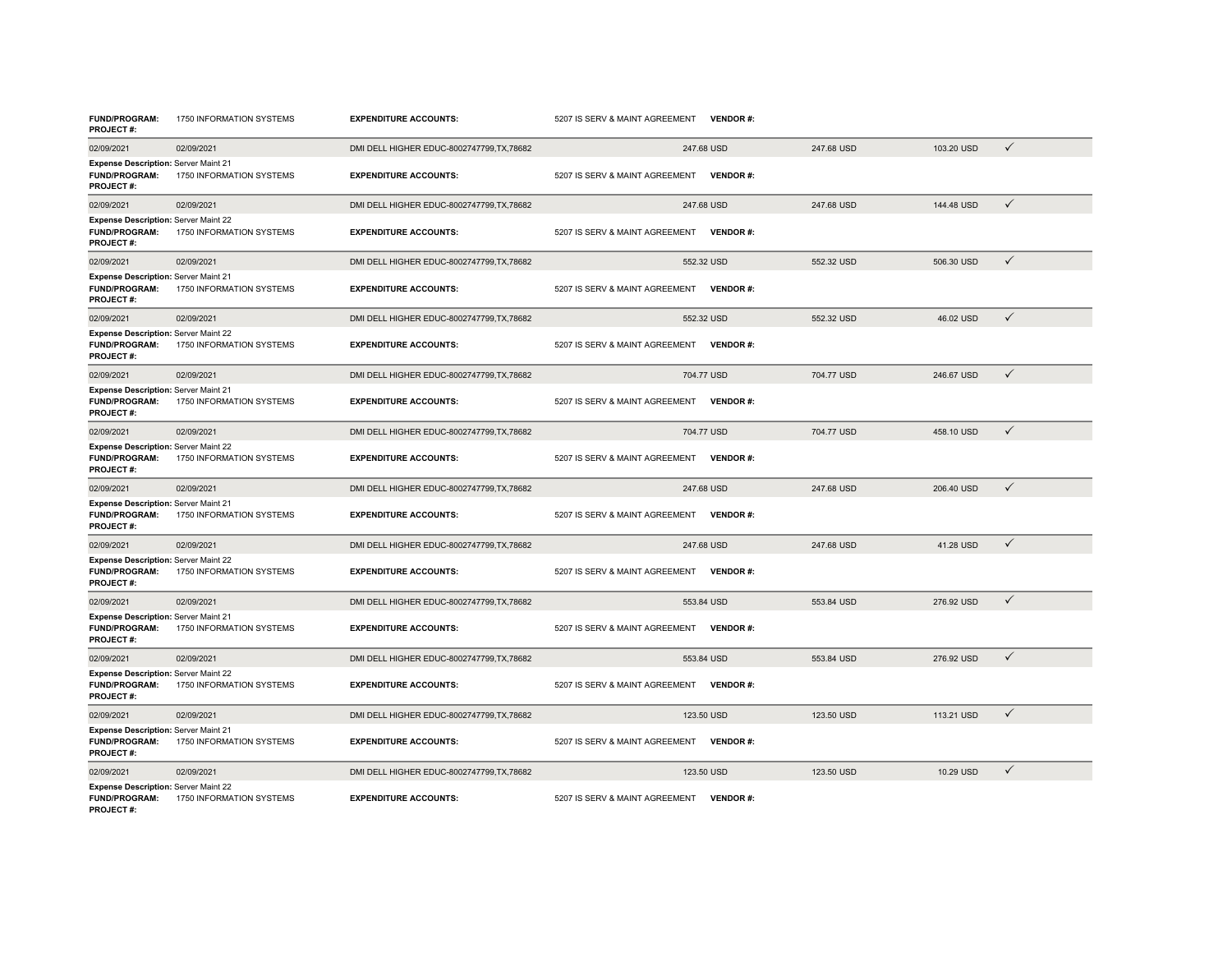| | | | | | | |
|---|---|---|---|---|---|---|
| **FUND/PROGRAM:** 1750 INFORMATION SYSTEMS **PROJECT #:** | | **EXPENDITURE ACCOUNTS:** | 5207 IS SERV & MAINT AGREEMENT **VENDOR #:** | | | |
| 02/09/2021 | 02/09/2021 | DMI DELL HIGHER EDUC-8002747799,TX,78682 | 247.68 USD | 247.68 USD | 103.20 USD | ✓ |
| **Expense Description:** Server Maint 21 **FUND/PROGRAM:** 1750 INFORMATION SYSTEMS **PROJECT #:** | | **EXPENDITURE ACCOUNTS:** | 5207 IS SERV & MAINT AGREEMENT **VENDOR #:** | | | |
| 02/09/2021 | 02/09/2021 | DMI DELL HIGHER EDUC-8002747799,TX,78682 | 247.68 USD | 247.68 USD | 144.48 USD | ✓ |
| **Expense Description:** Server Maint 22 **FUND/PROGRAM:** 1750 INFORMATION SYSTEMS **PROJECT #:** | | **EXPENDITURE ACCOUNTS:** | 5207 IS SERV & MAINT AGREEMENT **VENDOR #:** | | | |
| 02/09/2021 | 02/09/2021 | DMI DELL HIGHER EDUC-8002747799,TX,78682 | 552.32 USD | 552.32 USD | 506.30 USD | ✓ |
| **Expense Description:** Server Maint 21 **FUND/PROGRAM:** 1750 INFORMATION SYSTEMS **PROJECT #:** | | **EXPENDITURE ACCOUNTS:** | 5207 IS SERV & MAINT AGREEMENT **VENDOR #:** | | | |
| 02/09/2021 | 02/09/2021 | DMI DELL HIGHER EDUC-8002747799,TX,78682 | 552.32 USD | 552.32 USD | 46.02 USD | ✓ |
| **Expense Description:** Server Maint 22 **FUND/PROGRAM:** 1750 INFORMATION SYSTEMS **PROJECT #:** | | **EXPENDITURE ACCOUNTS:** | 5207 IS SERV & MAINT AGREEMENT **VENDOR #:** | | | |
| 02/09/2021 | 02/09/2021 | DMI DELL HIGHER EDUC-8002747799,TX,78682 | 704.77 USD | 704.77 USD | 246.67 USD | ✓ |
| **Expense Description:** Server Maint 21 **FUND/PROGRAM:** 1750 INFORMATION SYSTEMS **PROJECT #:** | | **EXPENDITURE ACCOUNTS:** | 5207 IS SERV & MAINT AGREEMENT **VENDOR #:** | | | |
| 02/09/2021 | 02/09/2021 | DMI DELL HIGHER EDUC-8002747799,TX,78682 | 704.77 USD | 704.77 USD | 458.10 USD | ✓ |
| **Expense Description:** Server Maint 22 **FUND/PROGRAM:** 1750 INFORMATION SYSTEMS **PROJECT #:** | | **EXPENDITURE ACCOUNTS:** | 5207 IS SERV & MAINT AGREEMENT **VENDOR #:** | | | |
| 02/09/2021 | 02/09/2021 | DMI DELL HIGHER EDUC-8002747799,TX,78682 | 247.68 USD | 247.68 USD | 206.40 USD | ✓ |
| **Expense Description:** Server Maint 21 **FUND/PROGRAM:** 1750 INFORMATION SYSTEMS **PROJECT #:** | | **EXPENDITURE ACCOUNTS:** | 5207 IS SERV & MAINT AGREEMENT **VENDOR #:** | | | |
| 02/09/2021 | 02/09/2021 | DMI DELL HIGHER EDUC-8002747799,TX,78682 | 247.68 USD | 247.68 USD | 41.28 USD | ✓ |
| **Expense Description:** Server Maint 22 **FUND/PROGRAM:** 1750 INFORMATION SYSTEMS **PROJECT #:** | | **EXPENDITURE ACCOUNTS:** | 5207 IS SERV & MAINT AGREEMENT **VENDOR #:** | | | |
| 02/09/2021 | 02/09/2021 | DMI DELL HIGHER EDUC-8002747799,TX,78682 | 553.84 USD | 553.84 USD | 276.92 USD | ✓ |
| **Expense Description:** Server Maint 21 **FUND/PROGRAM:** 1750 INFORMATION SYSTEMS **PROJECT #:** | | **EXPENDITURE ACCOUNTS:** | 5207 IS SERV & MAINT AGREEMENT **VENDOR #:** | | | |
| 02/09/2021 | 02/09/2021 | DMI DELL HIGHER EDUC-8002747799,TX,78682 | 553.84 USD | 553.84 USD | 276.92 USD | ✓ |
| **Expense Description:** Server Maint 22 **FUND/PROGRAM:** 1750 INFORMATION SYSTEMS **PROJECT #:** | | **EXPENDITURE ACCOUNTS:** | 5207 IS SERV & MAINT AGREEMENT **VENDOR #:** | | | |
| 02/09/2021 | 02/09/2021 | DMI DELL HIGHER EDUC-8002747799,TX,78682 | 123.50 USD | 123.50 USD | 113.21 USD | ✓ |
| **Expense Description:** Server Maint 21 **FUND/PROGRAM:** 1750 INFORMATION SYSTEMS **PROJECT #:** | | **EXPENDITURE ACCOUNTS:** | 5207 IS SERV & MAINT AGREEMENT **VENDOR #:** | | | |
| 02/09/2021 | 02/09/2021 | DMI DELL HIGHER EDUC-8002747799,TX,78682 | 123.50 USD | 123.50 USD | 10.29 USD | ✓ |
| **Expense Description:** Server Maint 22 **FUND/PROGRAM:** 1750 INFORMATION SYSTEMS **PROJECT #:** | | **EXPENDITURE ACCOUNTS:** | 5207 IS SERV & MAINT AGREEMENT **VENDOR #:** | | | |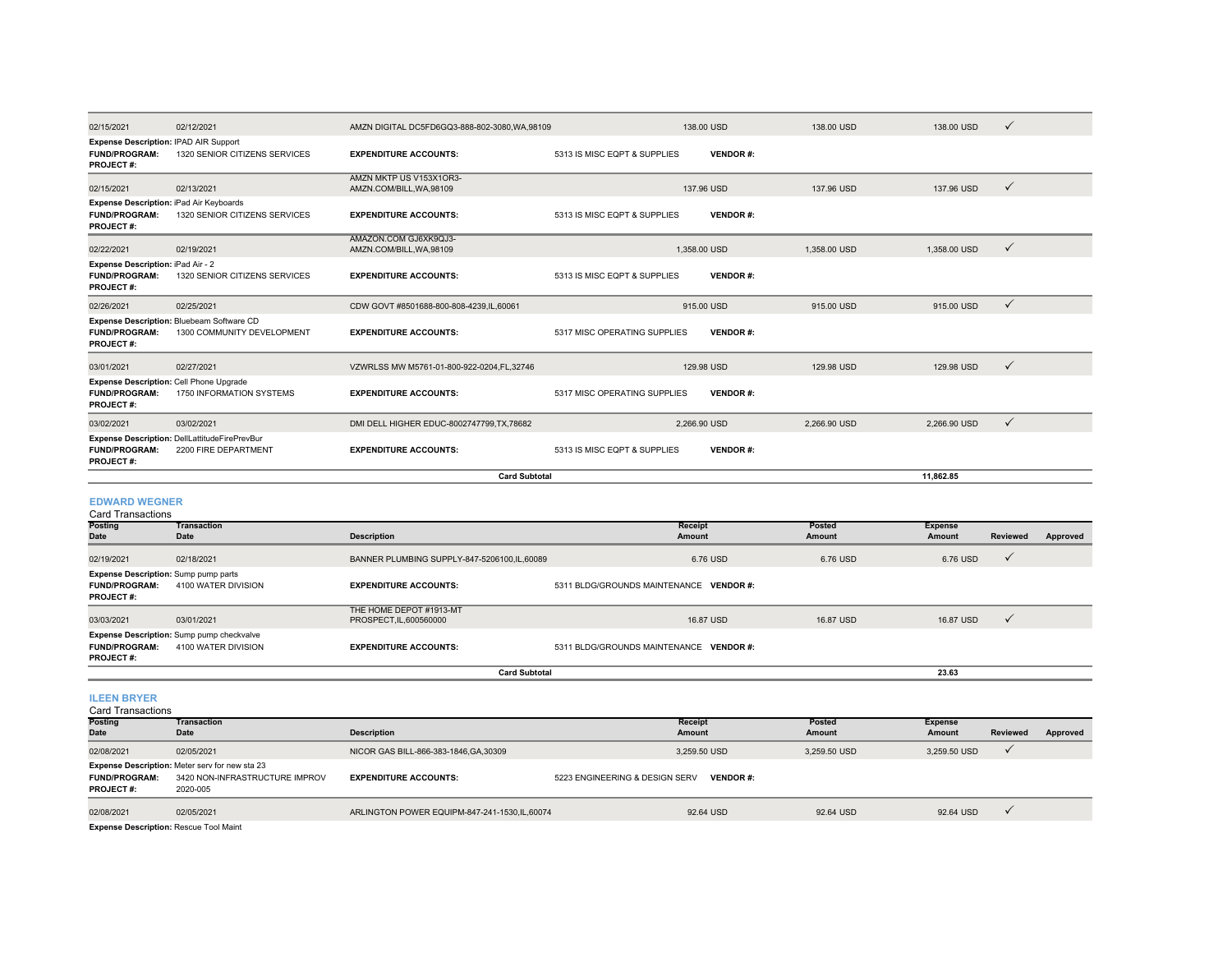| Posting Date | Transaction Date | Description | Receipt Amount | Posted Amount | Expense Amount | Reviewed | Approved |
|---|---|---|---|---|---|---|---|
| 02/15/2021 | 02/12/2021 | AMZN DIGITAL DC5FD6GQ3-888-802-3080,WA,98109 | 138.00 USD | 138.00 USD | 138.00 USD | ✓ | |

**Expense Description:** IPAD AIR Support
**FUND/PROGRAM:** 1320 SENIOR CITIZENS SERVICES **EXPENDITURE ACCOUNTS:** 5313 IS MISC EQPT & SUPPLIES **VENDOR #:**
**PROJECT #:**

| Posting Date | Transaction Date | Description | Receipt Amount | Posted Amount | Expense Amount | Reviewed | Approved |
|---|---|---|---|---|---|---|---|
| 02/15/2021 | 02/13/2021 | AMZN MKTP US V153X1OR3-AMZN.COM/BILL,WA,98109 | 137.96 USD | 137.96 USD | 137.96 USD | ✓ | |

**Expense Description:** iPad Air Keyboards
**FUND/PROGRAM:** 1320 SENIOR CITIZENS SERVICES **EXPENDITURE ACCOUNTS:** 5313 IS MISC EQPT & SUPPLIES **VENDOR #:**
**PROJECT #:**

| Posting Date | Transaction Date | Description | Receipt Amount | Posted Amount | Expense Amount | Reviewed | Approved |
|---|---|---|---|---|---|---|---|
| 02/22/2021 | 02/19/2021 | AMAZON.COM GJ6XK9QJ3-AMZN.COM/BILL,WA,98109 | 1,358.00 USD | 1,358.00 USD | 1,358.00 USD | ✓ | |

**Expense Description:** iPad Air - 2
**FUND/PROGRAM:** 1320 SENIOR CITIZENS SERVICES **EXPENDITURE ACCOUNTS:** 5313 IS MISC EQPT & SUPPLIES **VENDOR #:**
**PROJECT #:**

| Posting Date | Transaction Date | Description | Receipt Amount | Posted Amount | Expense Amount | Reviewed | Approved |
|---|---|---|---|---|---|---|---|
| 02/26/2021 | 02/25/2021 | CDW GOVT #8501688-800-808-4239,IL,60061 | 915.00 USD | 915.00 USD | 915.00 USD | ✓ | |

**Expense Description:** Bluebeam Software CD
**FUND/PROGRAM:** 1300 COMMUNITY DEVELOPMENT **EXPENDITURE ACCOUNTS:** 5317 MISC OPERATING SUPPLIES **VENDOR #:**
**PROJECT #:**

| Posting Date | Transaction Date | Description | Receipt Amount | Posted Amount | Expense Amount | Reviewed | Approved |
|---|---|---|---|---|---|---|---|
| 03/01/2021 | 02/27/2021 | VZWRLSS MW M5761-01-800-922-0204,FL,32746 | 129.98 USD | 129.98 USD | 129.98 USD | ✓ | |

**Expense Description:** Cell Phone Upgrade
**FUND/PROGRAM:** 1750 INFORMATION SYSTEMS **EXPENDITURE ACCOUNTS:** 5317 MISC OPERATING SUPPLIES **VENDOR #:**
**PROJECT #:**

| Posting Date | Transaction Date | Description | Receipt Amount | Posted Amount | Expense Amount | Reviewed | Approved |
|---|---|---|---|---|---|---|---|
| 03/02/2021 | 03/02/2021 | DMI DELL HIGHER EDUC-8002747799,TX,78682 | 2,266.90 USD | 2,266.90 USD | 2,266.90 USD | ✓ | |

**Expense Description:** DellLattitudeFirePrevBur
**FUND/PROGRAM:** 2200 FIRE DEPARTMENT **EXPENDITURE ACCOUNTS:** 5313 IS MISC EQPT & SUPPLIES **VENDOR #:**
**PROJECT #:**

**Card Subtotal** 11,862.85

## EDWARD WEGNER

Card Transactions

| Posting Date | Transaction Date | Description | Receipt Amount | Posted Amount | Expense Amount | Reviewed | Approved |
|---|---|---|---|---|---|---|---|
| 02/19/2021 | 02/18/2021 | BANNER PLUMBING SUPPLY-847-5206100,IL,60089 | 6.76 USD | 6.76 USD | 6.76 USD | ✓ | |

**Expense Description:** Sump pump parts
**FUND/PROGRAM:** 4100 WATER DIVISION **EXPENDITURE ACCOUNTS:** 5311 BLDG/GROUNDS MAINTENANCE **VENDOR #:**
**PROJECT #:**

| Posting Date | Transaction Date | Description | Receipt Amount | Posted Amount | Expense Amount | Reviewed | Approved |
|---|---|---|---|---|---|---|---|
| 03/03/2021 | 03/01/2021 | THE HOME DEPOT #1913-MT PROSPECT,IL,600560000 | 16.87 USD | 16.87 USD | 16.87 USD | ✓ | |

**Expense Description:** Sump pump checkvalve
**FUND/PROGRAM:** 4100 WATER DIVISION **EXPENDITURE ACCOUNTS:** 5311 BLDG/GROUNDS MAINTENANCE **VENDOR #:**
**PROJECT #:**

**Card Subtotal** 23.63

## ILEEN BRYER

Card Transactions

| Posting Date | Transaction Date | Description | Receipt Amount | Posted Amount | Expense Amount | Reviewed | Approved |
|---|---|---|---|---|---|---|---|
| 02/08/2021 | 02/05/2021 | NICOR GAS BILL-866-383-1846,GA,30309 | 3,259.50 USD | 3,259.50 USD | 3,259.50 USD | ✓ | |

**Expense Description:** Meter serv for new sta 23
**FUND/PROGRAM:** 3420 NON-INFRASTRUCTURE IMPROV **EXPENDITURE ACCOUNTS:** 5223 ENGINEERING & DESIGN SERV **VENDOR #:**
**PROJECT #:** 2020-005

| Posting Date | Transaction Date | Description | Receipt Amount | Posted Amount | Expense Amount | Reviewed | Approved |
|---|---|---|---|---|---|---|---|
| 02/08/2021 | 02/05/2021 | ARLINGTON POWER EQUIPM-847-241-1530,IL,60074 | 92.64 USD | 92.64 USD | 92.64 USD | ✓ | |

**Expense Description:** Rescue Tool Maint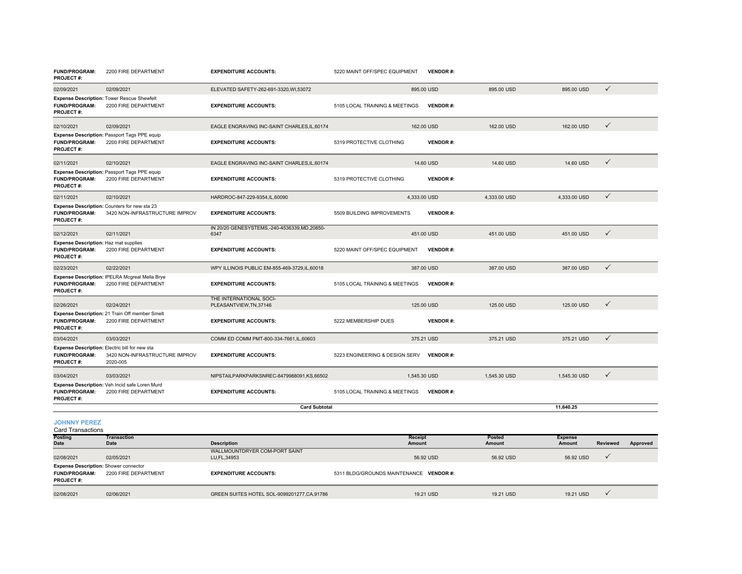| | | | | | | | | |
|---|---|---|---|---|---|---|---|---|
| **FUND/PROGRAM:** | 2200 FIRE DEPARTMENT | **EXPENDITURE ACCOUNTS:** | 5220 MAINT OFF/SPEC EQUIPMENT | **VENDOR #:** | | | | |
| **PROJECT #:** | | | | | | | | |
| 02/09/2021 | 02/09/2021 | ELEVATED SAFETY-262-691-3320,WI,53072 | 895.00 USD | | 895.00 USD | 895.00 USD | ✓ | |
| **Expense Description:** Tower Rescue Shewfelt | | | | | | | | |
| **FUND/PROGRAM:** | 2200 FIRE DEPARTMENT | **EXPENDITURE ACCOUNTS:** | 5105 LOCAL TRAINING & MEETINGS | **VENDOR #:** | | | | |
| **PROJECT #:** | | | | | | | | |
| 02/10/2021 | 02/09/2021 | EAGLE ENGRAVING INC-SAINT CHARLES,IL,60174 | 162.00 USD | | 162.00 USD | 162.00 USD | ✓ | |
| **Expense Description:** Passport Tags PPE equip | | | | | | | | |
| **FUND/PROGRAM:** | 2200 FIRE DEPARTMENT | **EXPENDITURE ACCOUNTS:** | 5319 PROTECTIVE CLOTHING | **VENDOR #:** | | | | |
| **PROJECT #:** | | | | | | | | |
| 02/11/2021 | 02/10/2021 | EAGLE ENGRAVING INC-SAINT CHARLES,IL,60174 | 14.60 USD | | 14.60 USD | 14.60 USD | ✓ | |
| **Expense Description:** Passport Tags PPE equip | | | | | | | | |
| **FUND/PROGRAM:** | 2200 FIRE DEPARTMENT | **EXPENDITURE ACCOUNTS:** | 5319 PROTECTIVE CLOTHING | **VENDOR #:** | | | | |
| **PROJECT #:** | | | | | | | | |
| 02/11/2021 | 02/10/2021 | HARDROC-847-229-9354,IL,60090 | 4,333.00 USD | | 4,333.00 USD | 4,333.00 USD | ✓ | |
| **Expense Description:** Counters for new sta 23 | | | | | | | | |
| **FUND/PROGRAM:** | 3420 NON-INFRASTRUCTURE IMPROV | **EXPENDITURE ACCOUNTS:** | 5509 BUILDING IMPROVEMENTS | **VENDOR #:** | | | | |
| **PROJECT #:** | | | | | | | | |
| 02/12/2021 | 02/11/2021 | IN 20/20 GENESYSTEMS,-240-4536339,MD,20850-6347 | 451.00 USD | | 451.00 USD | 451.00 USD | ✓ | |
| **Expense Description:** Haz mat supplies | | | | | | | | |
| **FUND/PROGRAM:** | 2200 FIRE DEPARTMENT | **EXPENDITURE ACCOUNTS:** | 5220 MAINT OFF/SPEC EQUIPMENT | **VENDOR #:** | | | | |
| **PROJECT #:** | | | | | | | | |
| 02/23/2021 | 02/22/2021 | WPY ILLINOIS PUBLIC EM-855-469-3729,IL,60018 | 387.00 USD | | 387.00 USD | 387.00 USD | ✓ | |
| **Expense Description:** IPELRA Mcgreal Mella Brye | | | | | | | | |
| **FUND/PROGRAM:** | 2200 FIRE DEPARTMENT | **EXPENDITURE ACCOUNTS:** | 5105 LOCAL TRAINING & MEETINGS | **VENDOR #:** | | | | |
| **PROJECT #:** | | | | | | | | |
| 02/26/2021 | 02/24/2021 | THE INTERNATIONAL SOCI-PLEASANTVIEW,TN,37146 | 125.00 USD | | 125.00 USD | 125.00 USD | ✓ | |
| **Expense Description:** 21 Train Off member Smelt | | | | | | | | |
| **FUND/PROGRAM:** | 2200 FIRE DEPARTMENT | **EXPENDITURE ACCOUNTS:** | 5222 MEMBERSHIP DUES | **VENDOR #:** | | | | |
| **PROJECT #:** | | | | | | | | |
| 03/04/2021 | 03/03/2021 | COMM ED COMM PMT-800-334-7661,IL,60603 | 375.21 USD | | 375.21 USD | 375.21 USD | ✓ | |
| **Expense Description:** Electric bill for new sta | | | | | | | | |
| **FUND/PROGRAM:** | 3420 NON-INFRASTRUCTURE IMPROV | **EXPENDITURE ACCOUNTS:** | 5223 ENGINEERING & DESIGN SERV | **VENDOR #:** | | | | |
| **PROJECT #:** | 2020-005 | | | | | | | |
| 03/04/2021 | 03/03/2021 | NIPSTAILPARKPARKSNREC-8479988091,KS,66502 | 1,545.30 USD | | 1,545.30 USD | 1,545.30 USD | ✓ | |
| **Expense Description:** Veh Incid safe Loren Murd | | | | | | | | |
| **FUND/PROGRAM:** | 2200 FIRE DEPARTMENT | **EXPENDITURE ACCOUNTS:** | 5105 LOCAL TRAINING & MEETINGS | **VENDOR #:** | | | | |
| **PROJECT #:** | | | | | | | | |
| | | **Card Subtotal** | | | | 11,640.25 | | |

## JOHNNY PEREZ

Card Transactions

| Posting Date | Transaction Date | Description | Receipt Amount | | Posted Amount | Expense Amount | Reviewed | Approved |
|---|---|---|---|---|---|---|---|---|
| 02/08/2021 | 02/05/2021 | WALLMOUNTDRYER COM-PORT SAINT LU,FL,34953 | 56.92 USD | | 56.92 USD | 56.92 USD | ✓ | |
| **Expense Description:** Shower connector | | | | | | | | |
| **FUND/PROGRAM:** | 2200 FIRE DEPARTMENT | **EXPENDITURE ACCOUNTS:** | 5311 BLDG/GROUNDS MAINTENANCE | **VENDOR #:** | | | | |
| **PROJECT #:** | | | | | | | | |
| 02/08/2021 | 02/06/2021 | GREEN SUITES HOTEL SOL-9099201277,CA,91786 | 19.21 USD | | 19.21 USD | 19.21 USD | ✓ | |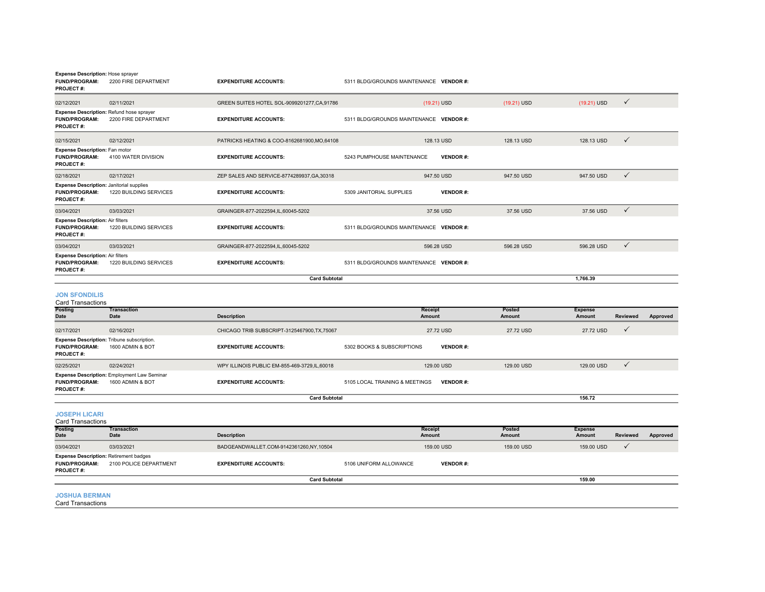**Expense Description:** Hose sprayer
**FUND/PROGRAM:** 2200 FIRE DEPARTMENT **EXPENDITURE ACCOUNTS:** 5311 BLDG/GROUNDS MAINTENANCE **VENDOR #:**
**PROJECT #:**

| Posting Date | Transaction Date | Description | Receipt Amount | Posted Amount | Expense Amount | Reviewed | Approved |
|---|---|---|---|---|---|---|---|
| 02/12/2021 | 02/11/2021 | GREEN SUITES HOTEL SOL-9099201277,CA,91786 | (19.21) USD | (19.21) USD | (19.21) USD | ✓ | |
| **Expense Description:** Refund hose sprayer | | | | | | | |
| **FUND/PROGRAM:** 2200 FIRE DEPARTMENT | | **EXPENDITURE ACCOUNTS:** 5311 BLDG/GROUNDS MAINTENANCE | **VENDOR #:** | | | | |
| **PROJECT #:** | | | | | | | |
| 02/15/2021 | 02/12/2021 | PATRICKS HEATING & COO-8162681900,MO,64108 | 128.13 USD | 128.13 USD | 128.13 USD | ✓ | |
| **Expense Description:** Fan motor | | | | | | | |
| **FUND/PROGRAM:** 4100 WATER DIVISION | | **EXPENDITURE ACCOUNTS:** 5243 PUMPHOUSE MAINTENANCE | **VENDOR #:** | | | | |
| **PROJECT #:** | | | | | | | |
| 02/18/2021 | 02/17/2021 | ZEP SALES AND SERVICE-8774289937,GA,30318 | 947.50 USD | 947.50 USD | 947.50 USD | ✓ | |
| **Expense Description:** Janitorial supplies | | | | | | | |
| **FUND/PROGRAM:** 1220 BUILDING SERVICES | | **EXPENDITURE ACCOUNTS:** 5309 JANITORIAL SUPPLIES | **VENDOR #:** | | | | |
| **PROJECT #:** | | | | | | | |
| 03/04/2021 | 03/03/2021 | GRAINGER-877-2022594,IL,60045-5202 | 37.56 USD | 37.56 USD | 37.56 USD | ✓ | |
| **Expense Description:** Air filters | | | | | | | |
| **FUND/PROGRAM:** 1220 BUILDING SERVICES | | **EXPENDITURE ACCOUNTS:** 5311 BLDG/GROUNDS MAINTENANCE | **VENDOR #:** | | | | |
| **PROJECT #:** | | | | | | | |
| 03/04/2021 | 03/03/2021 | GRAINGER-877-2022594,IL,60045-5202 | 596.28 USD | 596.28 USD | 596.28 USD | ✓ | |
| **Expense Description:** Air filters | | | | | | | |
| **FUND/PROGRAM:** 1220 BUILDING SERVICES | | **EXPENDITURE ACCOUNTS:** 5311 BLDG/GROUNDS MAINTENANCE | **VENDOR #:** | | | | |
| **PROJECT #:** | | | | | | | |
| | | **Card Subtotal** | | | **1,766.39** | | |

## JON SFONDILIS

Card Transactions

| Posting Date | Transaction Date | Description | Receipt Amount | Posted Amount | Expense Amount | Reviewed | Approved |
|---|---|---|---|---|---|---|---|
| 02/17/2021 | 02/16/2021 | CHICAGO TRIB SUBSCRIPT-3125467900,TX,75067 | 27.72 USD | 27.72 USD | 27.72 USD | ✓ | |
| **Expense Description:** Tribune subscription. | | | | | | | |
| **FUND/PROGRAM:** 1600 ADMIN & BOT | | **EXPENDITURE ACCOUNTS:** 5302 BOOKS & SUBSCRIPTIONS | **VENDOR #:** | | | | |
| **PROJECT #:** | | | | | | | |
| 02/25/2021 | 02/24/2021 | WPY ILLINOIS PUBLIC EM-855-469-3729,IL,60018 | 129.00 USD | 129.00 USD | 129.00 USD | ✓ | |
| **Expense Description:** Employment Law Seminar | | | | | | | |
| **FUND/PROGRAM:** 1600 ADMIN & BOT | | **EXPENDITURE ACCOUNTS:** 5105 LOCAL TRAINING & MEETINGS | **VENDOR #:** | | | | |
| **PROJECT #:** | | | | | | | |
| | | **Card Subtotal** | | | **156.72** | | |

## JOSEPH LICARI

Card Transactions

| Posting Date | Transaction Date | Description | Receipt Amount | Posted Amount | Expense Amount | Reviewed | Approved |
|---|---|---|---|---|---|---|---|
| 03/04/2021 | 03/03/2021 | BADGEANDWALLET.COM-9142361260,NY,10504 | 159.00 USD | 159.00 USD | 159.00 USD | ✓ | |
| **Expense Description:** Retirement badges | | | | | | | |
| **FUND/PROGRAM:** 2100 POLICE DEPARTMENT | | **EXPENDITURE ACCOUNTS:** 5106 UNIFORM ALLOWANCE | **VENDOR #:** | | | | |
| **PROJECT #:** | | | | | | | |
| | | **Card Subtotal** | | | **159.00** | | |

## JOSHUA BERMAN

Card Transactions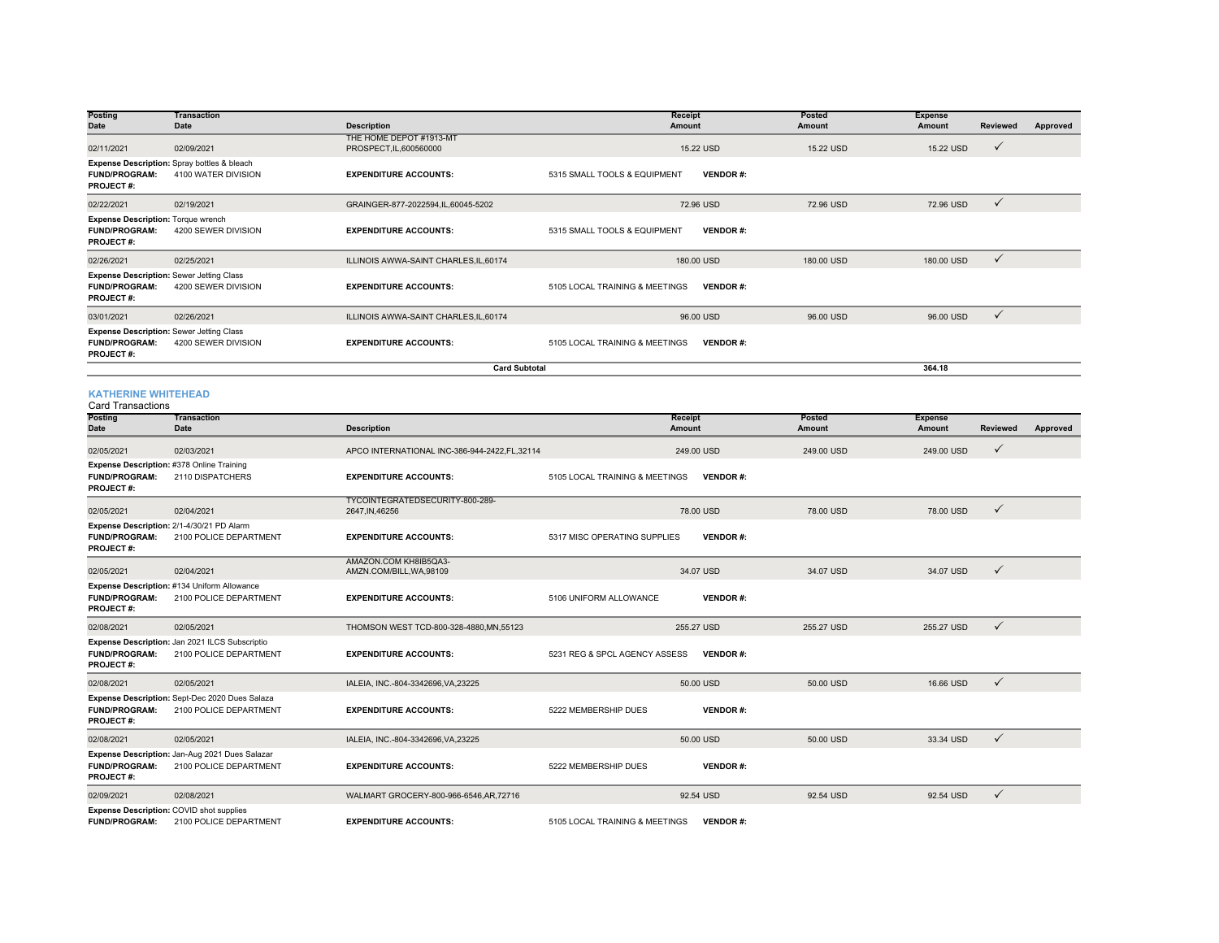| Posting Date | Transaction Date | Description | | Receipt Amount | Posted Amount | Expense Amount | Reviewed | Approved |
|---|---|---|---|---|---|---|---|---|
| 02/11/2021 | 02/09/2021 | THE HOME DEPOT #1913-MT PROSPECT,IL,600560000 | | 15.22 USD | 15.22 USD | 15.22 USD | ✓ | |
| **Expense Description:** Spray bottles & bleach | | | | | | | | |
| **FUND/PROGRAM:** | 4100 WATER DIVISION | **EXPENDITURE ACCOUNTS:** | 5315 SMALL TOOLS & EQUIPMENT | **VENDOR #:** | | | | |
| **PROJECT #:** | | | | | | | | |
| 02/22/2021 | 02/19/2021 | GRAINGER-877-2022594,IL,60045-5202 | | 72.96 USD | 72.96 USD | 72.96 USD | ✓ | |
| **Expense Description:** Torque wrench | | | | | | | | |
| **FUND/PROGRAM:** | 4200 SEWER DIVISION | **EXPENDITURE ACCOUNTS:** | 5315 SMALL TOOLS & EQUIPMENT | **VENDOR #:** | | | | |
| **PROJECT #:** | | | | | | | | |
| 02/26/2021 | 02/25/2021 | ILLINOIS AWWA-SAINT CHARLES,IL,60174 | | 180.00 USD | 180.00 USD | 180.00 USD | ✓ | |
| **Expense Description:** Sewer Jetting Class | | | | | | | | |
| **FUND/PROGRAM:** | 4200 SEWER DIVISION | **EXPENDITURE ACCOUNTS:** | 5105 LOCAL TRAINING & MEETINGS | **VENDOR #:** | | | | |
| **PROJECT #:** | | | | | | | | |
| 03/01/2021 | 02/26/2021 | ILLINOIS AWWA-SAINT CHARLES,IL,60174 | | 96.00 USD | 96.00 USD | 96.00 USD | ✓ | |
| **Expense Description:** Sewer Jetting Class | | | | | | | | |
| **FUND/PROGRAM:** | 4200 SEWER DIVISION | **EXPENDITURE ACCOUNTS:** | 5105 LOCAL TRAINING & MEETINGS | **VENDOR #:** | | | | |
| **PROJECT #:** | | | | | | | | |
| | | **Card Subtotal** | | | | **364.18** | | |

## KATHERINE WHITEHEAD

Card Transactions

| Posting Date | Transaction Date | Description | | Receipt Amount | Posted Amount | Expense Amount | Reviewed | Approved |
|---|---|---|---|---|---|---|---|---|
| 02/05/2021 | 02/03/2021 | APCO INTERNATIONAL INC-386-944-2422,FL,32114 | | 249.00 USD | 249.00 USD | 249.00 USD | ✓ | |
| **Expense Description:** #378 Online Training | | | | | | | | |
| **FUND/PROGRAM:** | 2110 DISPATCHERS | **EXPENDITURE ACCOUNTS:** | 5105 LOCAL TRAINING & MEETINGS | **VENDOR #:** | | | | |
| **PROJECT #:** | | | | | | | | |
| 02/05/2021 | 02/04/2021 | TYCOINTEGRATEDSECURITY-800-289-2647,IN,46256 | | 78.00 USD | 78.00 USD | 78.00 USD | ✓ | |
| **Expense Description:** 2/1-4/30/21 PD Alarm | | | | | | | | |
| **FUND/PROGRAM:** | 2100 POLICE DEPARTMENT | **EXPENDITURE ACCOUNTS:** | 5317 MISC OPERATING SUPPLIES | **VENDOR #:** | | | | |
| **PROJECT #:** | | | | | | | | |
| 02/05/2021 | 02/04/2021 | AMAZON.COM KH8IB5QA3-AMZN.COM/BILL,WA,98109 | | 34.07 USD | 34.07 USD | 34.07 USD | ✓ | |
| **Expense Description:** #134 Uniform Allowance | | | | | | | | |
| **FUND/PROGRAM:** | 2100 POLICE DEPARTMENT | **EXPENDITURE ACCOUNTS:** | 5106 UNIFORM ALLOWANCE | **VENDOR #:** | | | | |
| **PROJECT #:** | | | | | | | | |
| 02/08/2021 | 02/05/2021 | THOMSON WEST TCD-800-328-4880,MN,55123 | | 255.27 USD | 255.27 USD | 255.27 USD | ✓ | |
| **Expense Description:** Jan 2021 ILCS Subscriptio | | | | | | | | |
| **FUND/PROGRAM:** | 2100 POLICE DEPARTMENT | **EXPENDITURE ACCOUNTS:** | 5231 REG & SPCL AGENCY ASSESS | **VENDOR #:** | | | | |
| **PROJECT #:** | | | | | | | | |
| 02/08/2021 | 02/05/2021 | IALEIA, INC.-804-3342696,VA,23225 | | 50.00 USD | 50.00 USD | 16.66 USD | ✓ | |
| **Expense Description:** Sept-Dec 2020 Dues Salaza | | | | | | | | |
| **FUND/PROGRAM:** | 2100 POLICE DEPARTMENT | **EXPENDITURE ACCOUNTS:** | 5222 MEMBERSHIP DUES | **VENDOR #:** | | | | |
| **PROJECT #:** | | | | | | | | |
| 02/08/2021 | 02/05/2021 | IALEIA, INC.-804-3342696,VA,23225 | | 50.00 USD | 50.00 USD | 33.34 USD | ✓ | |
| **Expense Description:** Jan-Aug 2021 Dues Salazar | | | | | | | | |
| **FUND/PROGRAM:** | 2100 POLICE DEPARTMENT | **EXPENDITURE ACCOUNTS:** | 5222 MEMBERSHIP DUES | **VENDOR #:** | | | | |
| **PROJECT #:** | | | | | | | | |
| 02/09/2021 | 02/08/2021 | WALMART GROCERY-800-966-6546,AR,72716 | | 92.54 USD | 92.54 USD | 92.54 USD | ✓ | |
| **Expense Description:** COVID shot supplies | | | | | | | | |
| **FUND/PROGRAM:** | 2100 POLICE DEPARTMENT | **EXPENDITURE ACCOUNTS:** | 5105 LOCAL TRAINING & MEETINGS | **VENDOR #:** | | | | |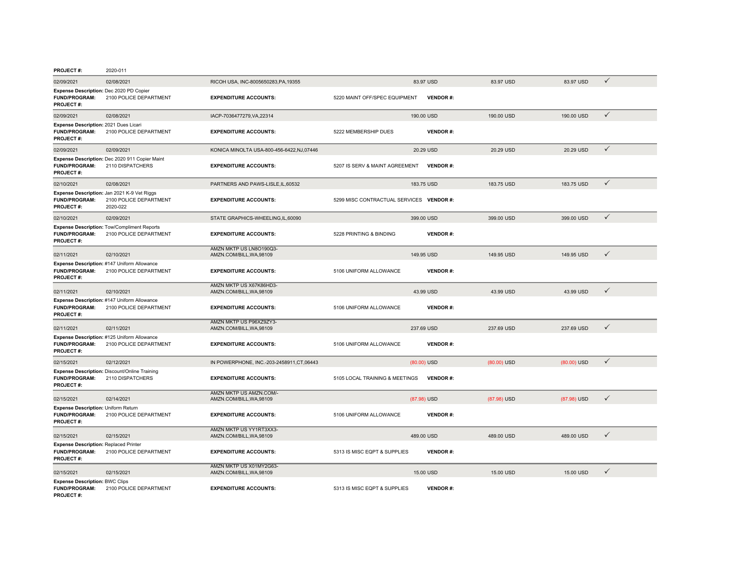**PROJECT #:** 2020-011

| 02/09/2021 | 02/08/2021 | RICOH USA, INC-8005650283,PA,19355 | 83.97 USD | 83.97 USD | 83.97 USD | ✓ |
|---|---|---|---|---|---|---|

**Expense Description:** Dec 2020 PD Copier
**FUND/PROGRAM:** 2100 POLICE DEPARTMENT **EXPENDITURE ACCOUNTS:** 5220 MAINT OFF/SPEC EQUIPMENT **VENDOR #:**
**PROJECT #:**

| 02/09/2021 | 02/08/2021 | IACP-7036477279,VA,22314 | 190.00 USD | 190.00 USD | 190.00 USD | ✓ |
|---|---|---|---|---|---|---|

**Expense Description:** 2021 Dues Licari
**FUND/PROGRAM:** 2100 POLICE DEPARTMENT **EXPENDITURE ACCOUNTS:** 5222 MEMBERSHIP DUES **VENDOR #:**
**PROJECT #:**

| 02/09/2021 | 02/09/2021 | KONICA MINOLTA USA-800-456-6422,NJ,07446 | 20.29 USD | 20.29 USD | 20.29 USD | ✓ |
|---|---|---|---|---|---|---|

**Expense Description:** Dec 2020 911 Copier Maint
**FUND/PROGRAM:** 2110 DISPATCHERS **EXPENDITURE ACCOUNTS:** 5207 IS SERV & MAINT AGREEMENT **VENDOR #:**
**PROJECT #:**

| 02/10/2021 | 02/08/2021 | PARTNERS AND PAWS-LISLE,IL,60532 | 183.75 USD | 183.75 USD | 183.75 USD | ✓ |
|---|---|---|---|---|---|---|

**Expense Description:** Jan 2021 K-9 Vet Riggs
**FUND/PROGRAM:** 2100 POLICE DEPARTMENT **EXPENDITURE ACCOUNTS:** 5299 MISC CONTRACTUAL SERVICES **VENDOR #:**
**PROJECT #:** 2020-022

| 02/10/2021 | 02/09/2021 | STATE GRAPHICS-WHEELING,IL,60090 | 399.00 USD | 399.00 USD | 399.00 USD | ✓ |
|---|---|---|---|---|---|---|

**Expense Description:** Tow/Compliment Reports
**FUND/PROGRAM:** 2100 POLICE DEPARTMENT **EXPENDITURE ACCOUNTS:** 5228 PRINTING & BINDING **VENDOR #:**
**PROJECT #:**

| 02/11/2021 | 02/10/2021 | AMZN MKTP US LN8O190Q3-AMZN.COM/BILL,WA,98109 | 149.95 USD | 149.95 USD | 149.95 USD | ✓ |
|---|---|---|---|---|---|---|

**Expense Description:** #147 Uniform Allowance
**FUND/PROGRAM:** 2100 POLICE DEPARTMENT **EXPENDITURE ACCOUNTS:** 5106 UNIFORM ALLOWANCE **VENDOR #:**
**PROJECT #:**

| 02/11/2021 | 02/10/2021 | AMZN MKTP US X67K86HD3-AMZN.COM/BILL,WA,98109 | 43.99 USD | 43.99 USD | 43.99 USD | ✓ |
|---|---|---|---|---|---|---|

**Expense Description:** #147 Uniform Allowance
**FUND/PROGRAM:** 2100 POLICE DEPARTMENT **EXPENDITURE ACCOUNTS:** 5106 UNIFORM ALLOWANCE **VENDOR #:**
**PROJECT #:**

| 02/11/2021 | 02/11/2021 | AMZN MKTP US P96XZ9ZY3-AMZN.COM/BILL,WA,98109 | 237.69 USD | 237.69 USD | 237.69 USD | ✓ |
|---|---|---|---|---|---|---|

**Expense Description:** #125 Uniform Allowance
**FUND/PROGRAM:** 2100 POLICE DEPARTMENT **EXPENDITURE ACCOUNTS:** 5106 UNIFORM ALLOWANCE **VENDOR #:**
**PROJECT #:**

| 02/15/2021 | 02/12/2021 | IN POWERPHONE, INC.-203-2458911,CT,06443 | (80.00) USD | (80.00) USD | (80.00) USD | ✓ |
|---|---|---|---|---|---|---|

**Expense Description:** Discount/Online Training
**FUND/PROGRAM:** 2110 DISPATCHERS **EXPENDITURE ACCOUNTS:** 5105 LOCAL TRAINING & MEETINGS **VENDOR #:**
**PROJECT #:**

| 02/15/2021 | 02/14/2021 | AMZN MKTP US AMZN.COM/-AMZN.COM/BILL,WA,98109 | (87.98) USD | (87.98) USD | (87.98) USD | ✓ |
|---|---|---|---|---|---|---|

**Expense Description:** Uniform Return
**FUND/PROGRAM:** 2100 POLICE DEPARTMENT **EXPENDITURE ACCOUNTS:** 5106 UNIFORM ALLOWANCE **VENDOR #:**
**PROJECT #:**

| 02/15/2021 | 02/15/2021 | AMZN MKTP US YY1RT3XX3-AMZN.COM/BILL,WA,98109 | 489.00 USD | 489.00 USD | 489.00 USD | ✓ |
|---|---|---|---|---|---|---|

**Expense Description:** Replaced Printer
**FUND/PROGRAM:** 2100 POLICE DEPARTMENT **EXPENDITURE ACCOUNTS:** 5313 IS MISC EQPT & SUPPLIES **VENDOR #:**
**PROJECT #:**

| 02/15/2021 | 02/15/2021 | AMZN MKTP US X01MY2G63-AMZN.COM/BILL,WA,98109 | 15.00 USD | 15.00 USD | 15.00 USD | ✓ |
|---|---|---|---|---|---|---|

**Expense Description:** BWC Clips
**FUND/PROGRAM:** 2100 POLICE DEPARTMENT **EXPENDITURE ACCOUNTS:** 5313 IS MISC EQPT & SUPPLIES **VENDOR #:**
**PROJECT #:**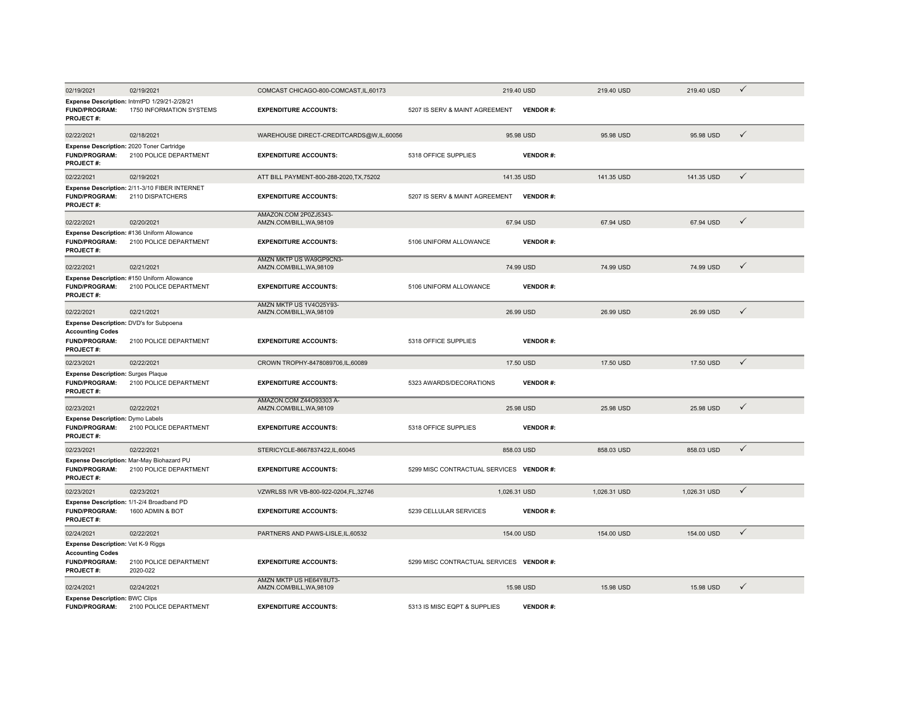| | | | | | | |
|---|---|---|---|---|---|---|
| 02/19/2021 | 02/19/2021 | COMCAST CHICAGO-800-COMCAST,IL,60173 | 219.40 USD | 219.40 USD | 219.40 USD | ✓ |

**Expense Description:** IntrntPD 1/29/21-2/28/21
**FUND/PROGRAM:** 1750 INFORMATION SYSTEMS **EXPENDITURE ACCOUNTS:** 5207 IS SERV & MAINT AGREEMENT **VENDOR #:**
**PROJECT #:**

| | | | | | | |
|---|---|---|---|---|---|---|
| 02/22/2021 | 02/18/2021 | WAREHOUSE DIRECT-CREDITCARDS@W,IL,60056 | 95.98 USD | 95.98 USD | 95.98 USD | ✓ |

**Expense Description:** 2020 Toner Cartridge
**FUND/PROGRAM:** 2100 POLICE DEPARTMENT **EXPENDITURE ACCOUNTS:** 5318 OFFICE SUPPLIES **VENDOR #:**
**PROJECT #:**

| | | | | | | |
|---|---|---|---|---|---|---|
| 02/22/2021 | 02/19/2021 | ATT BILL PAYMENT-800-288-2020,TX,75202 | 141.35 USD | 141.35 USD | 141.35 USD | ✓ |

**Expense Description:** 2/11-3/10 FIBER INTERNET
**FUND/PROGRAM:** 2110 DISPATCHERS **EXPENDITURE ACCOUNTS:** 5207 IS SERV & MAINT AGREEMENT **VENDOR #:**
**PROJECT #:**

| | | | | | | |
|---|---|---|---|---|---|---|
| 02/22/2021 | 02/20/2021 | AMAZON.COM 2P0ZJ5343-AMZN.COM/BILL,WA,98109 | 67.94 USD | 67.94 USD | 67.94 USD | ✓ |

**Expense Description:** #136 Uniform Allowance
**FUND/PROGRAM:** 2100 POLICE DEPARTMENT **EXPENDITURE ACCOUNTS:** 5106 UNIFORM ALLOWANCE **VENDOR #:**
**PROJECT #:**

| | | | | | | |
|---|---|---|---|---|---|---|
| 02/22/2021 | 02/21/2021 | AMZN MKTP US WA9GP9CN3-AMZN.COM/BILL,WA,98109 | 74.99 USD | 74.99 USD | 74.99 USD | ✓ |

**Expense Description:** #150 Uniform Allowance
**FUND/PROGRAM:** 2100 POLICE DEPARTMENT **EXPENDITURE ACCOUNTS:** 5106 UNIFORM ALLOWANCE **VENDOR #:**
**PROJECT #:**

| | | | | | | |
|---|---|---|---|---|---|---|
| 02/22/2021 | 02/21/2021 | AMZN MKTP US 1V4O25Y93-AMZN.COM/BILL,WA,98109 | 26.99 USD | 26.99 USD | 26.99 USD | ✓ |

**Expense Description:** DVD's for Subpoena
**Accounting Codes**
**FUND/PROGRAM:** 2100 POLICE DEPARTMENT **EXPENDITURE ACCOUNTS:** 5318 OFFICE SUPPLIES **VENDOR #:**
**PROJECT #:**

| | | | | | | |
|---|---|---|---|---|---|---|
| 02/23/2021 | 02/22/2021 | CROWN TROPHY-8478089706,IL,60089 | 17.50 USD | 17.50 USD | 17.50 USD | ✓ |

**Expense Description:** Surges Plaque
**FUND/PROGRAM:** 2100 POLICE DEPARTMENT **EXPENDITURE ACCOUNTS:** 5323 AWARDS/DECORATIONS **VENDOR #:**
**PROJECT #:**

| | | | | | | |
|---|---|---|---|---|---|---|
| 02/23/2021 | 02/22/2021 | AMAZON.COM Z44O93303 A-AMZN.COM/BILL,WA,98109 | 25.98 USD | 25.98 USD | 25.98 USD | ✓ |

**Expense Description:** Dymo Labels
**FUND/PROGRAM:** 2100 POLICE DEPARTMENT **EXPENDITURE ACCOUNTS:** 5318 OFFICE SUPPLIES **VENDOR #:**
**PROJECT #:**

| | | | | | | |
|---|---|---|---|---|---|---|
| 02/23/2021 | 02/22/2021 | STERICYCLE-8667837422,IL,60045 | 858.03 USD | 858.03 USD | 858.03 USD | ✓ |

**Expense Description:** Mar-May Biohazard PU
**FUND/PROGRAM:** 2100 POLICE DEPARTMENT **EXPENDITURE ACCOUNTS:** 5299 MISC CONTRACTUAL SERVICES **VENDOR #:**
**PROJECT #:**

| | | | | | | |
|---|---|---|---|---|---|---|
| 02/23/2021 | 02/23/2021 | VZWRLSS IVR VB-800-922-0204,FL,32746 | 1,026.31 USD | 1,026.31 USD | 1,026.31 USD | ✓ |

**Expense Description:** 1/1-2/4 Broadband PD
**FUND/PROGRAM:** 1600 ADMIN & BOT **EXPENDITURE ACCOUNTS:** 5239 CELLULAR SERVICES **VENDOR #:**
**PROJECT #:**

| | | | | | | |
|---|---|---|---|---|---|---|
| 02/24/2021 | 02/22/2021 | PARTNERS AND PAWS-LISLE,IL,60532 | 154.00 USD | 154.00 USD | 154.00 USD | ✓ |

**Expense Description:** Vet K-9 Riggs
**Accounting Codes**
**FUND/PROGRAM:** 2100 POLICE DEPARTMENT **EXPENDITURE ACCOUNTS:** 5299 MISC CONTRACTUAL SERVICES **VENDOR #:**
**PROJECT #:** 2020-022

| | | | | | | |
|---|---|---|---|---|---|---|
| 02/24/2021 | 02/24/2021 | AMZN MKTP US HE64Y8UT3-AMZN.COM/BILL,WA,98109 | 15.98 USD | 15.98 USD | 15.98 USD | ✓ |

**Expense Description:** BWC Clips
**FUND/PROGRAM:** 2100 POLICE DEPARTMENT **EXPENDITURE ACCOUNTS:** 5313 IS MISC EQPT & SUPPLIES **VENDOR #:**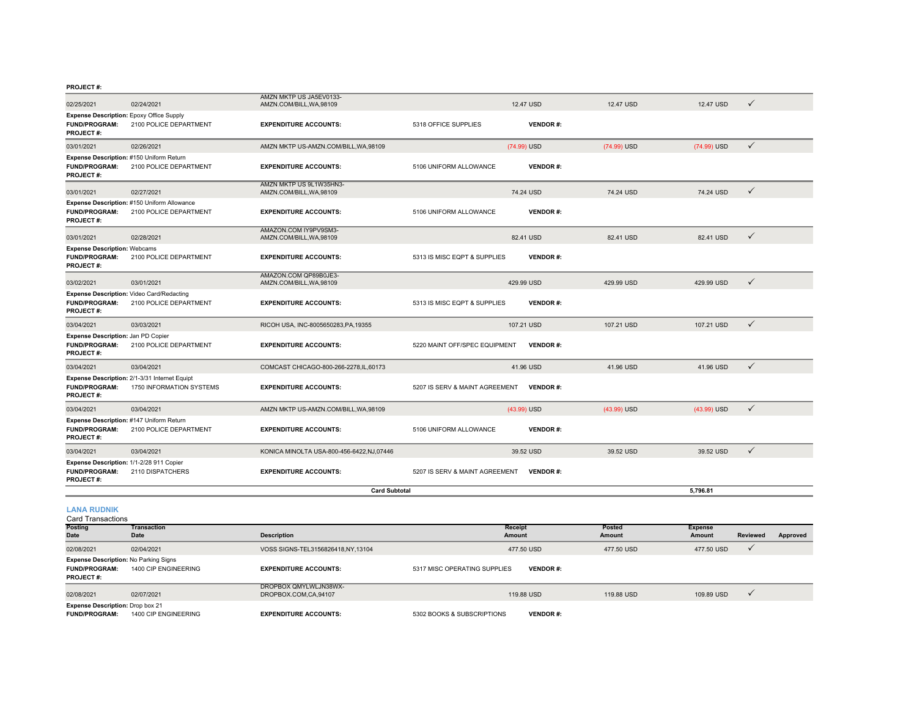**PROJECT #:**

| Posting Date | Transaction Date | Description | Receipt Amount | Posted Amount | Expense Amount | Reviewed | Approved |
|---|---|---|---|---|---|---|---|
| 02/25/2021 | 02/24/2021 | AMZN MKTP US JA5EV0133-AMZN.COM/BILL,WA,98109 | 12.47 USD | 12.47 USD | 12.47 USD | ✓ | |
| **Expense Description:** Epoxy Office Supply | | | | | | | |
| **FUND/PROGRAM:** 2100 POLICE DEPARTMENT | | **EXPENDITURE ACCOUNTS:** 5318 OFFICE SUPPLIES | **VENDOR #:** | | | | |
| **PROJECT #:** | | | | | | | |
| 03/01/2021 | 02/26/2021 | AMZN MKTP US-AMZN.COM/BILL,WA,98109 | (74.99) USD | (74.99) USD | (74.99) USD | ✓ | |
| **Expense Description:** #150 Uniform Return | | | | | | | |
| **FUND/PROGRAM:** 2100 POLICE DEPARTMENT | | **EXPENDITURE ACCOUNTS:** 5106 UNIFORM ALLOWANCE | **VENDOR #:** | | | | |
| **PROJECT #:** | | | | | | | |
| 03/01/2021 | 02/27/2021 | AMZN MKTP US 9L1W35HN3-AMZN.COM/BILL,WA,98109 | 74.24 USD | 74.24 USD | 74.24 USD | ✓ | |
| **Expense Description:** #150 Uniform Allowance | | | | | | | |
| **FUND/PROGRAM:** 2100 POLICE DEPARTMENT | | **EXPENDITURE ACCOUNTS:** 5106 UNIFORM ALLOWANCE | **VENDOR #:** | | | | |
| **PROJECT #:** | | | | | | | |
| 03/01/2021 | 02/28/2021 | AMAZON.COM IY9PV9SM3-AMZN.COM/BILL,WA,98109 | 82.41 USD | 82.41 USD | 82.41 USD | ✓ | |
| **Expense Description:** Webcams | | | | | | | |
| **FUND/PROGRAM:** 2100 POLICE DEPARTMENT | | **EXPENDITURE ACCOUNTS:** 5313 IS MISC EQPT & SUPPLIES | **VENDOR #:** | | | | |
| **PROJECT #:** | | | | | | | |
| 03/02/2021 | 03/01/2021 | AMAZON.COM QP89B0JE3-AMZN.COM/BILL,WA,98109 | 429.99 USD | 429.99 USD | 429.99 USD | ✓ | |
| **Expense Description:** Video Card/Redacting | | | | | | | |
| **FUND/PROGRAM:** 2100 POLICE DEPARTMENT | | **EXPENDITURE ACCOUNTS:** 5313 IS MISC EQPT & SUPPLIES | **VENDOR #:** | | | | |
| **PROJECT #:** | | | | | | | |
| 03/04/2021 | 03/03/2021 | RICOH USA, INC-8005650283,PA,19355 | 107.21 USD | 107.21 USD | 107.21 USD | ✓ | |
| **Expense Description:** Jan PD Copier | | | | | | | |
| **FUND/PROGRAM:** 2100 POLICE DEPARTMENT | | **EXPENDITURE ACCOUNTS:** 5220 MAINT OFF/SPEC EQUIPMENT | **VENDOR #:** | | | | |
| **PROJECT #:** | | | | | | | |
| 03/04/2021 | 03/04/2021 | COMCAST CHICAGO-800-266-2278,IL,60173 | 41.96 USD | 41.96 USD | 41.96 USD | ✓ | |
| **Expense Description:** 2/1-3/31 Internet Equipt | | | | | | | |
| **FUND/PROGRAM:** 1750 INFORMATION SYSTEMS | | **EXPENDITURE ACCOUNTS:** 5207 IS SERV & MAINT AGREEMENT | **VENDOR #:** | | | | |
| **PROJECT #:** | | | | | | | |
| 03/04/2021 | 03/04/2021 | AMZN MKTP US-AMZN.COM/BILL,WA,98109 | (43.99) USD | (43.99) USD | (43.99) USD | ✓ | |
| **Expense Description:** #147 Uniform Return | | | | | | | |
| **FUND/PROGRAM:** 2100 POLICE DEPARTMENT | | **EXPENDITURE ACCOUNTS:** 5106 UNIFORM ALLOWANCE | **VENDOR #:** | | | | |
| **PROJECT #:** | | | | | | | |
| 03/04/2021 | 03/04/2021 | KONICA MINOLTA USA-800-456-6422,NJ,07446 | 39.52 USD | 39.52 USD | 39.52 USD | ✓ | |
| **Expense Description:** 1/1-2/28 911 Copier | | | | | | | |
| **FUND/PROGRAM:** 2110 DISPATCHERS | | **EXPENDITURE ACCOUNTS:** 5207 IS SERV & MAINT AGREEMENT | **VENDOR #:** | | | | |
| **PROJECT #:** | | | | | | | |
| | | **Card Subtotal** | | | **5,796.81** | | |

## LANA RUDNIK

Card Transactions

| Posting Date | Transaction Date | Description | Receipt Amount | Posted Amount | Expense Amount | Reviewed | Approved |
|---|---|---|---|---|---|---|---|
| 02/08/2021 | 02/04/2021 | VOSS SIGNS-TEL3156826418,NY,13104 | 477.50 USD | 477.50 USD | 477.50 USD | ✓ | |
| **Expense Description:** No Parking Signs | | | | | | | |
| **FUND/PROGRAM:** 1400 CIP ENGINEERING | | **EXPENDITURE ACCOUNTS:** 5317 MISC OPERATING SUPPLIES | **VENDOR #:** | | | | |
| **PROJECT #:** | | | | | | | |
| 02/08/2021 | 02/07/2021 | DROPBOX QMYLWLJN38WX-DROPBOX.COM,CA,94107 | 119.88 USD | 119.88 USD | 109.89 USD | ✓ | |
| **Expense Description:** Drop box 21 | | | | | | | |
| **FUND/PROGRAM:** 1400 CIP ENGINEERING | | **EXPENDITURE ACCOUNTS:** 5302 BOOKS & SUBSCRIPTIONS | **VENDOR #:** | | | | |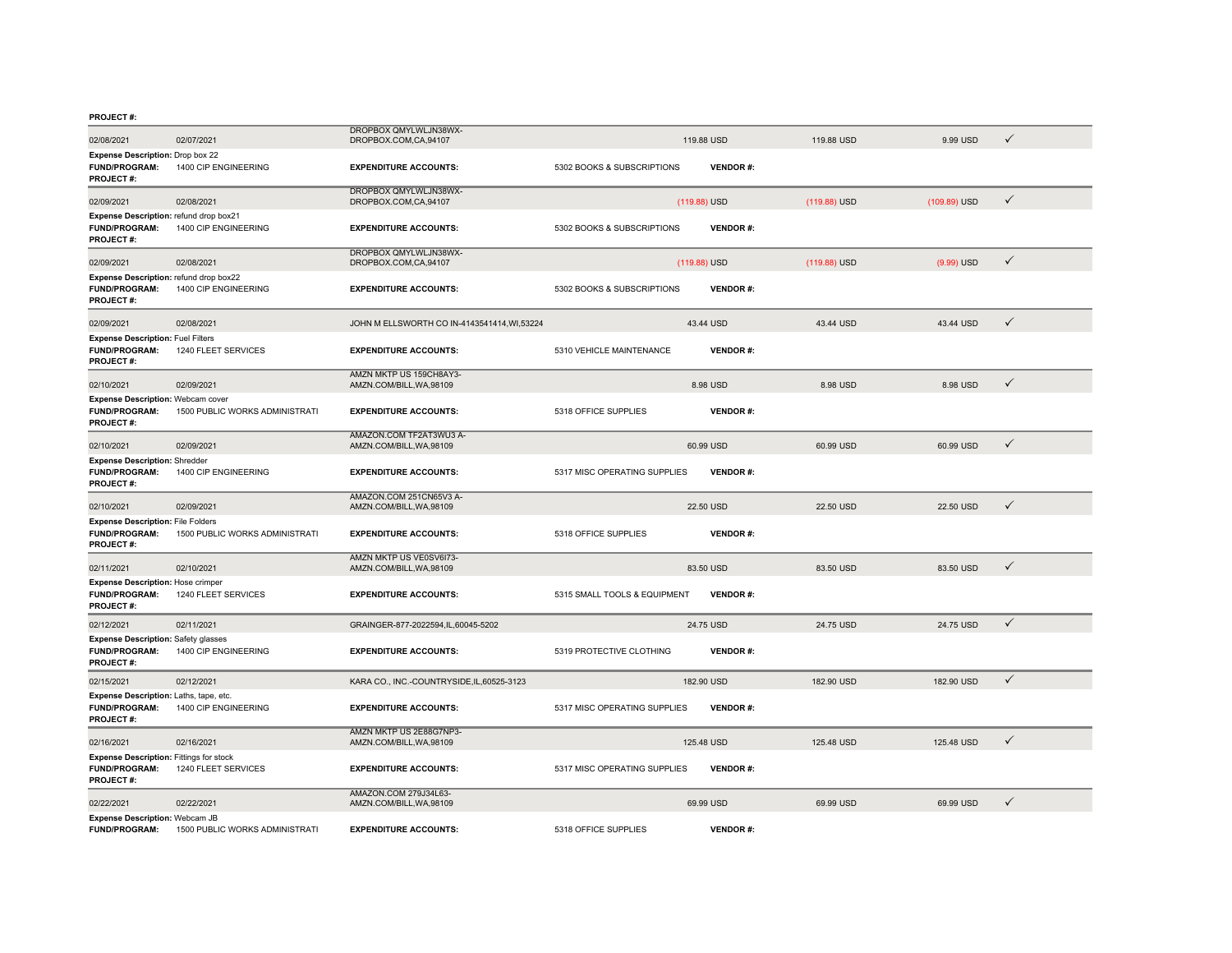**PROJECT #:**

| | | | | | | |
|---|---|---|---|---|---|---|
| 02/08/2021 | 02/07/2021 | DROPBOX QMYLWLJN38WX-DROPBOX.COM,CA,94107 | 119.88 USD | 119.88 USD | 9.99 USD | ✓ |

**Expense Description:** Drop box 22
**FUND/PROGRAM:** 1400 CIP ENGINEERING **EXPENDITURE ACCOUNTS:** 5302 BOOKS & SUBSCRIPTIONS **VENDOR #:**
**PROJECT #:**

| | | | | | | |
|---|---|---|---|---|---|---|
| 02/09/2021 | 02/08/2021 | DROPBOX QMYLWLJN38WX-DROPBOX.COM,CA,94107 | (119.88) USD | (119.88) USD | (109.89) USD | ✓ |

**Expense Description:** refund drop box21
**FUND/PROGRAM:** 1400 CIP ENGINEERING **EXPENDITURE ACCOUNTS:** 5302 BOOKS & SUBSCRIPTIONS **VENDOR #:**
**PROJECT #:**

| | | | | | | |
|---|---|---|---|---|---|---|
| 02/09/2021 | 02/08/2021 | DROPBOX QMYLWLJN38WX-DROPBOX.COM,CA,94107 | (119.88) USD | (119.88) USD | (9.99) USD | ✓ |

**Expense Description:** refund drop box22
**FUND/PROGRAM:** 1400 CIP ENGINEERING **EXPENDITURE ACCOUNTS:** 5302 BOOKS & SUBSCRIPTIONS **VENDOR #:**
**PROJECT #:**

| | | | | | | |
|---|---|---|---|---|---|---|
| 02/09/2021 | 02/08/2021 | JOHN M ELLSWORTH CO IN-4143541414,WI,53224 | 43.44 USD | 43.44 USD | 43.44 USD | ✓ |

**Expense Description:** Fuel Filters
**FUND/PROGRAM:** 1240 FLEET SERVICES **EXPENDITURE ACCOUNTS:** 5310 VEHICLE MAINTENANCE **VENDOR #:**
**PROJECT #:**

| | | | | | | |
|---|---|---|---|---|---|---|
| 02/10/2021 | 02/09/2021 | AMZN MKTP US 159CH8AY3-AMZN.COM/BILL,WA,98109 | 8.98 USD | 8.98 USD | 8.98 USD | ✓ |

**Expense Description:** Webcam cover
**FUND/PROGRAM:** 1500 PUBLIC WORKS ADMINISTRATI **EXPENDITURE ACCOUNTS:** 5318 OFFICE SUPPLIES **VENDOR #:**
**PROJECT #:**

| | | | | | | |
|---|---|---|---|---|---|---|
| 02/10/2021 | 02/09/2021 | AMAZON.COM TF2AT3WU3 A-AMZN.COM/BILL,WA,98109 | 60.99 USD | 60.99 USD | 60.99 USD | ✓ |

**Expense Description:** Shredder
**FUND/PROGRAM:** 1400 CIP ENGINEERING **EXPENDITURE ACCOUNTS:** 5317 MISC OPERATING SUPPLIES **VENDOR #:**
**PROJECT #:**

| | | | | | | |
|---|---|---|---|---|---|---|
| 02/10/2021 | 02/09/2021 | AMAZON.COM 251CN65V3 A-AMZN.COM/BILL,WA,98109 | 22.50 USD | 22.50 USD | 22.50 USD | ✓ |

**Expense Description:** File Folders
**FUND/PROGRAM:** 1500 PUBLIC WORKS ADMINISTRATI **EXPENDITURE ACCOUNTS:** 5318 OFFICE SUPPLIES **VENDOR #:**
**PROJECT #:**

| | | | | | | |
|---|---|---|---|---|---|---|
| 02/11/2021 | 02/10/2021 | AMZN MKTP US VE0SV6I73-AMZN.COM/BILL,WA,98109 | 83.50 USD | 83.50 USD | 83.50 USD | ✓ |

**Expense Description:** Hose crimper
**FUND/PROGRAM:** 1240 FLEET SERVICES **EXPENDITURE ACCOUNTS:** 5315 SMALL TOOLS & EQUIPMENT **VENDOR #:**
**PROJECT #:**

| | | | | | | |
|---|---|---|---|---|---|---|
| 02/12/2021 | 02/11/2021 | GRAINGER-877-2022594,IL,60045-5202 | 24.75 USD | 24.75 USD | 24.75 USD | ✓ |

**Expense Description:** Safety glasses
**FUND/PROGRAM:** 1400 CIP ENGINEERING **EXPENDITURE ACCOUNTS:** 5319 PROTECTIVE CLOTHING **VENDOR #:**
**PROJECT #:**

| | | | | | | |
|---|---|---|---|---|---|---|
| 02/15/2021 | 02/12/2021 | KARA CO., INC.-COUNTRYSIDE,IL,60525-3123 | 182.90 USD | 182.90 USD | 182.90 USD | ✓ |

**Expense Description:** Laths, tape, etc.
**FUND/PROGRAM:** 1400 CIP ENGINEERING **EXPENDITURE ACCOUNTS:** 5317 MISC OPERATING SUPPLIES **VENDOR #:**
**PROJECT #:**

| | | | | | | |
|---|---|---|---|---|---|---|
| 02/16/2021 | 02/16/2021 | AMZN MKTP US 2E88G7NP3-AMZN.COM/BILL,WA,98109 | 125.48 USD | 125.48 USD | 125.48 USD | ✓ |

**Expense Description:** Fittings for stock
**FUND/PROGRAM:** 1240 FLEET SERVICES **EXPENDITURE ACCOUNTS:** 5317 MISC OPERATING SUPPLIES **VENDOR #:**
**PROJECT #:**

| | | | | | | |
|---|---|---|---|---|---|---|
| 02/22/2021 | 02/22/2021 | AMAZON.COM 279J34L63-AMZN.COM/BILL,WA,98109 | 69.99 USD | 69.99 USD | 69.99 USD | ✓ |

**Expense Description:** Webcam JB
**FUND/PROGRAM:** 1500 PUBLIC WORKS ADMINISTRATI **EXPENDITURE ACCOUNTS:** 5318 OFFICE SUPPLIES **VENDOR #:**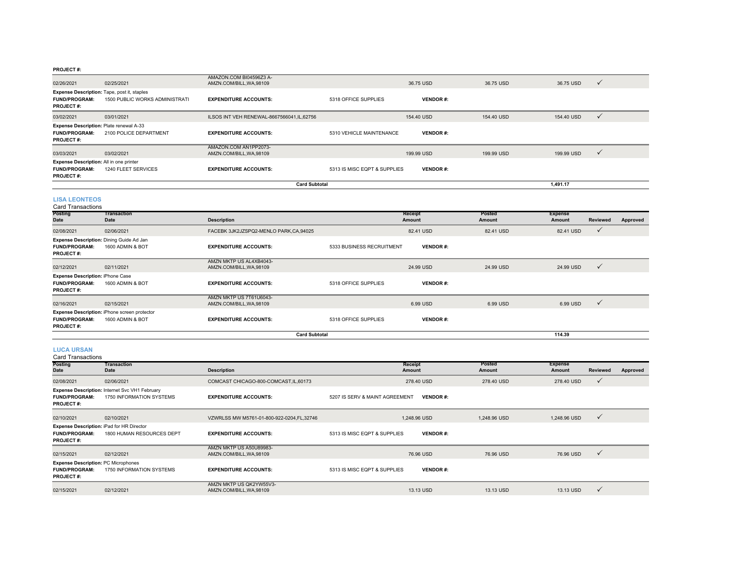**PROJECT #:**

| Posting Date | Transaction Date | Description | Receipt Amount | Posted Amount | Expense Amount | Reviewed | Approved |
|---|---|---|---|---|---|---|---|
| 02/26/2021 | 02/25/2021 | AMAZON.COM BI04596Z3 A-AMZN.COM/BILL,WA,98109 | 36.75 USD | 36.75 USD | 36.75 USD | ✓ | |

**Expense Description:** Tape, post it, staples
**FUND/PROGRAM:** 1500 PUBLIC WORKS ADMINISTRATI **EXPENDITURE ACCOUNTS:** 5318 OFFICE SUPPLIES **VENDOR #:**
**PROJECT #:**

| Posting Date | Transaction Date | Description | Receipt Amount | Posted Amount | Expense Amount | Reviewed | Approved |
|---|---|---|---|---|---|---|---|
| 03/02/2021 | 03/01/2021 | ILSOS INT VEH RENEWAL-8667566041,IL,62756 | 154.40 USD | 154.40 USD | 154.40 USD | ✓ | |

**Expense Description:** Plate renewal A-33
**FUND/PROGRAM:** 2100 POLICE DEPARTMENT **EXPENDITURE ACCOUNTS:** 5310 VEHICLE MAINTENANCE **VENDOR #:**
**PROJECT #:**

| Posting Date | Transaction Date | Description | Receipt Amount | Posted Amount | Expense Amount | Reviewed | Approved |
|---|---|---|---|---|---|---|---|
| 03/03/2021 | 03/02/2021 | AMAZON.COM AN1PP2073-AMZN.COM/BILL,WA,98109 | 199.99 USD | 199.99 USD | 199.99 USD | ✓ | |

**Expense Description:** All in one printer
**FUND/PROGRAM:** 1240 FLEET SERVICES **EXPENDITURE ACCOUNTS:** 5313 IS MISC EQPT & SUPPLIES **VENDOR #:**
**PROJECT #:**

**Card Subtotal** 1,491.17

## LISA LEONTEOS

Card Transactions

| Posting Date | Transaction Date | Description | Receipt Amount | Posted Amount | Expense Amount | Reviewed | Approved |
|---|---|---|---|---|---|---|---|
| 02/08/2021 | 02/06/2021 | FACEBK 3JK2JZSPQ2-MENLO PARK,CA,94025 | 82.41 USD | 82.41 USD | 82.41 USD | ✓ | |

**Expense Description:** Dining Guide Ad Jan
**FUND/PROGRAM:** 1600 ADMIN & BOT **EXPENDITURE ACCOUNTS:** 5333 BUSINESS RECRUITMENT **VENDOR #:**
**PROJECT #:**

| Posting Date | Transaction Date | Description | Receipt Amount | Posted Amount | Expense Amount | Reviewed | Approved |
|---|---|---|---|---|---|---|---|
| 02/12/2021 | 02/11/2021 | AMZN MKTP US AL4XB4043-AMZN.COM/BILL,WA,98109 | 24.99 USD | 24.99 USD | 24.99 USD | ✓ | |

**Expense Description:** iPhone Case
**FUND/PROGRAM:** 1600 ADMIN & BOT **EXPENDITURE ACCOUNTS:** 5318 OFFICE SUPPLIES **VENDOR #:**
**PROJECT #:**

| Posting Date | Transaction Date | Description | Receipt Amount | Posted Amount | Expense Amount | Reviewed | Approved |
|---|---|---|---|---|---|---|---|
| 02/16/2021 | 02/15/2021 | AMZN MKTP US 7T61U6043-AMZN.COM/BILL,WA,98109 | 6.99 USD | 6.99 USD | 6.99 USD | ✓ | |

**Expense Description:** iPhone screen protector
**FUND/PROGRAM:** 1600 ADMIN & BOT **EXPENDITURE ACCOUNTS:** 5318 OFFICE SUPPLIES **VENDOR #:**
**PROJECT #:**

**Card Subtotal** 114.39

## LUCA URSAN

Card Transactions

| Posting Date | Transaction Date | Description | Receipt Amount | Posted Amount | Expense Amount | Reviewed | Approved |
|---|---|---|---|---|---|---|---|
| 02/08/2021 | 02/06/2021 | COMCAST CHICAGO-800-COMCAST,IL,60173 | 278.40 USD | 278.40 USD | 278.40 USD | ✓ | |

**Expense Description:** Internet Svc VH1 February
**FUND/PROGRAM:** 1750 INFORMATION SYSTEMS **EXPENDITURE ACCOUNTS:** 5207 IS SERV & MAINT AGREEMENT **VENDOR #:**
**PROJECT #:**

| Posting Date | Transaction Date | Description | Receipt Amount | Posted Amount | Expense Amount | Reviewed | Approved |
|---|---|---|---|---|---|---|---|
| 02/10/2021 | 02/10/2021 | VZWRLSS MW M5761-01-800-922-0204,FL,32746 | 1,248.96 USD | 1,248.96 USD | 1,248.96 USD | ✓ | |

**Expense Description:** iPad for HR Director
**FUND/PROGRAM:** 1800 HUMAN RESOURCES DEPT **EXPENDITURE ACCOUNTS:** 5313 IS MISC EQPT & SUPPLIES **VENDOR #:**
**PROJECT #:**

| Posting Date | Transaction Date | Description | Receipt Amount | Posted Amount | Expense Amount | Reviewed | Approved |
|---|---|---|---|---|---|---|---|
| 02/15/2021 | 02/12/2021 | AMZN MKTP US A50U89983-AMZN.COM/BILL,WA,98109 | 76.96 USD | 76.96 USD | 76.96 USD | ✓ | |

**Expense Description:** PC Microphones
**FUND/PROGRAM:** 1750 INFORMATION SYSTEMS **EXPENDITURE ACCOUNTS:** 5313 IS MISC EQPT & SUPPLIES **VENDOR #:**
**PROJECT #:**

| Posting Date | Transaction Date | Description | Receipt Amount | Posted Amount | Expense Amount | Reviewed | Approved |
|---|---|---|---|---|---|---|---|
| 02/15/2021 | 02/12/2021 | AMZN MKTP US QK2YW55V3-AMZN.COM/BILL,WA,98109 | 13.13 USD | 13.13 USD | 13.13 USD | ✓ | |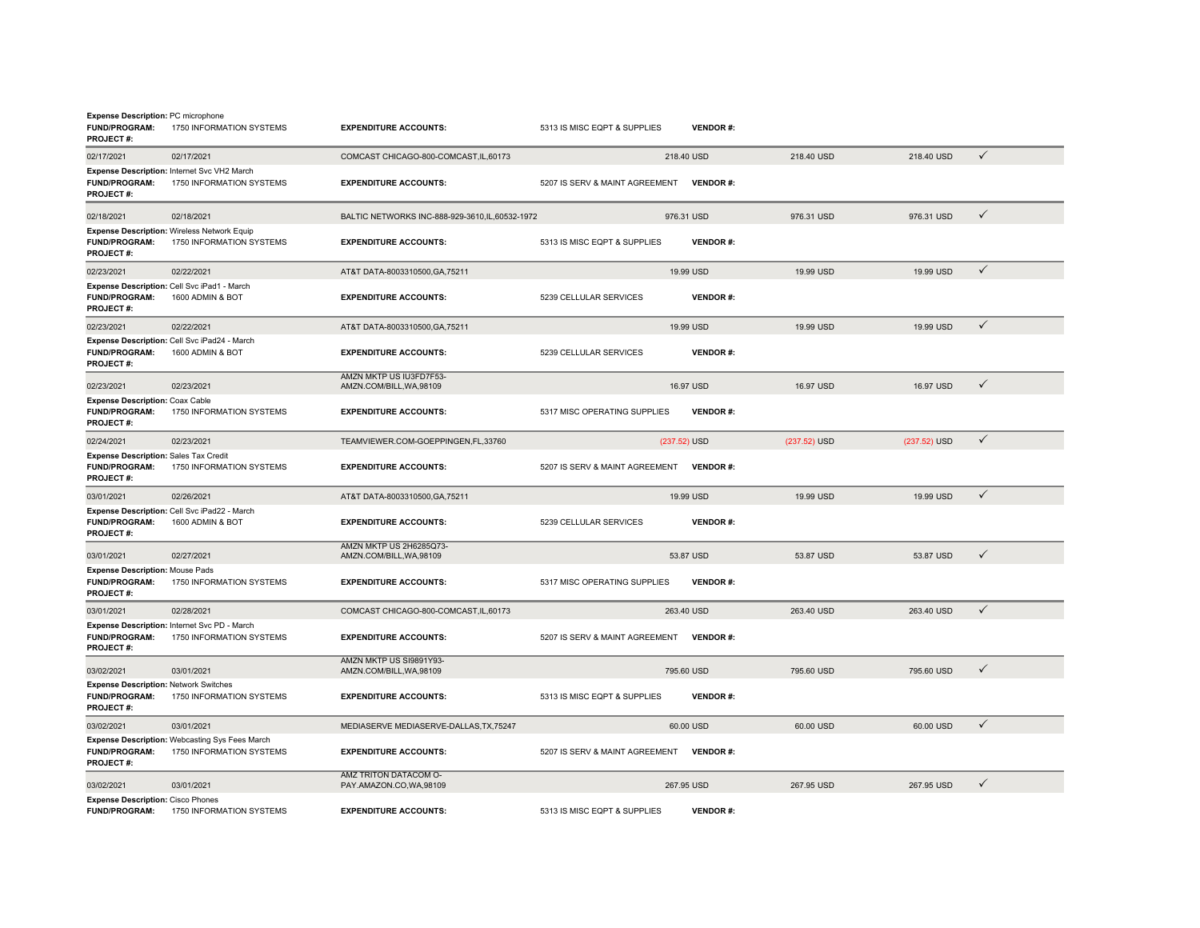**Expense Description:** PC microphone
**FUND/PROGRAM:** 1750 INFORMATION SYSTEMS **EXPENDITURE ACCOUNTS:** 5313 IS MISC EQPT & SUPPLIES **VENDOR #:**
**PROJECT #:**

| 02/17/2021 | 02/17/2021 | COMCAST CHICAGO-800-COMCAST,IL,60173 | 218.40 USD | 218.40 USD | 218.40 USD | ✓ |
|---|---|---|---|---|---|---|

**Expense Description:** Internet Svc VH2 March
**FUND/PROGRAM:** 1750 INFORMATION SYSTEMS **EXPENDITURE ACCOUNTS:** 5207 IS SERV & MAINT AGREEMENT **VENDOR #:**
**PROJECT #:**

| 02/18/2021 | 02/18/2021 | BALTIC NETWORKS INC-888-929-3610,IL,60532-1972 | 976.31 USD | 976.31 USD | 976.31 USD | ✓ |
|---|---|---|---|---|---|---|

**Expense Description:** Wireless Network Equip
**FUND/PROGRAM:** 1750 INFORMATION SYSTEMS **EXPENDITURE ACCOUNTS:** 5313 IS MISC EQPT & SUPPLIES **VENDOR #:**
**PROJECT #:**

| 02/23/2021 | 02/22/2021 | AT&T DATA-8003310500,GA,75211 | 19.99 USD | 19.99 USD | 19.99 USD | ✓ |
|---|---|---|---|---|---|---|

**Expense Description:** Cell Svc iPad1 - March
**FUND/PROGRAM:** 1600 ADMIN & BOT **EXPENDITURE ACCOUNTS:** 5239 CELLULAR SERVICES **VENDOR #:**
**PROJECT #:**

| 02/23/2021 | 02/22/2021 | AT&T DATA-8003310500,GA,75211 | 19.99 USD | 19.99 USD | 19.99 USD | ✓ |
|---|---|---|---|---|---|---|

**Expense Description:** Cell Svc iPad24 - March
**FUND/PROGRAM:** 1600 ADMIN & BOT **EXPENDITURE ACCOUNTS:** 5239 CELLULAR SERVICES **VENDOR #:**
**PROJECT #:**

| 02/23/2021 | 02/23/2021 | AMZN MKTP US IU3FD7F53-AMZN.COM/BILL,WA,98109 | 16.97 USD | 16.97 USD | 16.97 USD | ✓ |
|---|---|---|---|---|---|---|

**Expense Description:** Coax Cable
**FUND/PROGRAM:** 1750 INFORMATION SYSTEMS **EXPENDITURE ACCOUNTS:** 5317 MISC OPERATING SUPPLIES **VENDOR #:**
**PROJECT #:**

| 02/24/2021 | 02/23/2021 | TEAMVIEWER.COM-GOEPPINGEN,FL,33760 | (237.52) USD | (237.52) USD | (237.52) USD | ✓ |
|---|---|---|---|---|---|---|

**Expense Description:** Sales Tax Credit
**FUND/PROGRAM:** 1750 INFORMATION SYSTEMS **EXPENDITURE ACCOUNTS:** 5207 IS SERV & MAINT AGREEMENT **VENDOR #:**
**PROJECT #:**

| 03/01/2021 | 02/26/2021 | AT&T DATA-8003310500,GA,75211 | 19.99 USD | 19.99 USD | 19.99 USD | ✓ |
|---|---|---|---|---|---|---|

**Expense Description:** Cell Svc iPad22 - March
**FUND/PROGRAM:** 1600 ADMIN & BOT **EXPENDITURE ACCOUNTS:** 5239 CELLULAR SERVICES **VENDOR #:**
**PROJECT #:**

| 03/01/2021 | 02/27/2021 | AMZN MKTP US 2H6285Q73-AMZN.COM/BILL,WA,98109 | 53.87 USD | 53.87 USD | 53.87 USD | ✓ |
|---|---|---|---|---|---|---|

**Expense Description:** Mouse Pads
**FUND/PROGRAM:** 1750 INFORMATION SYSTEMS **EXPENDITURE ACCOUNTS:** 5317 MISC OPERATING SUPPLIES **VENDOR #:**
**PROJECT #:**

| 03/01/2021 | 02/28/2021 | COMCAST CHICAGO-800-COMCAST,IL,60173 | 263.40 USD | 263.40 USD | 263.40 USD | ✓ |
|---|---|---|---|---|---|---|

**Expense Description:** Internet Svc PD - March
**FUND/PROGRAM:** 1750 INFORMATION SYSTEMS **EXPENDITURE ACCOUNTS:** 5207 IS SERV & MAINT AGREEMENT **VENDOR #:**
**PROJECT #:**

| 03/02/2021 | 03/01/2021 | AMZN MKTP US SI9891Y93-AMZN.COM/BILL,WA,98109 | 795.60 USD | 795.60 USD | 795.60 USD | ✓ |
|---|---|---|---|---|---|---|

**Expense Description:** Network Switches
**FUND/PROGRAM:** 1750 INFORMATION SYSTEMS **EXPENDITURE ACCOUNTS:** 5313 IS MISC EQPT & SUPPLIES **VENDOR #:**
**PROJECT #:**

| 03/02/2021 | 03/01/2021 | MEDIASERVE MEDIASERVE-DALLAS,TX,75247 | 60.00 USD | 60.00 USD | 60.00 USD | ✓ |
|---|---|---|---|---|---|---|

**Expense Description:** Webcasting Sys Fees March
**FUND/PROGRAM:** 1750 INFORMATION SYSTEMS **EXPENDITURE ACCOUNTS:** 5207 IS SERV & MAINT AGREEMENT **VENDOR #:**
**PROJECT #:**

| 03/02/2021 | 03/01/2021 | AMZ TRITON DATACOM O-PAY.AMAZON.CO,WA,98109 | 267.95 USD | 267.95 USD | 267.95 USD | ✓ |
|---|---|---|---|---|---|---|

**Expense Description:** Cisco Phones
**FUND/PROGRAM:** 1750 INFORMATION SYSTEMS **EXPENDITURE ACCOUNTS:** 5313 IS MISC EQPT & SUPPLIES **VENDOR #:**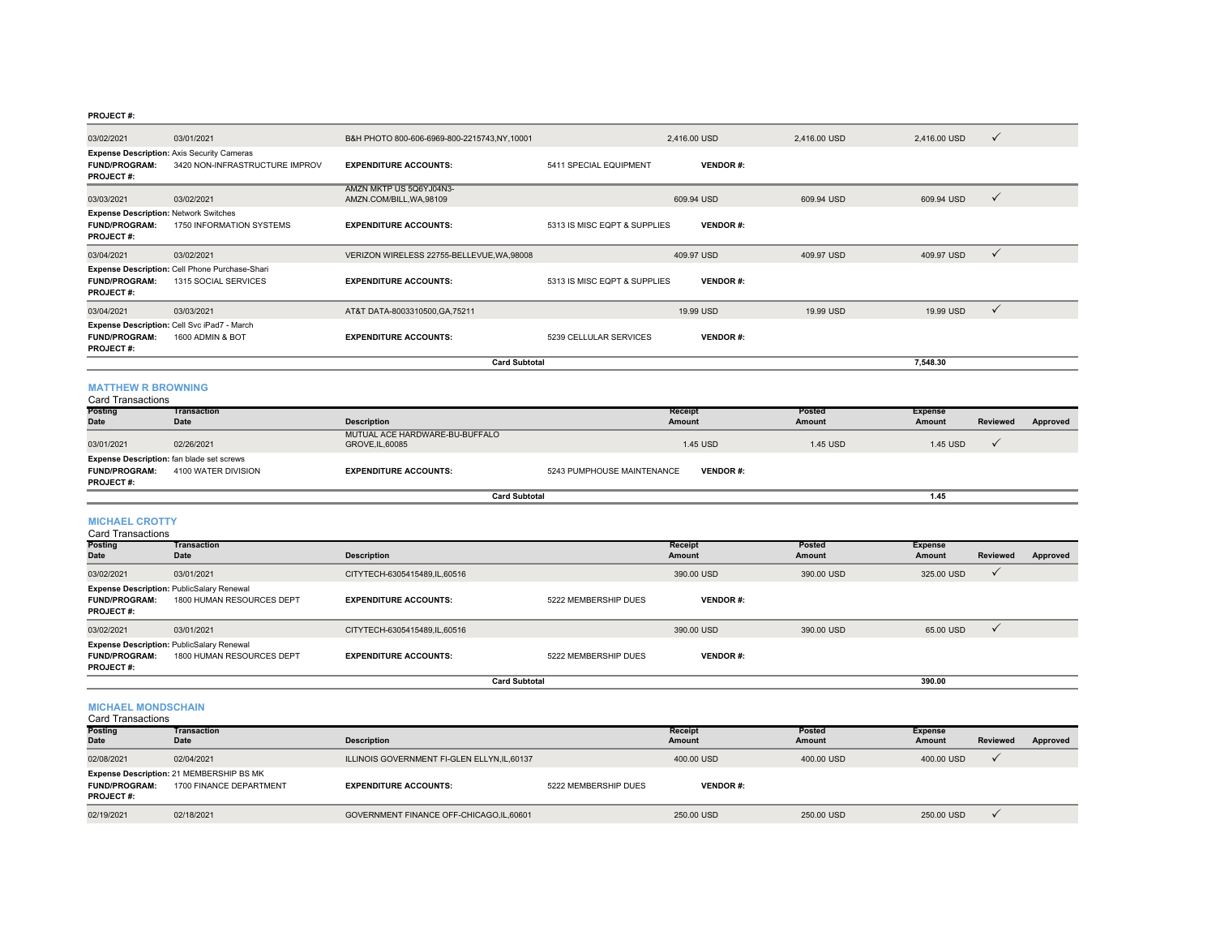**PROJECT #:**

| Posting Date | Transaction Date | Description | | Receipt Amount | Posted Amount | Expense Amount | Reviewed | Approved |
|---|---|---|---|---|---|---|---|---|
| 03/02/2021 | 03/01/2021 | B&H PHOTO 800-606-6969-800-2215743,NY,10001 | | 2,416.00 USD | 2,416.00 USD | 2,416.00 USD | ✓ | |
| **Expense Description:** Axis Security Cameras | | | | | | | | |
| **FUND/PROGRAM:** | 3420 NON-INFRASTRUCTURE IMPROV | **EXPENDITURE ACCOUNTS:** | 5411 SPECIAL EQUIPMENT | **VENDOR #:** | | | | |
| **PROJECT #:** | | | | | | | | |
| 03/03/2021 | 03/02/2021 | AMZN MKTP US 5Q6YJ04N3-AMZN.COM/BILL,WA,98109 | | 609.94 USD | 609.94 USD | 609.94 USD | ✓ | |
| **Expense Description:** Network Switches | | | | | | | | |
| **FUND/PROGRAM:** | 1750 INFORMATION SYSTEMS | **EXPENDITURE ACCOUNTS:** | 5313 IS MISC EQPT & SUPPLIES | **VENDOR #:** | | | | |
| **PROJECT #:** | | | | | | | | |
| 03/04/2021 | 03/02/2021 | VERIZON WIRELESS 22755-BELLEVUE,WA,98008 | | 409.97 USD | 409.97 USD | 409.97 USD | ✓ | |
| **Expense Description:** Cell Phone Purchase-Shari | | | | | | | | |
| **FUND/PROGRAM:** | 1315 SOCIAL SERVICES | **EXPENDITURE ACCOUNTS:** | 5313 IS MISC EQPT & SUPPLIES | **VENDOR #:** | | | | |
| **PROJECT #:** | | | | | | | | |
| 03/04/2021 | 03/03/2021 | AT&T DATA-8003310500,GA,75211 | | 19.99 USD | 19.99 USD | 19.99 USD | ✓ | |
| **Expense Description:** Cell Svc iPad7 - March | | | | | | | | |
| **FUND/PROGRAM:** | 1600 ADMIN & BOT | **EXPENDITURE ACCOUNTS:** | 5239 CELLULAR SERVICES | **VENDOR #:** | | | | |
| **PROJECT #:** | | | | | | | | |
| | | **Card Subtotal** | | | | **7,548.30** | | |

## MATTHEW R BROWNING

Card Transactions

| Posting Date | Transaction Date | Description | | Receipt Amount | Posted Amount | Expense Amount | Reviewed | Approved |
|---|---|---|---|---|---|---|---|---|
| 03/01/2021 | 02/26/2021 | MUTUAL ACE HARDWARE-BU-BUFFALO GROVE,IL,60085 | | 1.45 USD | 1.45 USD | 1.45 USD | ✓ | |
| **Expense Description:** fan blade set screws | | | | | | | | |
| **FUND/PROGRAM:** | 4100 WATER DIVISION | **EXPENDITURE ACCOUNTS:** | 5243 PUMPHOUSE MAINTENANCE | **VENDOR #:** | | | | |
| **PROJECT #:** | | | | | | | | |
| | | **Card Subtotal** | | | | **1.45** | | |

## MICHAEL CROTTY

Card Transactions

| Posting Date | Transaction Date | Description | | Receipt Amount | Posted Amount | Expense Amount | Reviewed | Approved |
|---|---|---|---|---|---|---|---|---|
| 03/02/2021 | 03/01/2021 | CITYTECH-6305415489,IL,60516 | | 390.00 USD | 390.00 USD | 325.00 USD | ✓ | |
| **Expense Description:** PublicSalary Renewal | | | | | | | | |
| **FUND/PROGRAM:** | 1800 HUMAN RESOURCES DEPT | **EXPENDITURE ACCOUNTS:** | 5222 MEMBERSHIP DUES | **VENDOR #:** | | | | |
| **PROJECT #:** | | | | | | | | |
| 03/02/2021 | 03/01/2021 | CITYTECH-6305415489,IL,60516 | | 390.00 USD | 390.00 USD | 65.00 USD | ✓ | |
| **Expense Description:** PublicSalary Renewal | | | | | | | | |
| **FUND/PROGRAM:** | 1800 HUMAN RESOURCES DEPT | **EXPENDITURE ACCOUNTS:** | 5222 MEMBERSHIP DUES | **VENDOR #:** | | | | |
| **PROJECT #:** | | | | | | | | |
| | | **Card Subtotal** | | | | **390.00** | | |

## MICHAEL MONDSCHAIN

Card Transactions

| Posting Date | Transaction Date | Description | | Receipt Amount | Posted Amount | Expense Amount | Reviewed | Approved |
|---|---|---|---|---|---|---|---|---|
| 02/08/2021 | 02/04/2021 | ILLINOIS GOVERNMENT FI-GLEN ELLYN,IL,60137 | | 400.00 USD | 400.00 USD | 400.00 USD | ✓ | |
| **Expense Description:** 21 MEMBERSHIP BS MK | | | | | | | | |
| **FUND/PROGRAM:** | 1700 FINANCE DEPARTMENT | **EXPENDITURE ACCOUNTS:** | 5222 MEMBERSHIP DUES | **VENDOR #:** | | | | |
| **PROJECT #:** | | | | | | | | |
| 02/19/2021 | 02/18/2021 | GOVERNMENT FINANCE OFF-CHICAGO,IL,60601 | | 250.00 USD | 250.00 USD | 250.00 USD | ✓ | |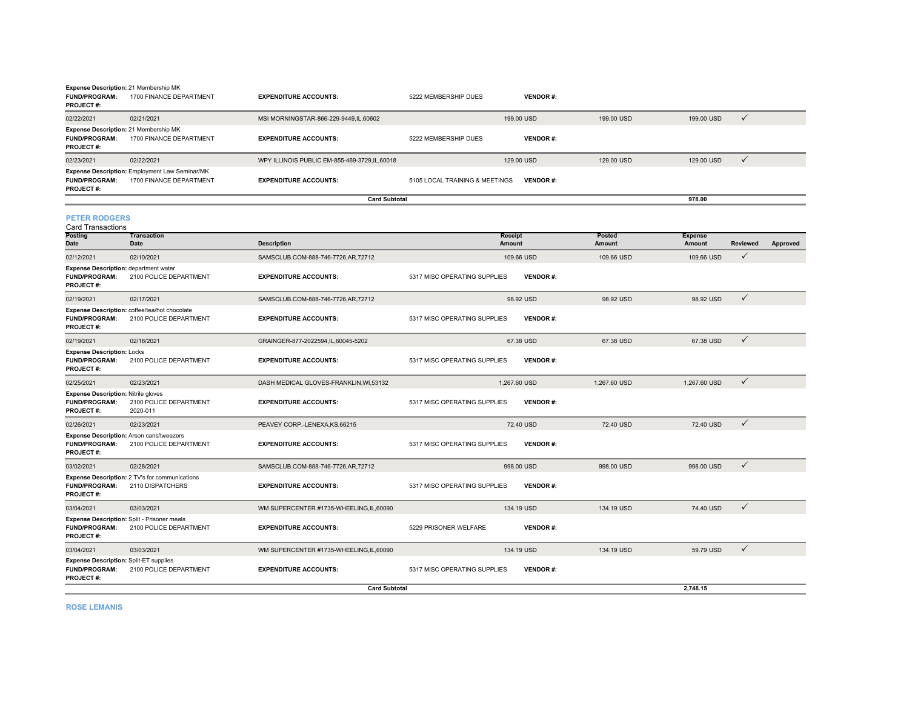**Expense Description:** 21 Membership MK
**FUND/PROGRAM:** 1700 FINANCE DEPARTMENT **EXPENDITURE ACCOUNTS:** 5222 MEMBERSHIP DUES **VENDOR #:**
**PROJECT #:**

| Posting Date | Transaction Date | Description | Receipt Amount | Posted Amount | Expense Amount | Reviewed | Approved |
|---|---|---|---|---|---|---|---|
| 02/22/2021 | 02/21/2021 | MSI MORNINGSTAR-866-229-9449,IL,60602 | 199.00 USD | 199.00 USD | 199.00 USD | ✓ | |
| **Expense Description:** 21 Membership MK | | | | | | | |
| **FUND/PROGRAM:** 1700 FINANCE DEPARTMENT | | **EXPENDITURE ACCOUNTS:** 5222 MEMBERSHIP DUES | **VENDOR #:** | | | | |
| **PROJECT #:** | | | | | | | |
| 02/23/2021 | 02/22/2021 | WPY ILLINOIS PUBLIC EM-855-469-3729,IL,60018 | 129.00 USD | 129.00 USD | 129.00 USD | ✓ | |
| **Expense Description:** Employment Law Seminar/MK | | | | | | | |
| **FUND/PROGRAM:** 1700 FINANCE DEPARTMENT | | **EXPENDITURE ACCOUNTS:** 5105 LOCAL TRAINING & MEETINGS | **VENDOR #:** | | | | |
| **PROJECT #:** | | | | | | | |
| | | **Card Subtotal** | | | **978.00** | | |

## PETER RODGERS

Card Transactions

| Posting Date | Transaction Date | Description | Receipt Amount | Posted Amount | Expense Amount | Reviewed | Approved |
|---|---|---|---|---|---|---|---|
| 02/12/2021 | 02/10/2021 | SAMSCLUB.COM-888-746-7726,AR,72712 | 109.66 USD | 109.66 USD | 109.66 USD | ✓ | |
| **Expense Description:** department water | | | | | | | |
| **FUND/PROGRAM:** 2100 POLICE DEPARTMENT | | **EXPENDITURE ACCOUNTS:** 5317 MISC OPERATING SUPPLIES | **VENDOR #:** | | | | |
| **PROJECT #:** | | | | | | | |
| 02/19/2021 | 02/17/2021 | SAMSCLUB.COM-888-746-7726,AR,72712 | 98.92 USD | 98.92 USD | 98.92 USD | ✓ | |
| **Expense Description:** coffee/tea/hot chocolate | | | | | | | |
| **FUND/PROGRAM:** 2100 POLICE DEPARTMENT | | **EXPENDITURE ACCOUNTS:** 5317 MISC OPERATING SUPPLIES | **VENDOR #:** | | | | |
| **PROJECT #:** | | | | | | | |
| 02/19/2021 | 02/18/2021 | GRAINGER-877-2022594,IL,60045-5202 | 67.38 USD | 67.38 USD | 67.38 USD | ✓ | |
| **Expense Description:** Locks | | | | | | | |
| **FUND/PROGRAM:** 2100 POLICE DEPARTMENT | | **EXPENDITURE ACCOUNTS:** 5317 MISC OPERATING SUPPLIES | **VENDOR #:** | | | | |
| **PROJECT #:** | | | | | | | |
| 02/25/2021 | 02/23/2021 | DASH MEDICAL GLOVES-FRANKLIN,WI,53132 | 1,267.60 USD | 1,267.60 USD | 1,267.60 USD | ✓ | |
| **Expense Description:** Nitrile gloves | | | | | | | |
| **FUND/PROGRAM:** 2100 POLICE DEPARTMENT | | **EXPENDITURE ACCOUNTS:** 5317 MISC OPERATING SUPPLIES | **VENDOR #:** | | | | |
| **PROJECT #:** 2020-011 | | | | | | | |
| 02/26/2021 | 02/23/2021 | PEAVEY CORP.-LENEXA,KS,66215 | 72.40 USD | 72.40 USD | 72.40 USD | ✓ | |
| **Expense Description:** Arson cans/tweezers | | | | | | | |
| **FUND/PROGRAM:** 2100 POLICE DEPARTMENT | | **EXPENDITURE ACCOUNTS:** 5317 MISC OPERATING SUPPLIES | **VENDOR #:** | | | | |
| **PROJECT #:** | | | | | | | |
| 03/02/2021 | 02/28/2021 | SAMSCLUB.COM-888-746-7726,AR,72712 | 998.00 USD | 998.00 USD | 998.00 USD | ✓ | |
| **Expense Description:** 2 TV's for communications | | | | | | | |
| **FUND/PROGRAM:** 2110 DISPATCHERS | | **EXPENDITURE ACCOUNTS:** 5317 MISC OPERATING SUPPLIES | **VENDOR #:** | | | | |
| **PROJECT #:** | | | | | | | |
| 03/04/2021 | 03/03/2021 | WM SUPERCENTER #1735-WHEELING,IL,60090 | 134.19 USD | 134.19 USD | 74.40 USD | ✓ | |
| **Expense Description:** Split - Prisoner meals | | | | | | | |
| **FUND/PROGRAM:** 2100 POLICE DEPARTMENT | | **EXPENDITURE ACCOUNTS:** 5229 PRISONER WELFARE | **VENDOR #:** | | | | |
| **PROJECT #:** | | | | | | | |
| 03/04/2021 | 03/03/2021 | WM SUPERCENTER #1735-WHEELING,IL,60090 | 134.19 USD | 134.19 USD | 59.79 USD | ✓ | |
| **Expense Description:** Split-ET supplies | | | | | | | |
| **FUND/PROGRAM:** 2100 POLICE DEPARTMENT | | **EXPENDITURE ACCOUNTS:** 5317 MISC OPERATING SUPPLIES | **VENDOR #:** | | | | |
| **PROJECT #:** | | | | | | | |
| | | **Card Subtotal** | | | **2,748.15** | | |

## ROSE LEMANIS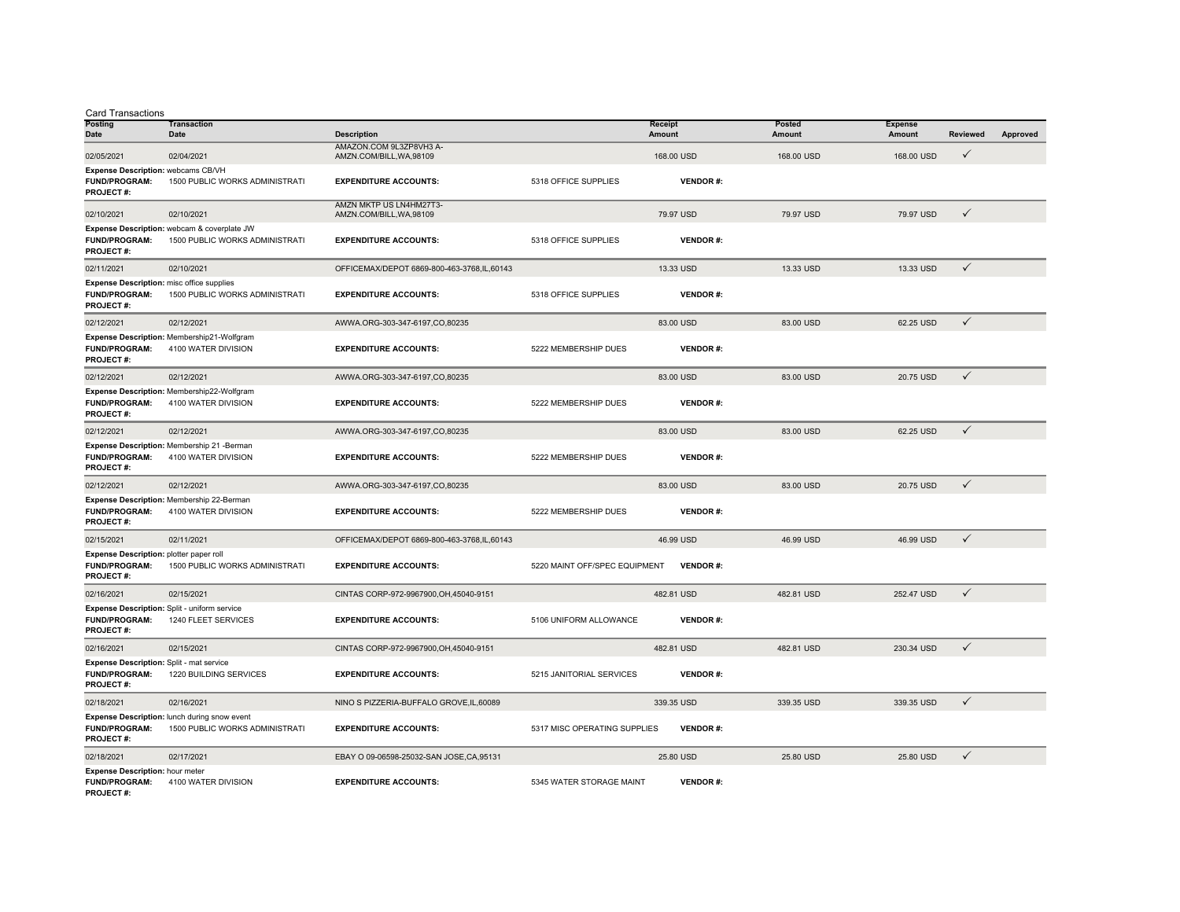Card Transactions

| Posting Date | Transaction Date | Description | Receipt Amount | Posted Amount | Expense Amount | Reviewed | Approved |
|---|---|---|---|---|---|---|---|
| 02/05/2021 | 02/04/2021 | AMAZON.COM 9L3ZP8VH3 A-AMZN.COM/BILL,WA,98109 | 168.00 USD | 168.00 USD | 168.00 USD | ✓ | |
| Expense Description: webcams CB/VH | | | | | | | |
| FUND/PROGRAM: 1500 PUBLIC WORKS ADMINISTRATI | | EXPENDITURE ACCOUNTS: 5318 OFFICE SUPPLIES | VENDOR #: | | | | |
| PROJECT #: | | | | | | | |
| 02/10/2021 | 02/10/2021 | AMZN MKTP US LN4HM27T3-AMZN.COM/BILL,WA,98109 | 79.97 USD | 79.97 USD | 79.97 USD | ✓ | |
| Expense Description: webcam & coverplate JW | | | | | | | |
| FUND/PROGRAM: 1500 PUBLIC WORKS ADMINISTRATI | | EXPENDITURE ACCOUNTS: 5318 OFFICE SUPPLIES | VENDOR #: | | | | |
| PROJECT #: | | | | | | | |
| 02/11/2021 | 02/10/2021 | OFFICEMAX/DEPOT 6869-800-463-3768,IL,60143 | 13.33 USD | 13.33 USD | 13.33 USD | ✓ | |
| Expense Description: misc office supplies | | | | | | | |
| FUND/PROGRAM: 1500 PUBLIC WORKS ADMINISTRATI | | EXPENDITURE ACCOUNTS: 5318 OFFICE SUPPLIES | VENDOR #: | | | | |
| PROJECT #: | | | | | | | |
| 02/12/2021 | 02/12/2021 | AWWA.ORG-303-347-6197,CO,80235 | 83.00 USD | 83.00 USD | 62.25 USD | ✓ | |
| Expense Description: Membership21-Wolfgram | | | | | | | |
| FUND/PROGRAM: 4100 WATER DIVISION | | EXPENDITURE ACCOUNTS: 5222 MEMBERSHIP DUES | VENDOR #: | | | | |
| PROJECT #: | | | | | | | |
| 02/12/2021 | 02/12/2021 | AWWA.ORG-303-347-6197,CO,80235 | 83.00 USD | 83.00 USD | 20.75 USD | ✓ | |
| Expense Description: Membership22-Wolfgram | | | | | | | |
| FUND/PROGRAM: 4100 WATER DIVISION | | EXPENDITURE ACCOUNTS: 5222 MEMBERSHIP DUES | VENDOR #: | | | | |
| PROJECT #: | | | | | | | |
| 02/12/2021 | 02/12/2021 | AWWA.ORG-303-347-6197,CO,80235 | 83.00 USD | 83.00 USD | 62.25 USD | ✓ | |
| Expense Description: Membership 21 -Berman | | | | | | | |
| FUND/PROGRAM: 4100 WATER DIVISION | | EXPENDITURE ACCOUNTS: 5222 MEMBERSHIP DUES | VENDOR #: | | | | |
| PROJECT #: | | | | | | | |
| 02/12/2021 | 02/12/2021 | AWWA.ORG-303-347-6197,CO,80235 | 83.00 USD | 83.00 USD | 20.75 USD | ✓ | |
| Expense Description: Membership 22-Berman | | | | | | | |
| FUND/PROGRAM: 4100 WATER DIVISION | | EXPENDITURE ACCOUNTS: 5222 MEMBERSHIP DUES | VENDOR #: | | | | |
| PROJECT #: | | | | | | | |
| 02/15/2021 | 02/11/2021 | OFFICEMAX/DEPOT 6869-800-463-3768,IL,60143 | 46.99 USD | 46.99 USD | 46.99 USD | ✓ | |
| Expense Description: plotter paper roll | | | | | | | |
| FUND/PROGRAM: 1500 PUBLIC WORKS ADMINISTRATI | | EXPENDITURE ACCOUNTS: 5220 MAINT OFF/SPEC EQUIPMENT | VENDOR #: | | | | |
| PROJECT #: | | | | | | | |
| 02/16/2021 | 02/15/2021 | CINTAS CORP-972-9967900,OH,45040-9151 | 482.81 USD | 482.81 USD | 252.47 USD | ✓ | |
| Expense Description: Split - uniform service | | | | | | | |
| FUND/PROGRAM: 1240 FLEET SERVICES | | EXPENDITURE ACCOUNTS: 5106 UNIFORM ALLOWANCE | VENDOR #: | | | | |
| PROJECT #: | | | | | | | |
| 02/16/2021 | 02/15/2021 | CINTAS CORP-972-9967900,OH,45040-9151 | 482.81 USD | 482.81 USD | 230.34 USD | ✓ | |
| Expense Description: Split - mat service | | | | | | | |
| FUND/PROGRAM: 1220 BUILDING SERVICES | | EXPENDITURE ACCOUNTS: 5215 JANITORIAL SERVICES | VENDOR #: | | | | |
| PROJECT #: | | | | | | | |
| 02/18/2021 | 02/16/2021 | NINO S PIZZERIA-BUFFALO GROVE,IL,60089 | 339.35 USD | 339.35 USD | 339.35 USD | ✓ | |
| Expense Description: lunch during snow event | | | | | | | |
| FUND/PROGRAM: 1500 PUBLIC WORKS ADMINISTRATI | | EXPENDITURE ACCOUNTS: 5317 MISC OPERATING SUPPLIES | VENDOR #: | | | | |
| PROJECT #: | | | | | | | |
| 02/18/2021 | 02/17/2021 | EBAY O 09-06598-25032-SAN JOSE,CA,95131 | 25.80 USD | 25.80 USD | 25.80 USD | ✓ | |
| Expense Description: hour meter | | | | | | | |
| FUND/PROGRAM: 4100 WATER DIVISION | | EXPENDITURE ACCOUNTS: 5345 WATER STORAGE MAINT | VENDOR #: | | | | |
| PROJECT #: | | | | | | | |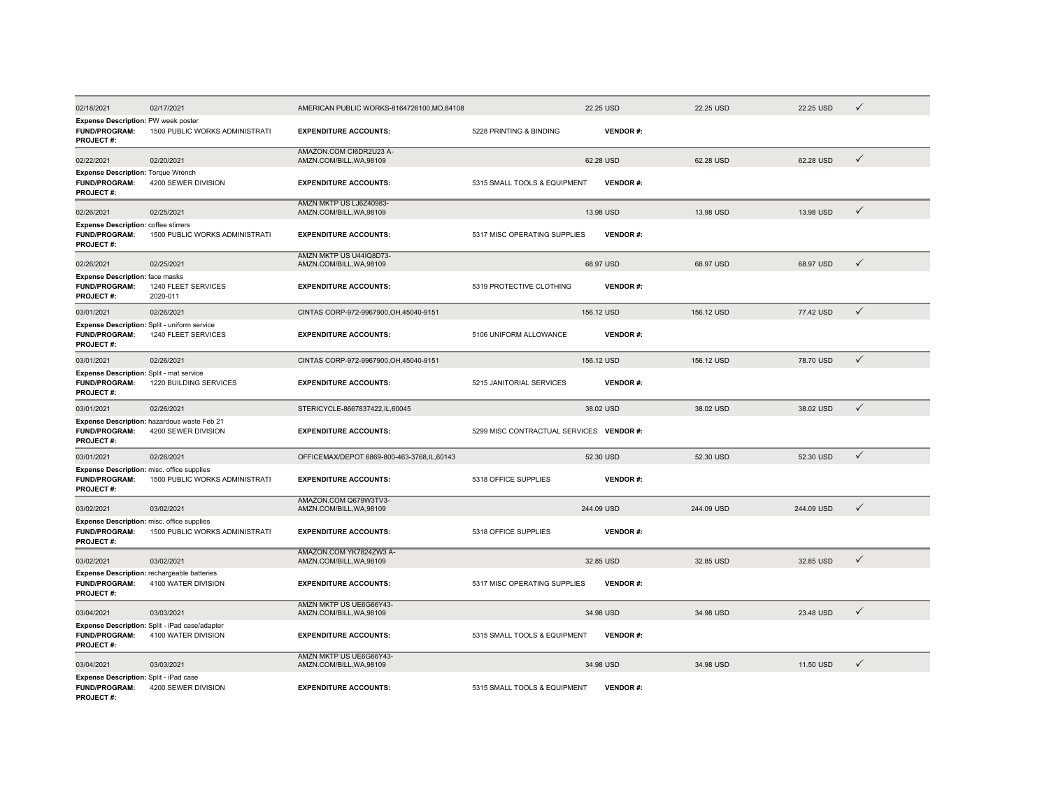| | | | | | | | |
|---|---|---|---|---|---|---|---|
| 02/18/2021 | 02/17/2021 | AMERICAN PUBLIC WORKS-8164726100,MO,84108 | | 22.25 USD | 22.25 USD | 22.25 USD | ✓ |
| **Expense Description:** PW week poster | | | | | | | |
| **FUND/PROGRAM:** | 1500 PUBLIC WORKS ADMINISTRATI | **EXPENDITURE ACCOUNTS:** | 5228 PRINTING & BINDING | **VENDOR #:** | | | |
| **PROJECT #:** | | | | | | | |
| 02/22/2021 | 02/20/2021 | AMAZON.COM CI6DR2U23 A-AMZN.COM/BILL,WA,98109 | | 62.28 USD | 62.28 USD | 62.28 USD | ✓ |
| **Expense Description:** Torque Wrench | | | | | | | |
| **FUND/PROGRAM:** | 4200 SEWER DIVISION | **EXPENDITURE ACCOUNTS:** | 5315 SMALL TOOLS & EQUIPMENT | **VENDOR #:** | | | |
| **PROJECT #:** | | | | | | | |
| 02/26/2021 | 02/25/2021 | AMZN MKTP US LJ6Z40983-AMZN.COM/BILL,WA,98109 | | 13.98 USD | 13.98 USD | 13.98 USD | ✓ |
| **Expense Description:** coffee stirrers | | | | | | | |
| **FUND/PROGRAM:** | 1500 PUBLIC WORKS ADMINISTRATI | **EXPENDITURE ACCOUNTS:** | 5317 MISC OPERATING SUPPLIES | **VENDOR #:** | | | |
| **PROJECT #:** | | | | | | | |
| 02/26/2021 | 02/25/2021 | AMZN MKTP US U44IQ8D73-AMZN.COM/BILL,WA,98109 | | 68.97 USD | 68.97 USD | 68.97 USD | ✓ |
| **Expense Description:** face masks | | | | | | | |
| **FUND/PROGRAM:** | 1240 FLEET SERVICES | **EXPENDITURE ACCOUNTS:** | 5319 PROTECTIVE CLOTHING | **VENDOR #:** | | | |
| **PROJECT #:** | 2020-011 | | | | | | |
| 03/01/2021 | 02/26/2021 | CINTAS CORP-972-9967900,OH,45040-9151 | | 156.12 USD | 156.12 USD | 77.42 USD | ✓ |
| **Expense Description:** Split - uniform service | | | | | | | |
| **FUND/PROGRAM:** | 1240 FLEET SERVICES | **EXPENDITURE ACCOUNTS:** | 5106 UNIFORM ALLOWANCE | **VENDOR #:** | | | |
| **PROJECT #:** | | | | | | | |
| 03/01/2021 | 02/26/2021 | CINTAS CORP-972-9967900,OH,45040-9151 | | 156.12 USD | 156.12 USD | 78.70 USD | ✓ |
| **Expense Description:** Split - mat service | | | | | | | |
| **FUND/PROGRAM:** | 1220 BUILDING SERVICES | **EXPENDITURE ACCOUNTS:** | 5215 JANITORIAL SERVICES | **VENDOR #:** | | | |
| **PROJECT #:** | | | | | | | |
| 03/01/2021 | 02/26/2021 | STERICYCLE-8667837422,IL,60045 | | 38.02 USD | 38.02 USD | 38.02 USD | ✓ |
| **Expense Description:** hazardous waste Feb 21 | | | | | | | |
| **FUND/PROGRAM:** | 4200 SEWER DIVISION | **EXPENDITURE ACCOUNTS:** | 5299 MISC CONTRACTUAL SERVICES | **VENDOR #:** | | | |
| **PROJECT #:** | | | | | | | |
| 03/01/2021 | 02/26/2021 | OFFICEMAX/DEPOT 6869-800-463-3768,IL,60143 | | 52.30 USD | 52.30 USD | 52.30 USD | ✓ |
| **Expense Description:** misc. office supplies | | | | | | | |
| **FUND/PROGRAM:** | 1500 PUBLIC WORKS ADMINISTRATI | **EXPENDITURE ACCOUNTS:** | 5318 OFFICE SUPPLIES | **VENDOR #:** | | | |
| **PROJECT #:** | | | | | | | |
| 03/02/2021 | 03/02/2021 | AMAZON.COM Q679W3TV3-AMZN.COM/BILL,WA,98109 | | 244.09 USD | 244.09 USD | 244.09 USD | ✓ |
| **Expense Description:** misc. office supplies | | | | | | | |
| **FUND/PROGRAM:** | 1500 PUBLIC WORKS ADMINISTRATI | **EXPENDITURE ACCOUNTS:** | 5318 OFFICE SUPPLIES | **VENDOR #:** | | | |
| **PROJECT #:** | | | | | | | |
| 03/02/2021 | 03/02/2021 | AMAZON.COM YK7824ZW3 A-AMZN.COM/BILL,WA,98109 | | 32.85 USD | 32.85 USD | 32.85 USD | ✓ |
| **Expense Description:** rechargeable batteries | | | | | | | |
| **FUND/PROGRAM:** | 4100 WATER DIVISION | **EXPENDITURE ACCOUNTS:** | 5317 MISC OPERATING SUPPLIES | **VENDOR #:** | | | |
| **PROJECT #:** | | | | | | | |
| 03/04/2021 | 03/03/2021 | AMZN MKTP US UE6G66Y43-AMZN.COM/BILL,WA,98109 | | 34.98 USD | 34.98 USD | 23.48 USD | ✓ |
| **Expense Description:** Split - iPad case/adapter | | | | | | | |
| **FUND/PROGRAM:** | 4100 WATER DIVISION | **EXPENDITURE ACCOUNTS:** | 5315 SMALL TOOLS & EQUIPMENT | **VENDOR #:** | | | |
| **PROJECT #:** | | | | | | | |
| 03/04/2021 | 03/03/2021 | AMZN MKTP US UE6G66Y43-AMZN.COM/BILL,WA,98109 | | 34.98 USD | 34.98 USD | 11.50 USD | ✓ |
| **Expense Description:** Split - iPad case | | | | | | | |
| **FUND/PROGRAM:** | 4200 SEWER DIVISION | **EXPENDITURE ACCOUNTS:** | 5315 SMALL TOOLS & EQUIPMENT | **VENDOR #:** | | | |
| **PROJECT #:** | | | | | | | |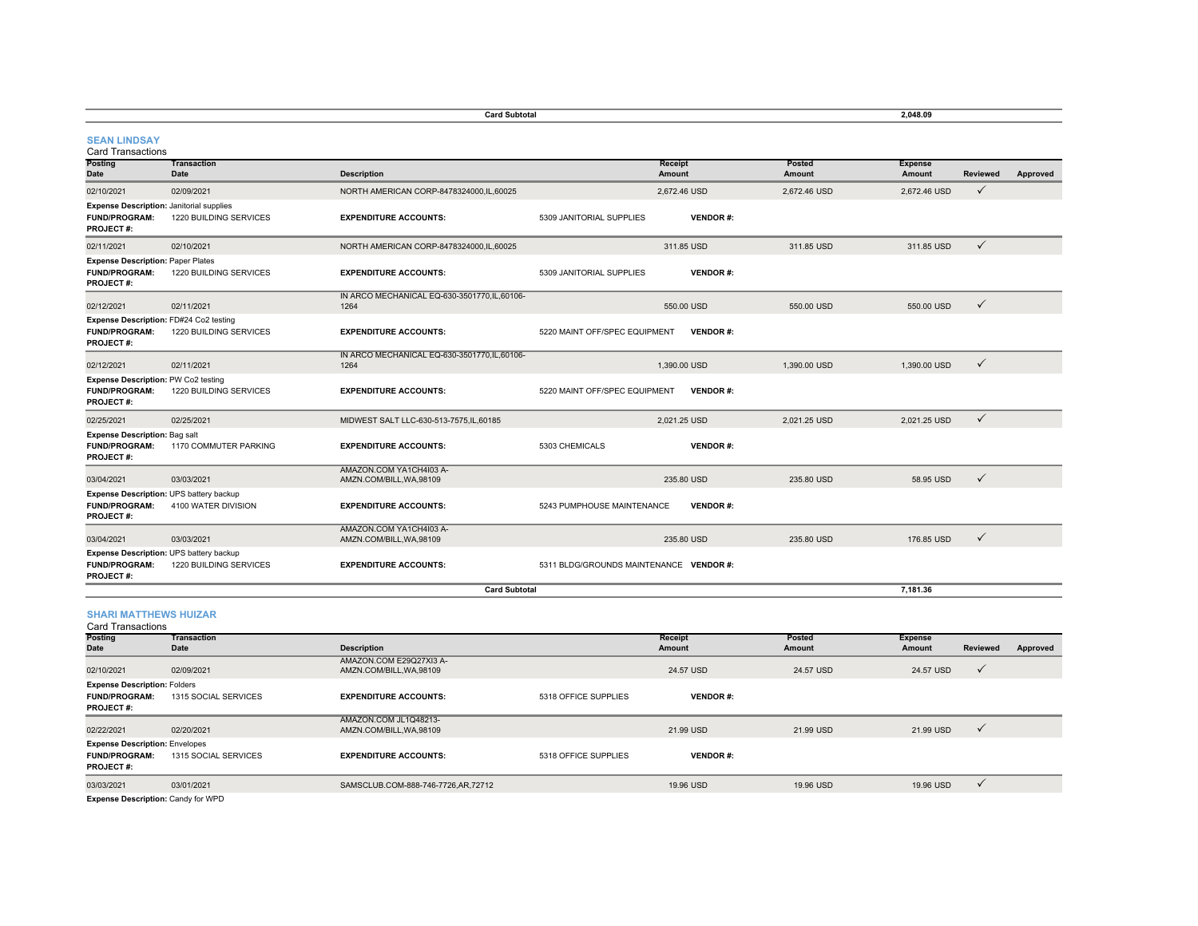| | | Card Subtotal | | | 2,048.09 | | |
|---|---|---|---|---|---|---|---|

## SEAN LINDSAY

Card Transactions

| Posting Date | Transaction Date | Description | Receipt Amount | Posted Amount | Expense Amount | Reviewed | Approved |
|---|---|---|---|---|---|---|---|
| 02/10/2021 | 02/09/2021 | NORTH AMERICAN CORP-8478324000,IL,60025 | 2,672.46 USD | 2,672.46 USD | 2,672.46 USD | ✓ | |
| **Expense Description:** Janitorial supplies | | | | | | | |
| **FUND/PROGRAM:** 1220 BUILDING SERVICES | | **EXPENDITURE ACCOUNTS:** 5309 JANITORIAL SUPPLIES | **VENDOR #:** | | | | |
| **PROJECT #:** | | | | | | | |
| 02/11/2021 | 02/10/2021 | NORTH AMERICAN CORP-8478324000,IL,60025 | 311.85 USD | 311.85 USD | 311.85 USD | ✓ | |
| **Expense Description:** Paper Plates | | | | | | | |
| **FUND/PROGRAM:** 1220 BUILDING SERVICES | | **EXPENDITURE ACCOUNTS:** 5309 JANITORIAL SUPPLIES | **VENDOR #:** | | | | |
| **PROJECT #:** | | | | | | | |
| 02/12/2021 | 02/11/2021 | IN ARCO MECHANICAL EQ-630-3501770,IL,60106-1264 | 550.00 USD | 550.00 USD | 550.00 USD | ✓ | |
| **Expense Description:** FD#24 Co2 testing | | | | | | | |
| **FUND/PROGRAM:** 1220 BUILDING SERVICES | | **EXPENDITURE ACCOUNTS:** 5220 MAINT OFF/SPEC EQUIPMENT | **VENDOR #:** | | | | |
| **PROJECT #:** | | | | | | | |
| 02/12/2021 | 02/11/2021 | IN ARCO MECHANICAL EQ-630-3501770,IL,60106-1264 | 1,390.00 USD | 1,390.00 USD | 1,390.00 USD | ✓ | |
| **Expense Description:** PW Co2 testing | | | | | | | |
| **FUND/PROGRAM:** 1220 BUILDING SERVICES | | **EXPENDITURE ACCOUNTS:** 5220 MAINT OFF/SPEC EQUIPMENT | **VENDOR #:** | | | | |
| **PROJECT #:** | | | | | | | |
| 02/25/2021 | 02/25/2021 | MIDWEST SALT LLC-630-513-7575,IL,60185 | 2,021.25 USD | 2,021.25 USD | 2,021.25 USD | ✓ | |
| **Expense Description:** Bag salt | | | | | | | |
| **FUND/PROGRAM:** 1170 COMMUTER PARKING | | **EXPENDITURE ACCOUNTS:** 5303 CHEMICALS | **VENDOR #:** | | | | |
| **PROJECT #:** | | | | | | | |
| 03/04/2021 | 03/03/2021 | AMAZON.COM YA1CH4I03 A-AMZN.COM/BILL,WA,98109 | 235.80 USD | 235.80 USD | 58.95 USD | ✓ | |
| **Expense Description:** UPS battery backup | | | | | | | |
| **FUND/PROGRAM:** 4100 WATER DIVISION | | **EXPENDITURE ACCOUNTS:** 5243 PUMPHOUSE MAINTENANCE | **VENDOR #:** | | | | |
| **PROJECT #:** | | | | | | | |
| 03/04/2021 | 03/03/2021 | AMAZON.COM YA1CH4I03 A-AMZN.COM/BILL,WA,98109 | 235.80 USD | 235.80 USD | 176.85 USD | ✓ | |
| **Expense Description:** UPS battery backup | | | | | | | |
| **FUND/PROGRAM:** 1220 BUILDING SERVICES | | **EXPENDITURE ACCOUNTS:** 5311 BLDG/GROUNDS MAINTENANCE | **VENDOR #:** | | | | |
| **PROJECT #:** | | | | | | | |
| | | Card Subtotal | | | 7,181.36 | | |

## SHARI MATTHEWS HUIZAR

Card Transactions

| Posting Date | Transaction Date | Description | Receipt Amount | Posted Amount | Expense Amount | Reviewed | Approved |
|---|---|---|---|---|---|---|---|
| 02/10/2021 | 02/09/2021 | AMAZON.COM E29Q27XI3 A-AMZN.COM/BILL,WA,98109 | 24.57 USD | 24.57 USD | 24.57 USD | ✓ | |
| **Expense Description:** Folders | | | | | | | |
| **FUND/PROGRAM:** 1315 SOCIAL SERVICES | | **EXPENDITURE ACCOUNTS:** 5318 OFFICE SUPPLIES | **VENDOR #:** | | | | |
| **PROJECT #:** | | | | | | | |
| 02/22/2021 | 02/20/2021 | AMAZON.COM JL1Q48213-AMZN.COM/BILL,WA,98109 | 21.99 USD | 21.99 USD | 21.99 USD | ✓ | |
| **Expense Description:** Envelopes | | | | | | | |
| **FUND/PROGRAM:** 1315 SOCIAL SERVICES | | **EXPENDITURE ACCOUNTS:** 5318 OFFICE SUPPLIES | **VENDOR #:** | | | | |
| **PROJECT #:** | | | | | | | |
| 03/03/2021 | 03/01/2021 | SAMSCLUB.COM-888-746-7726,AR,72712 | 19.96 USD | 19.96 USD | 19.96 USD | ✓ | |
| **Expense Description:** Candy for WPD | | | | | | | |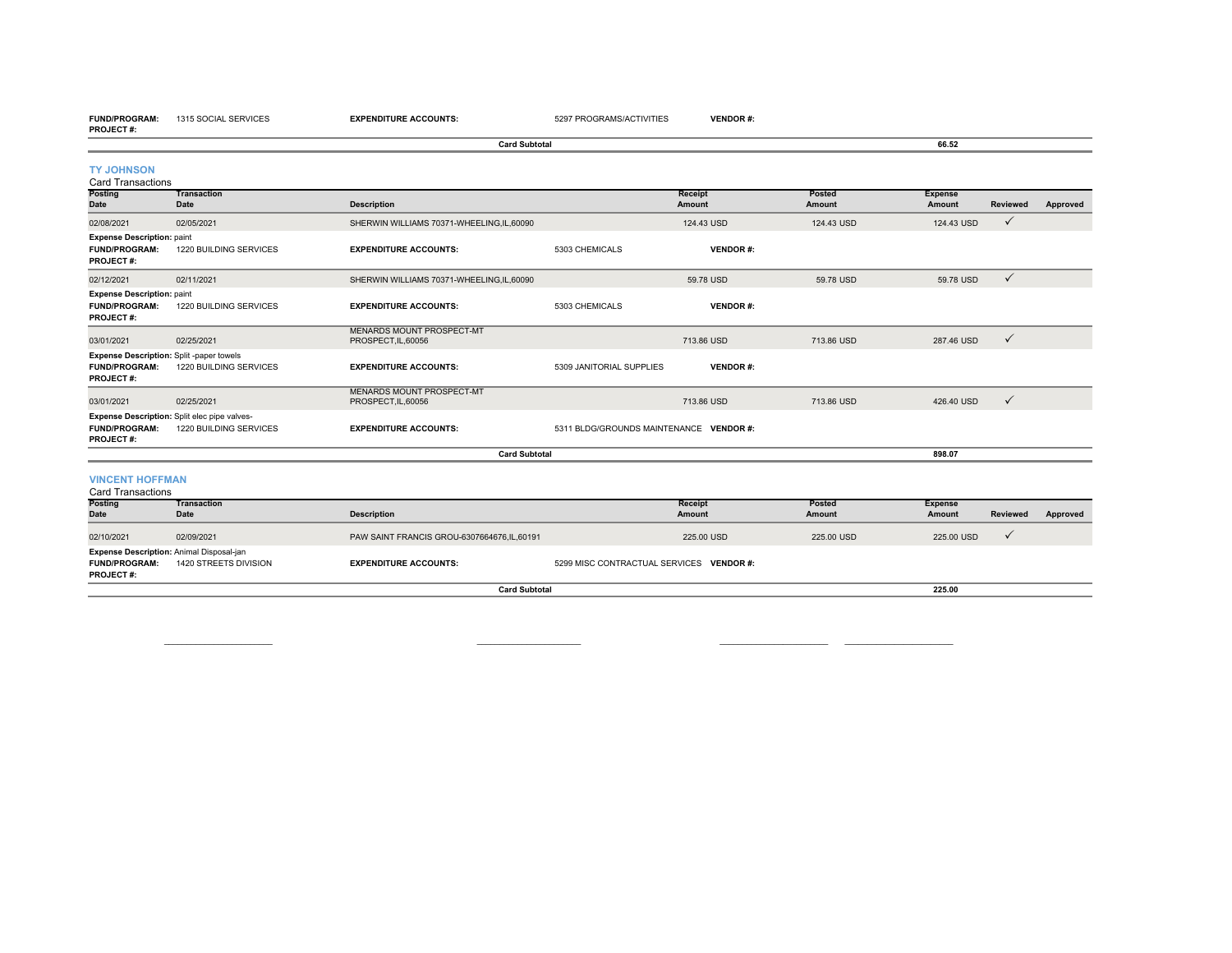| | | | | |
|---|---|---|---|---|
| **FUND/PROGRAM:** | 1315 SOCIAL SERVICES | **EXPENDITURE ACCOUNTS:** | 5297 PROGRAMS/ACTIVITIES | **VENDOR #:** |
| **PROJECT #:** | | | | |

**Card Subtotal** 66.52

## TY JOHNSON

Card Transactions

| Posting Date | Transaction Date | Description | Receipt Amount | Posted Amount | Expense Amount | Reviewed | Approved |
|---|---|---|---|---|---|---|---|
| 02/08/2021 | 02/05/2021 | SHERWIN WILLIAMS 70371-WHEELING,IL,60090 | 124.43 USD | 124.43 USD | 124.43 USD | ✓ | |
| **Expense Description:** paint | | | | | | | |
| **FUND/PROGRAM:** 1220 BUILDING SERVICES | | **EXPENDITURE ACCOUNTS:** 5303 CHEMICALS | **VENDOR #:** | | | | |
| **PROJECT #:** | | | | | | | |
| 02/12/2021 | 02/11/2021 | SHERWIN WILLIAMS 70371-WHEELING,IL,60090 | 59.78 USD | 59.78 USD | 59.78 USD | ✓ | |
| **Expense Description:** paint | | | | | | | |
| **FUND/PROGRAM:** 1220 BUILDING SERVICES | | **EXPENDITURE ACCOUNTS:** 5303 CHEMICALS | **VENDOR #:** | | | | |
| **PROJECT #:** | | | | | | | |
| 03/01/2021 | 02/25/2021 | MENARDS MOUNT PROSPECT-MT PROSPECT,IL,60056 | 713.86 USD | 713.86 USD | 287.46 USD | ✓ | |
| **Expense Description:** Split -paper towels | | | | | | | |
| **FUND/PROGRAM:** 1220 BUILDING SERVICES | | **EXPENDITURE ACCOUNTS:** 5309 JANITORIAL SUPPLIES | **VENDOR #:** | | | | |
| **PROJECT #:** | | | | | | | |
| 03/01/2021 | 02/25/2021 | MENARDS MOUNT PROSPECT-MT PROSPECT,IL,60056 | 713.86 USD | 713.86 USD | 426.40 USD | ✓ | |
| **Expense Description:** Split elec pipe valves- | | | | | | | |
| **FUND/PROGRAM:** 1220 BUILDING SERVICES | | **EXPENDITURE ACCOUNTS:** 5311 BLDG/GROUNDS MAINTENANCE | **VENDOR #:** | | | | |
| **PROJECT #:** | | | | | | | |

**Card Subtotal** 898.07

## VINCENT HOFFMAN

Card Transactions

| Posting Date | Transaction Date | Description | Receipt Amount | Posted Amount | Expense Amount | Reviewed | Approved |
|---|---|---|---|---|---|---|---|
| 02/10/2021 | 02/09/2021 | PAW SAINT FRANCIS GROU-6307664676,IL,60191 | 225.00 USD | 225.00 USD | 225.00 USD | ✓ | |
| **Expense Description:** Animal Disposal-jan | | | | | | | |
| **FUND/PROGRAM:** 1420 STREETS DIVISION | | **EXPENDITURE ACCOUNTS:** 5299 MISC CONTRACTUAL SERVICES | **VENDOR #:** | | | | |
| **PROJECT #:** | | | | | | | |

**Card Subtotal** 225.00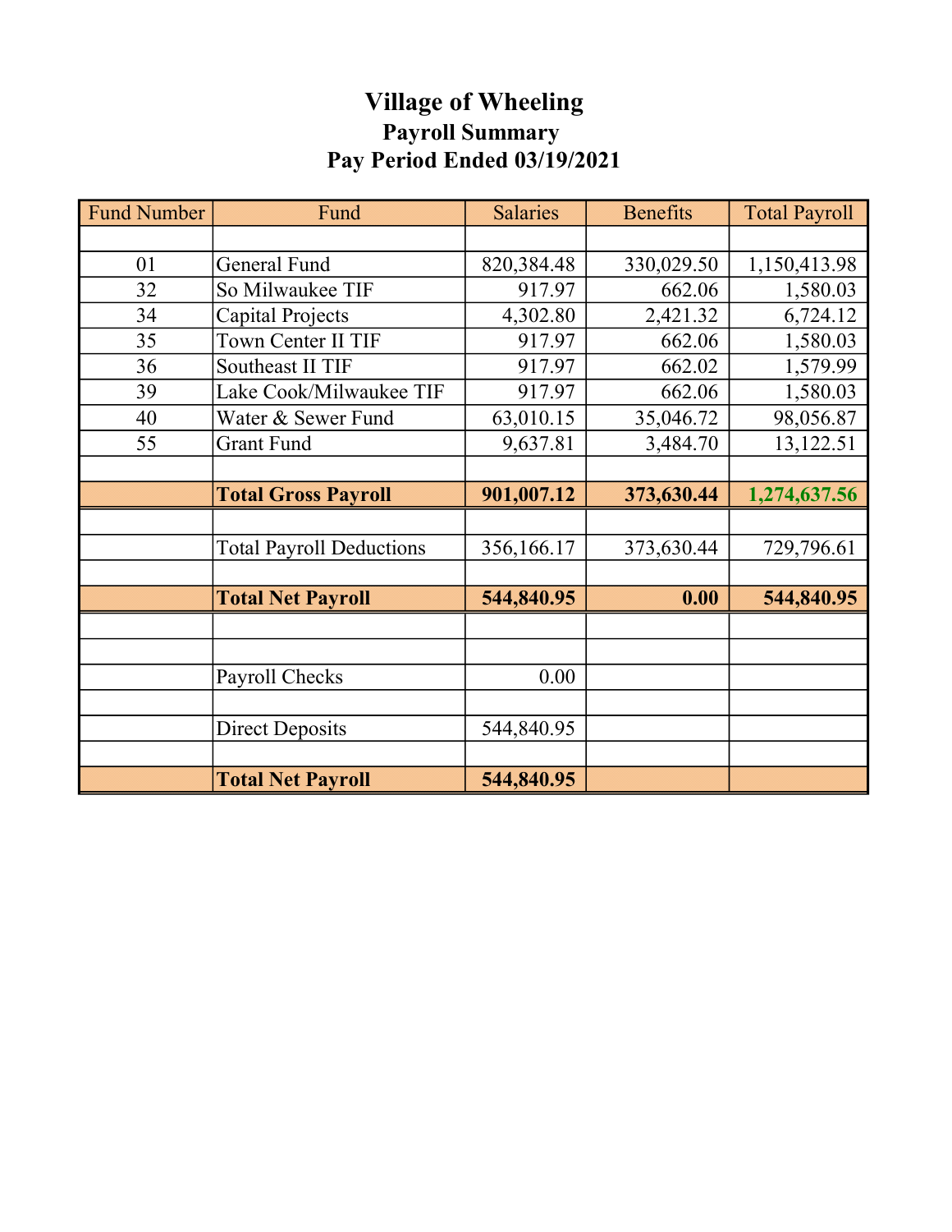# Village of Wheeling

## Payroll Summary

## Pay Period Ended 03/19/2021

| Fund Number | Fund | Salaries | Benefits | Total Payroll |
|---|---|---|---|---|
| | | | | |
| 01 | General Fund | 820,384.48 | 330,029.50 | 1,150,413.98 |
| 32 | So Milwaukee TIF | 917.97 | 662.06 | 1,580.03 |
| 34 | Capital Projects | 4,302.80 | 2,421.32 | 6,724.12 |
| 35 | Town Center II TIF | 917.97 | 662.06 | 1,580.03 |
| 36 | Southeast II TIF | 917.97 | 662.02 | 1,579.99 |
| 39 | Lake Cook/Milwaukee TIF | 917.97 | 662.06 | 1,580.03 |
| 40 | Water & Sewer Fund | 63,010.15 | 35,046.72 | 98,056.87 |
| 55 | Grant Fund | 9,637.81 | 3,484.70 | 13,122.51 |
| | | | | |
| | **Total Gross Payroll** | **901,007.12** | **373,630.44** | **1,274,637.56** |
| | | | | |
| | Total Payroll Deductions | 356,166.17 | 373,630.44 | 729,796.61 |
| | | | | |
| | **Total Net Payroll** | **544,840.95** | **0.00** | **544,840.95** |
| | | | | |
| | | | | |
| | Payroll Checks | 0.00 | | |
| | | | | |
| | Direct Deposits | 544,840.95 | | |
| | | | | |
| | **Total Net Payroll** | **544,840.95** | | |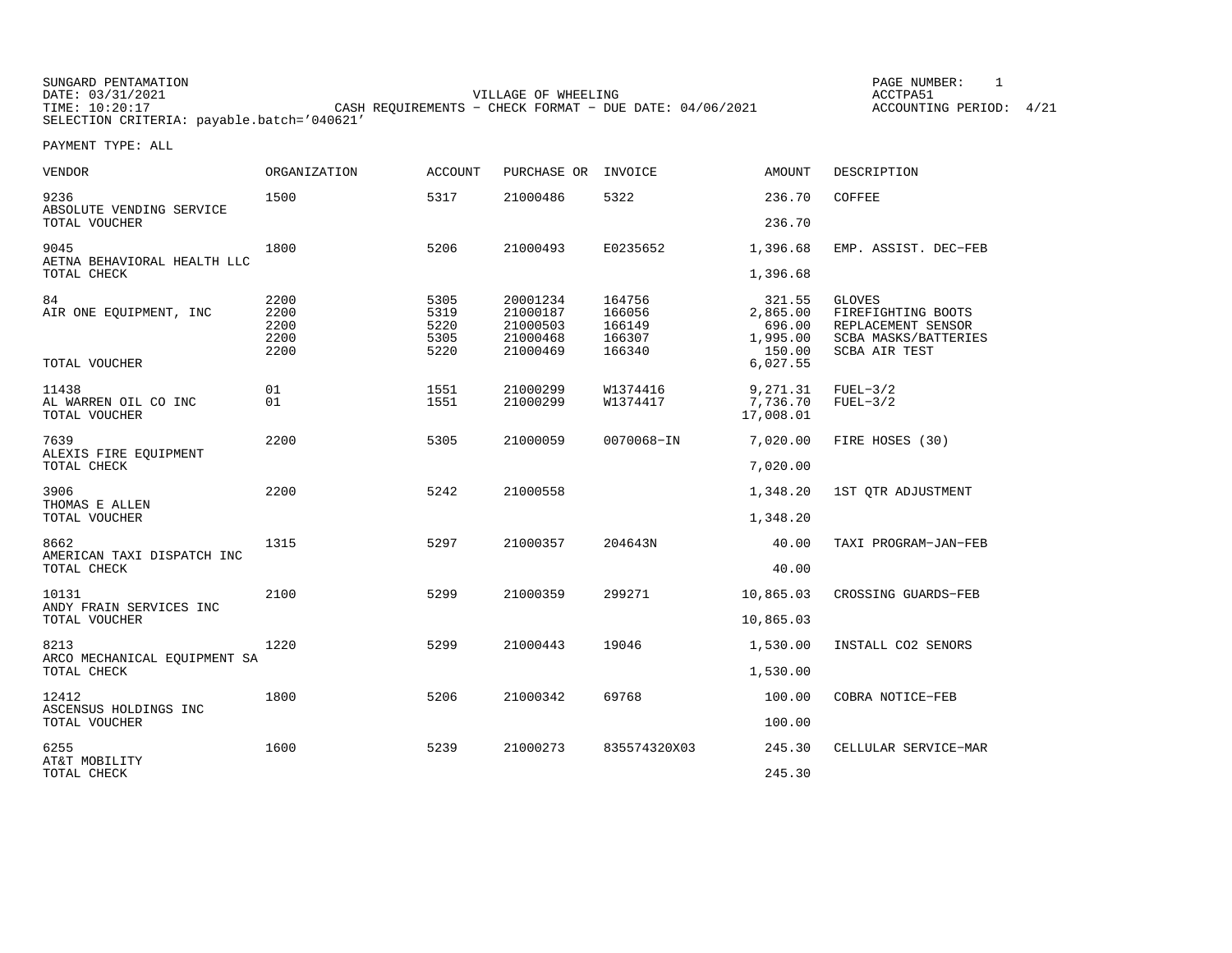SUNGARD PENTAMATION
DATE: 03/31/2021
TIME: 10:20:17
SELECTION CRITERIA: payable.batch='040621'

VILLAGE OF WHEELING
CASH REQUIREMENTS - CHECK FORMAT - DUE DATE: 04/06/2021

PAGE NUMBER: 1
ACCTPA51
ACCOUNTING PERIOD: 4/21

PAYMENT TYPE: ALL

| VENDOR | ORGANIZATION | ACCOUNT | PURCHASE OR | INVOICE | AMOUNT | DESCRIPTION |
|---|---|---|---|---|---|---|
| 9236 | 1500 | 5317 | 21000486 | 5322 | 236.70 | COFFEE |
| ABSOLUTE VENDING SERVICE | | | | | | |
| TOTAL VOUCHER | | | | | 236.70 | |
| 9045 | 1800 | 5206 | 21000493 | E0235652 | 1,396.68 | EMP. ASSIST. DEC-FEB |
| AETNA BEHAVIORAL HEALTH LLC | | | | | | |
| TOTAL CHECK | | | | | 1,396.68 | |
| 84 | 2200 | 5305 | 20001234 | 164756 | 321.55 | GLOVES |
| AIR ONE EQUIPMENT, INC | 2200 | 5319 | 21000187 | 166056 | 2,865.00 | FIREFIGHTING BOOTS |
| | 2200 | 5220 | 21000503 | 166149 | 696.00 | REPLACEMENT SENSOR |
| | 2200 | 5305 | 21000468 | 166307 | 1,995.00 | SCBA MASKS/BATTERIES |
| | 2200 | 5220 | 21000469 | 166340 | 150.00 | SCBA AIR TEST |
| TOTAL VOUCHER | | | | | 6,027.55 | |
| 11438 | 01 | 1551 | 21000299 | W1374416 | 9,271.31 | FUEL-3/2 |
| AL WARREN OIL CO INC | 01 | 1551 | 21000299 | W1374417 | 7,736.70 | FUEL-3/2 |
| TOTAL VOUCHER | | | | | 17,008.01 | |
| 7639 | 2200 | 5305 | 21000059 | 0070068-IN | 7,020.00 | FIRE HOSES (30) |
| ALEXIS FIRE EQUIPMENT | | | | | | |
| TOTAL CHECK | | | | | 7,020.00 | |
| 3906 | 2200 | 5242 | 21000558 | | 1,348.20 | 1ST QTR ADJUSTMENT |
| THOMAS E ALLEN | | | | | | |
| TOTAL VOUCHER | | | | | 1,348.20 | |
| 8662 | 1315 | 5297 | 21000357 | 204643N | 40.00 | TAXI PROGRAM-JAN-FEB |
| AMERICAN TAXI DISPATCH INC | | | | | | |
| TOTAL CHECK | | | | | 40.00 | |
| 10131 | 2100 | 5299 | 21000359 | 299271 | 10,865.03 | CROSSING GUARDS-FEB |
| ANDY FRAIN SERVICES INC | | | | | | |
| TOTAL VOUCHER | | | | | 10,865.03 | |
| 8213 | 1220 | 5299 | 21000443 | 19046 | 1,530.00 | INSTALL CO2 SENORS |
| ARCO MECHANICAL EQUIPMENT SA | | | | | | |
| TOTAL CHECK | | | | | 1,530.00 | |
| 12412 | 1800 | 5206 | 21000342 | 69768 | 100.00 | COBRA NOTICE-FEB |
| ASCENSUS HOLDINGS INC | | | | | | |
| TOTAL VOUCHER | | | | | 100.00 | |
| 6255 | 1600 | 5239 | 21000273 | 835574320X03 | 245.30 | CELLULAR SERVICE-MAR |
| AT&T MOBILITY | | | | | | |
| TOTAL CHECK | | | | | 245.30 | |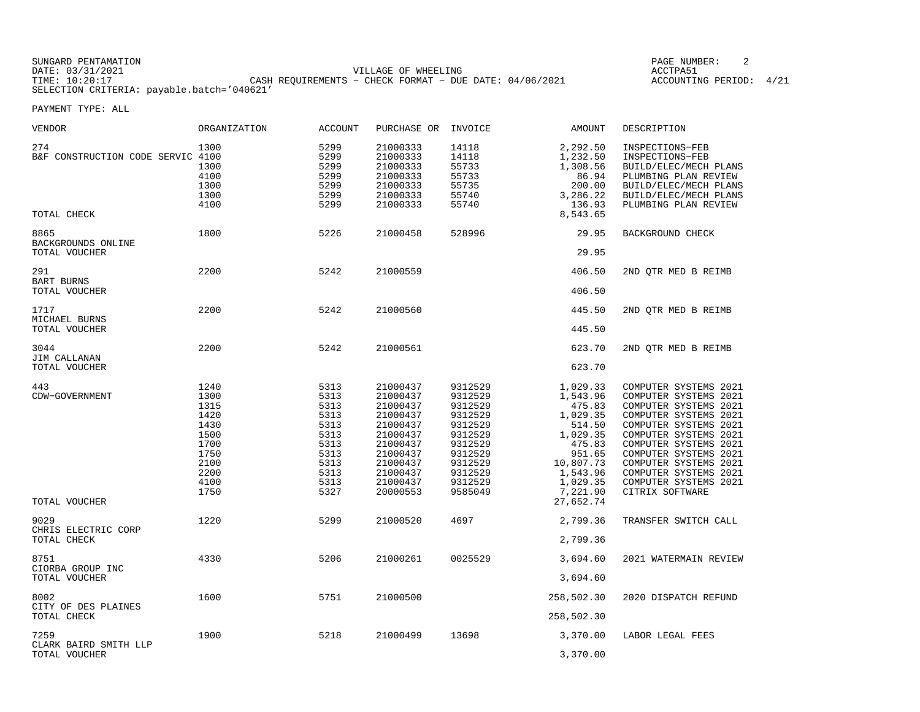SUNGARD PENTAMATION
DATE: 03/31/2021
TIME: 10:20:17

VILLAGE OF WHEELING
CASH REQUIREMENTS - CHECK FORMAT - DUE DATE: 04/06/2021

ACCTPA51
ACCOUNTING PERIOD: 4/21

SELECTION CRITERIA: payable.batch='040621'

PAYMENT TYPE: ALL

| VENDOR | ORGANIZATION | ACCOUNT | PURCHASE OR | INVOICE | AMOUNT | DESCRIPTION |
|---|---|---|---|---|---|---|
| 274 | 1300 | 5299 | 21000333 | 14118 | 2,292.50 | INSPECTIONS-FEB |
| B&F CONSTRUCTION CODE SERVIC | 4100 | 5299 | 21000333 | 14118 | 1,232.50 | INSPECTIONS-FEB |
| | 1300 | 5299 | 21000333 | 55733 | 1,308.56 | BUILD/ELEC/MECH PLANS |
| | 4100 | 5299 | 21000333 | 55733 | 86.94 | PLUMBING PLAN REVIEW |
| | 1300 | 5299 | 21000333 | 55735 | 200.00 | BUILD/ELEC/MECH PLANS |
| | 1300 | 5299 | 21000333 | 55740 | 3,286.22 | BUILD/ELEC/MECH PLANS |
| | 4100 | 5299 | 21000333 | 55740 | 136.93 | PLUMBING PLAN REVIEW |
| TOTAL CHECK | | | | | 8,543.65 | |
| 8865 | 1800 | 5226 | 21000458 | 528996 | 29.95 | BACKGROUND CHECK |
| BACKGROUNDS ONLINE | | | | | | |
| TOTAL VOUCHER | | | | | 29.95 | |
| 291 | 2200 | 5242 | 21000559 | | 406.50 | 2ND QTR MED B REIMB |
| BART BURNS | | | | | | |
| TOTAL VOUCHER | | | | | 406.50 | |
| 1717 | 2200 | 5242 | 21000560 | | 445.50 | 2ND QTR MED B REIMB |
| MICHAEL BURNS | | | | | | |
| TOTAL VOUCHER | | | | | 445.50 | |
| 3044 | 2200 | 5242 | 21000561 | | 623.70 | 2ND QTR MED B REIMB |
| JIM CALLANAN | | | | | | |
| TOTAL VOUCHER | | | | | 623.70 | |
| 443 | 1240 | 5313 | 21000437 | 9312529 | 1,029.33 | COMPUTER SYSTEMS 2021 |
| CDW-GOVERNMENT | 1300 | 5313 | 21000437 | 9312529 | 1,543.96 | COMPUTER SYSTEMS 2021 |
| | 1315 | 5313 | 21000437 | 9312529 | 475.83 | COMPUTER SYSTEMS 2021 |
| | 1420 | 5313 | 21000437 | 9312529 | 1,029.35 | COMPUTER SYSTEMS 2021 |
| | 1430 | 5313 | 21000437 | 9312529 | 514.50 | COMPUTER SYSTEMS 2021 |
| | 1500 | 5313 | 21000437 | 9312529 | 1,029.35 | COMPUTER SYSTEMS 2021 |
| | 1700 | 5313 | 21000437 | 9312529 | 475.83 | COMPUTER SYSTEMS 2021 |
| | 1750 | 5313 | 21000437 | 9312529 | 951.65 | COMPUTER SYSTEMS 2021 |
| | 2100 | 5313 | 21000437 | 9312529 | 10,807.73 | COMPUTER SYSTEMS 2021 |
| | 2200 | 5313 | 21000437 | 9312529 | 1,543.96 | COMPUTER SYSTEMS 2021 |
| | 4100 | 5313 | 21000437 | 9312529 | 1,029.35 | COMPUTER SYSTEMS 2021 |
| | 1750 | 5327 | 20000553 | 9585049 | 7,221.90 | CITRIX SOFTWARE |
| TOTAL VOUCHER | | | | | 27,652.74 | |
| 9029 | 1220 | 5299 | 21000520 | 4697 | 2,799.36 | TRANSFER SWITCH CALL |
| CHRIS ELECTRIC CORP | | | | | | |
| TOTAL CHECK | | | | | 2,799.36 | |
| 8751 | 4330 | 5206 | 21000261 | 0025529 | 3,694.60 | 2021 WATERMAIN REVIEW |
| CIORBA GROUP INC | | | | | | |
| TOTAL VOUCHER | | | | | 3,694.60 | |
| 8002 | 1600 | 5751 | 21000500 | | 258,502.30 | 2020 DISPATCH REFUND |
| CITY OF DES PLAINES | | | | | | |
| TOTAL CHECK | | | | | 258,502.30 | |
| 7259 | 1900 | 5218 | 21000499 | 13698 | 3,370.00 | LABOR LEGAL FEES |
| CLARK BAIRD SMITH LLP | | | | | | |
| TOTAL VOUCHER | | | | | 3,370.00 | |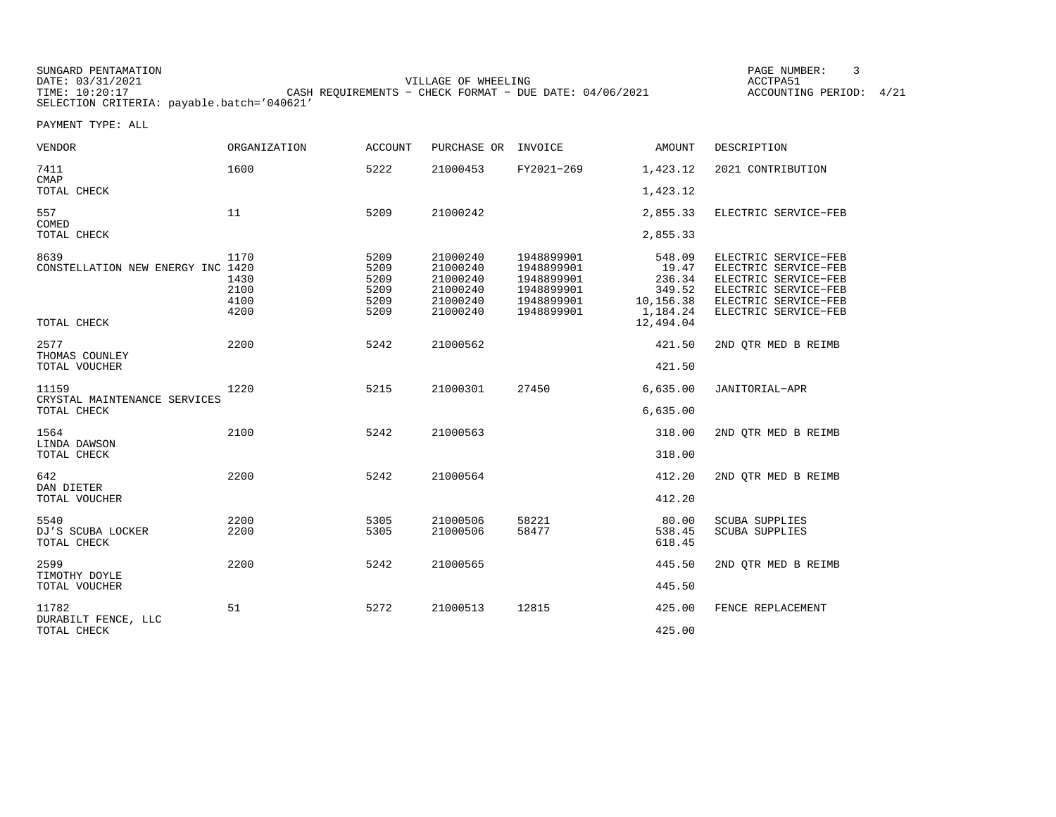SUNGARD PENTAMATION
DATE: 03/31/2021
TIME: 10:20:17
SELECTION CRITERIA: payable.batch='040621'

VILLAGE OF WHEELING
CASH REQUIREMENTS - CHECK FORMAT - DUE DATE: 04/06/2021

ACCTPA51
ACCOUNTING PERIOD: 4/21

PAYMENT TYPE: ALL

| VENDOR | ORGANIZATION | ACCOUNT | PURCHASE OR | INVOICE | AMOUNT | DESCRIPTION |
|---|---|---|---|---|---|---|
| 7411 | 1600 | 5222 | 21000453 | FY2021-269 | 1,423.12 | 2021 CONTRIBUTION |
| CMAP | | | | | | |
| TOTAL CHECK | | | | | 1,423.12 | |
| 557 | 11 | 5209 | 21000242 | | 2,855.33 | ELECTRIC SERVICE-FEB |
| COMED | | | | | | |
| TOTAL CHECK | | | | | 2,855.33 | |
| 8639 | 1170 | 5209 | 21000240 | 1948899901 | 548.09 | ELECTRIC SERVICE-FEB |
| CONSTELLATION NEW ENERGY INC | 1420 | 5209 | 21000240 | 1948899901 | 19.47 | ELECTRIC SERVICE-FEB |
| | 1430 | 5209 | 21000240 | 1948899901 | 236.34 | ELECTRIC SERVICE-FEB |
| | 2100 | 5209 | 21000240 | 1948899901 | 349.52 | ELECTRIC SERVICE-FEB |
| | 4100 | 5209 | 21000240 | 1948899901 | 10,156.38 | ELECTRIC SERVICE-FEB |
| | 4200 | 5209 | 21000240 | 1948899901 | 1,184.24 | ELECTRIC SERVICE-FEB |
| TOTAL CHECK | | | | | 12,494.04 | |
| 2577 | 2200 | 5242 | 21000562 | | 421.50 | 2ND QTR MED B REIMB |
| THOMAS COUNLEY | | | | | | |
| TOTAL VOUCHER | | | | | 421.50 | |
| 11159 | 1220 | 5215 | 21000301 | 27450 | 6,635.00 | JANITORIAL-APR |
| CRYSTAL MAINTENANCE SERVICES | | | | | | |
| TOTAL CHECK | | | | | 6,635.00 | |
| 1564 | 2100 | 5242 | 21000563 | | 318.00 | 2ND QTR MED B REIMB |
| LINDA DAWSON | | | | | | |
| TOTAL CHECK | | | | | 318.00 | |
| 642 | 2200 | 5242 | 21000564 | | 412.20 | 2ND QTR MED B REIMB |
| DAN DIETER | | | | | | |
| TOTAL VOUCHER | | | | | 412.20 | |
| 5540 | 2200 | 5305 | 21000506 | 58221 | 80.00 | SCUBA SUPPLIES |
| DJ'S SCUBA LOCKER | 2200 | 5305 | 21000506 | 58477 | 538.45 | SCUBA SUPPLIES |
| TOTAL CHECK | | | | | 618.45 | |
| 2599 | 2200 | 5242 | 21000565 | | 445.50 | 2ND QTR MED B REIMB |
| TIMOTHY DOYLE | | | | | | |
| TOTAL VOUCHER | | | | | 445.50 | |
| 11782 | 51 | 5272 | 21000513 | 12815 | 425.00 | FENCE REPLACEMENT |
| DURABILT FENCE, LLC | | | | | | |
| TOTAL CHECK | | | | | 425.00 | |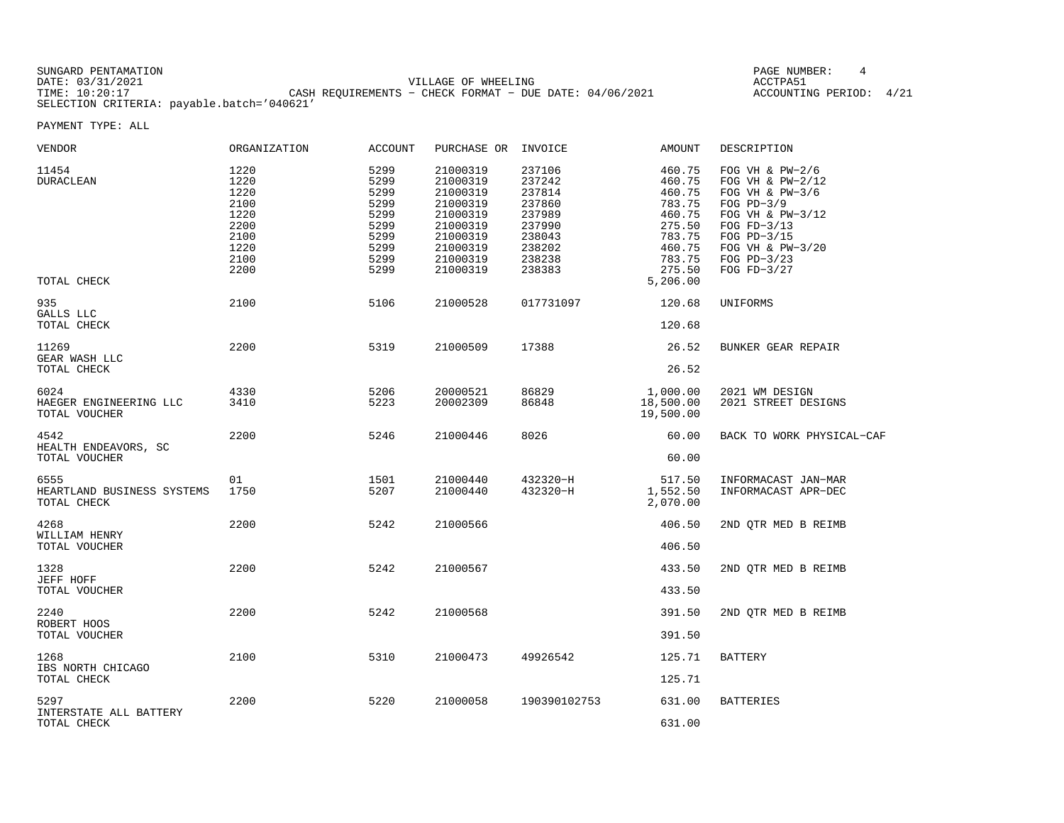SUNGARD PENTAMATION
DATE: 03/31/2021
TIME: 10:20:17
SELECTION CRITERIA: payable.batch='040621'

VILLAGE OF WHEELING
CASH REQUIREMENTS - CHECK FORMAT - DUE DATE: 04/06/2021

ACCTPA51
ACCOUNTING PERIOD: 4/21

PAYMENT TYPE: ALL

| VENDOR | ORGANIZATION | ACCOUNT | PURCHASE OR | INVOICE | AMOUNT | DESCRIPTION |
|---|---|---|---|---|---|---|
| 11454 | 1220 | 5299 | 21000319 | 237106 | 460.75 | FOG VH & PW-2/6 |
| DURACLEAN | 1220 | 5299 | 21000319 | 237242 | 460.75 | FOG VH & PW-2/12 |
| | 1220 | 5299 | 21000319 | 237814 | 460.75 | FOG VH & PW-3/6 |
| | 2100 | 5299 | 21000319 | 237860 | 783.75 | FOG PD-3/9 |
| | 1220 | 5299 | 21000319 | 237989 | 460.75 | FOG VH & PW-3/12 |
| | 2200 | 5299 | 21000319 | 237990 | 275.50 | FOG FD-3/13 |
| | 2100 | 5299 | 21000319 | 238043 | 783.75 | FOG PD-3/15 |
| | 1220 | 5299 | 21000319 | 238202 | 460.75 | FOG VH & PW-3/20 |
| | 2100 | 5299 | 21000319 | 238238 | 783.75 | FOG PD-3/23 |
| | 2200 | 5299 | 21000319 | 238383 | 275.50 | FOG FD-3/27 |
| TOTAL CHECK | | | | | 5,206.00 | |
| 935 | 2100 | 5106 | 21000528 | 017731097 | 120.68 | UNIFORMS |
| GALLS LLC | | | | | | |
| TOTAL CHECK | | | | | 120.68 | |
| 11269 | 2200 | 5319 | 21000509 | 17388 | 26.52 | BUNKER GEAR REPAIR |
| GEAR WASH LLC | | | | | | |
| TOTAL CHECK | | | | | 26.52 | |
| 6024 | 4330 | 5206 | 20000521 | 86829 | 1,000.00 | 2021 WM DESIGN |
| HAEGER ENGINEERING LLC | 3410 | 5223 | 20002309 | 86848 | 18,500.00 | 2021 STREET DESIGNS |
| TOTAL VOUCHER | | | | | 19,500.00 | |
| 4542 | 2200 | 5246 | 21000446 | 8026 | 60.00 | BACK TO WORK PHYSICAL-CAF |
| HEALTH ENDEAVORS, SC | | | | | | |
| TOTAL VOUCHER | | | | | 60.00 | |
| 6555 | 01 | 1501 | 21000440 | 432320-H | 517.50 | INFORMACAST JAN-MAR |
| HEARTLAND BUSINESS SYSTEMS | 1750 | 5207 | 21000440 | 432320-H | 1,552.50 | INFORMACAST APR-DEC |
| TOTAL CHECK | | | | | 2,070.00 | |
| 4268 | 2200 | 5242 | 21000566 | | 406.50 | 2ND QTR MED B REIMB |
| WILLIAM HENRY | | | | | | |
| TOTAL VOUCHER | | | | | 406.50 | |
| 1328 | 2200 | 5242 | 21000567 | | 433.50 | 2ND QTR MED B REIMB |
| JEFF HOFF | | | | | | |
| TOTAL VOUCHER | | | | | 433.50 | |
| 2240 | 2200 | 5242 | 21000568 | | 391.50 | 2ND QTR MED B REIMB |
| ROBERT HOOS | | | | | | |
| TOTAL VOUCHER | | | | | 391.50 | |
| 1268 | 2100 | 5310 | 21000473 | 49926542 | 125.71 | BATTERY |
| IBS NORTH CHICAGO | | | | | | |
| TOTAL CHECK | | | | | 125.71 | |
| 5297 | 2200 | 5220 | 21000058 | 190390102753 | 631.00 | BATTERIES |
| INTERSTATE ALL BATTERY | | | | | | |
| TOTAL CHECK | | | | | 631.00 | |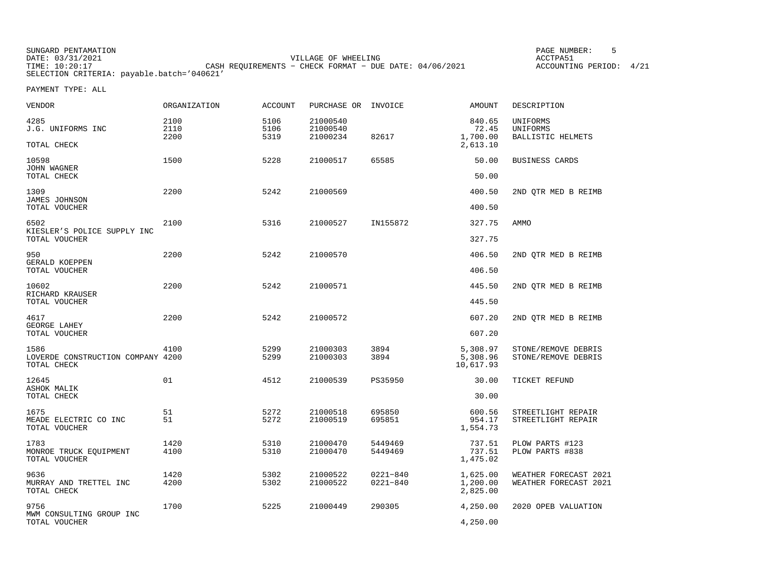SUNGARD PENTAMATION
DATE: 03/31/2021
TIME: 10:20:17
SELECTION CRITERIA: payable.batch='040621'

VILLAGE OF WHEELING
CASH REQUIREMENTS - CHECK FORMAT - DUE DATE: 04/06/2021

ACCTPA51
ACCOUNTING PERIOD: 4/21

PAYMENT TYPE: ALL

| VENDOR | ORGANIZATION | ACCOUNT | PURCHASE OR | INVOICE | AMOUNT | DESCRIPTION |
|---|---|---|---|---|---|---|
| 4285 | 2100 | 5106 | 21000540 | | 840.65 | UNIFORMS |
| J.G. UNIFORMS INC | 2110 | 5106 | 21000540 | | 72.45 | UNIFORMS |
| | 2200 | 5319 | 21000234 | 82617 | 1,700.00 | BALLISTIC HELMETS |
| TOTAL CHECK | | | | | 2,613.10 | |
| 10598 | 1500 | 5228 | 21000517 | 65585 | 50.00 | BUSINESS CARDS |
| JOHN WAGNER | | | | | | |
| TOTAL CHECK | | | | | 50.00 | |
| 1309 | 2200 | 5242 | 21000569 | | 400.50 | 2ND QTR MED B REIMB |
| JAMES JOHNSON | | | | | | |
| TOTAL VOUCHER | | | | | 400.50 | |
| 6502 | 2100 | 5316 | 21000527 | IN155872 | 327.75 | AMMO |
| KIESLER'S POLICE SUPPLY INC | | | | | | |
| TOTAL VOUCHER | | | | | 327.75 | |
| 950 | 2200 | 5242 | 21000570 | | 406.50 | 2ND QTR MED B REIMB |
| GERALD KOEPPEN | | | | | | |
| TOTAL VOUCHER | | | | | 406.50 | |
| 10602 | 2200 | 5242 | 21000571 | | 445.50 | 2ND QTR MED B REIMB |
| RICHARD KRAUSER | | | | | | |
| TOTAL VOUCHER | | | | | 445.50 | |
| 4617 | 2200 | 5242 | 21000572 | | 607.20 | 2ND QTR MED B REIMB |
| GEORGE LAHEY | | | | | | |
| TOTAL VOUCHER | | | | | 607.20 | |
| 1586 | 4100 | 5299 | 21000303 | 3894 | 5,308.97 | STONE/REMOVE DEBRIS |
| LOVERDE CONSTRUCTION COMPANY | 4200 | 5299 | 21000303 | 3894 | 5,308.96 | STONE/REMOVE DEBRIS |
| TOTAL CHECK | | | | | 10,617.93 | |
| 12645 | 01 | 4512 | 21000539 | PS35950 | 30.00 | TICKET REFUND |
| ASHOK MALIK | | | | | | |
| TOTAL CHECK | | | | | 30.00 | |
| 1675 | 51 | 5272 | 21000518 | 695850 | 600.56 | STREETLIGHT REPAIR |
| MEADE ELECTRIC CO INC | 51 | 5272 | 21000519 | 695851 | 954.17 | STREETLIGHT REPAIR |
| TOTAL VOUCHER | | | | | 1,554.73 | |
| 1783 | 1420 | 5310 | 21000470 | 5449469 | 737.51 | PLOW PARTS #123 |
| MONROE TRUCK EQUIPMENT | 4100 | 5310 | 21000470 | 5449469 | 737.51 | PLOW PARTS #838 |
| TOTAL VOUCHER | | | | | 1,475.02 | |
| 9636 | 1420 | 5302 | 21000522 | 0221-840 | 1,625.00 | WEATHER FORECAST 2021 |
| MURRAY AND TRETTEL INC | 4200 | 5302 | 21000522 | 0221-840 | 1,200.00 | WEATHER FORECAST 2021 |
| TOTAL CHECK | | | | | 2,825.00 | |
| 9756 | 1700 | 5225 | 21000449 | 290305 | 4,250.00 | 2020 OPEB VALUATION |
| MWM CONSULTING GROUP INC | | | | | | |
| TOTAL VOUCHER | | | | | 4,250.00 | |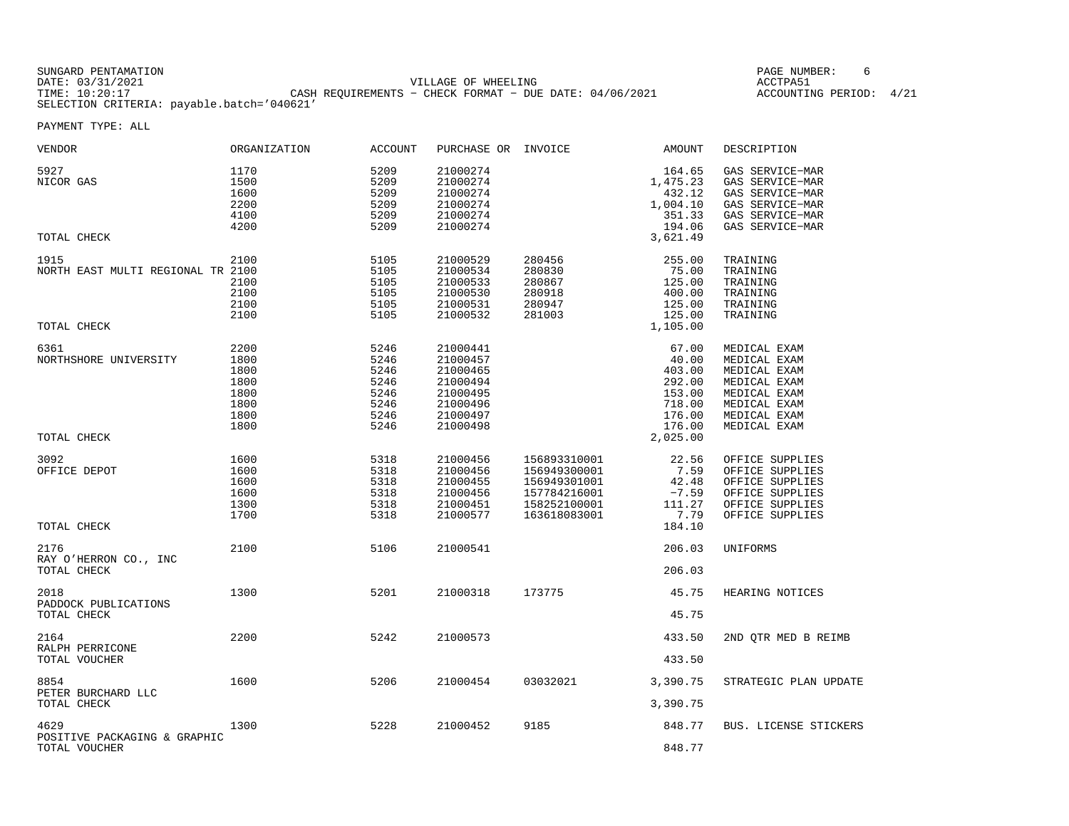SUNGARD PENTAMATION
DATE: 03/31/2021
TIME: 10:20:17
SELECTION CRITERIA: payable.batch='040621'

VILLAGE OF WHEELING
CASH REQUIREMENTS - CHECK FORMAT - DUE DATE: 04/06/2021

PAGE NUMBER: 6
ACCTPA51
ACCOUNTING PERIOD: 4/21

PAYMENT TYPE: ALL

| VENDOR | ORGANIZATION | ACCOUNT | PURCHASE OR | INVOICE | AMOUNT | DESCRIPTION |
|---|---|---|---|---|---|---|
| 5927 | 1170 | 5209 | 21000274 | | 164.65 | GAS SERVICE-MAR |
| NICOR GAS | 1500 | 5209 | 21000274 | | 1,475.23 | GAS SERVICE-MAR |
| | 1600 | 5209 | 21000274 | | 432.12 | GAS SERVICE-MAR |
| | 2200 | 5209 | 21000274 | | 1,004.10 | GAS SERVICE-MAR |
| | 4100 | 5209 | 21000274 | | 351.33 | GAS SERVICE-MAR |
| | 4200 | 5209 | 21000274 | | 194.06 | GAS SERVICE-MAR |
| TOTAL CHECK | | | | | 3,621.49 | |
| 1915 | 2100 | 5105 | 21000529 | 280456 | 255.00 | TRAINING |
| NORTH EAST MULTI REGIONAL TR | 2100 | 5105 | 21000534 | 280830 | 75.00 | TRAINING |
| | 2100 | 5105 | 21000533 | 280867 | 125.00 | TRAINING |
| | 2100 | 5105 | 21000530 | 280918 | 400.00 | TRAINING |
| | 2100 | 5105 | 21000531 | 280947 | 125.00 | TRAINING |
| | 2100 | 5105 | 21000532 | 281003 | 125.00 | TRAINING |
| TOTAL CHECK | | | | | 1,105.00 | |
| 6361 | 2200 | 5246 | 21000441 | | 67.00 | MEDICAL EXAM |
| NORTHSHORE UNIVERSITY | 1800 | 5246 | 21000457 | | 40.00 | MEDICAL EXAM |
| | 1800 | 5246 | 21000465 | | 403.00 | MEDICAL EXAM |
| | 1800 | 5246 | 21000494 | | 292.00 | MEDICAL EXAM |
| | 1800 | 5246 | 21000495 | | 153.00 | MEDICAL EXAM |
| | 1800 | 5246 | 21000496 | | 718.00 | MEDICAL EXAM |
| | 1800 | 5246 | 21000497 | | 176.00 | MEDICAL EXAM |
| | 1800 | 5246 | 21000498 | | 176.00 | MEDICAL EXAM |
| TOTAL CHECK | | | | | 2,025.00 | |
| 3092 | 1600 | 5318 | 21000456 | 156893310001 | 22.56 | OFFICE SUPPLIES |
| OFFICE DEPOT | 1600 | 5318 | 21000456 | 156949300001 | 7.59 | OFFICE SUPPLIES |
| | 1600 | 5318 | 21000455 | 156949301001 | 42.48 | OFFICE SUPPLIES |
| | 1600 | 5318 | 21000456 | 157784216001 | -7.59 | OFFICE SUPPLIES |
| | 1300 | 5318 | 21000451 | 158252100001 | 111.27 | OFFICE SUPPLIES |
| | 1700 | 5318 | 21000577 | 163618083001 | 7.79 | OFFICE SUPPLIES |
| TOTAL CHECK | | | | | 184.10 | |
| 2176 | 2100 | 5106 | 21000541 | | 206.03 | UNIFORMS |
| RAY O'HERRON CO., INC | | | | | | |
| TOTAL CHECK | | | | | 206.03 | |
| 2018 | 1300 | 5201 | 21000318 | 173775 | 45.75 | HEARING NOTICES |
| PADDOCK PUBLICATIONS | | | | | | |
| TOTAL CHECK | | | | | 45.75 | |
| 2164 | 2200 | 5242 | 21000573 | | 433.50 | 2ND QTR MED B REIMB |
| RALPH PERRICONE | | | | | | |
| TOTAL VOUCHER | | | | | 433.50 | |
| 8854 | 1600 | 5206 | 21000454 | 03032021 | 3,390.75 | STRATEGIC PLAN UPDATE |
| PETER BURCHARD LLC | | | | | | |
| TOTAL CHECK | | | | | 3,390.75 | |
| 4629 | 1300 | 5228 | 21000452 | 9185 | 848.77 | BUS. LICENSE STICKERS |
| POSITIVE PACKAGING & GRAPHIC | | | | | | |
| TOTAL VOUCHER | | | | | 848.77 | |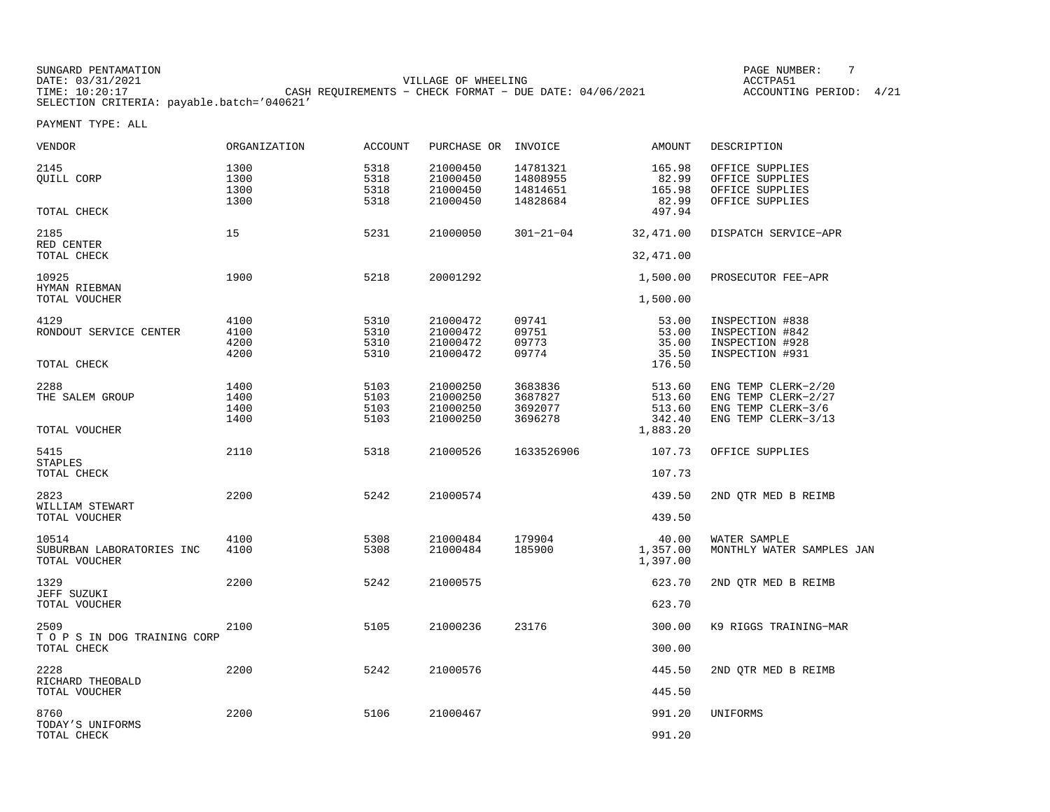SUNGARD PENTAMATION
DATE: 03/31/2021
TIME: 10:20:17
SELECTION CRITERIA: payable.batch='040621'

VILLAGE OF WHEELING
CASH REQUIREMENTS - CHECK FORMAT - DUE DATE: 04/06/2021

PAGE NUMBER: 7
ACCTPA51
ACCOUNTING PERIOD: 4/21

PAYMENT TYPE: ALL

| VENDOR | ORGANIZATION | ACCOUNT | PURCHASE OR | INVOICE | AMOUNT | DESCRIPTION |
|---|---|---|---|---|---|---|
| 2145 | 1300 | 5318 | 21000450 | 14781321 | 165.98 | OFFICE SUPPLIES |
| QUILL CORP | 1300 | 5318 | 21000450 | 14808955 | 82.99 | OFFICE SUPPLIES |
| | 1300 | 5318 | 21000450 | 14814651 | 165.98 | OFFICE SUPPLIES |
| | 1300 | 5318 | 21000450 | 14828684 | 82.99 | OFFICE SUPPLIES |
| TOTAL CHECK | | | | | 497.94 | |
| 2185 | 15 | 5231 | 21000050 | 301-21-04 | 32,471.00 | DISPATCH SERVICE-APR |
| RED CENTER | | | | | | |
| TOTAL CHECK | | | | | 32,471.00 | |
| 10925 | 1900 | 5218 | 20001292 | | 1,500.00 | PROSECUTOR FEE-APR |
| HYMAN RIEBMAN | | | | | | |
| TOTAL VOUCHER | | | | | 1,500.00 | |
| 4129 | 4100 | 5310 | 21000472 | 09741 | 53.00 | INSPECTION #838 |
| RONDOUT SERVICE CENTER | 4100 | 5310 | 21000472 | 09751 | 53.00 | INSPECTION #842 |
| | 4200 | 5310 | 21000472 | 09773 | 35.00 | INSPECTION #928 |
| | 4200 | 5310 | 21000472 | 09774 | 35.50 | INSPECTION #931 |
| TOTAL CHECK | | | | | 176.50 | |
| 2288 | 1400 | 5103 | 21000250 | 3683836 | 513.60 | ENG TEMP CLERK-2/20 |
| THE SALEM GROUP | 1400 | 5103 | 21000250 | 3687827 | 513.60 | ENG TEMP CLERK-2/27 |
| | 1400 | 5103 | 21000250 | 3692077 | 513.60 | ENG TEMP CLERK-3/6 |
| | 1400 | 5103 | 21000250 | 3696278 | 342.40 | ENG TEMP CLERK-3/13 |
| TOTAL VOUCHER | | | | | 1,883.20 | |
| 5415 | 2110 | 5318 | 21000526 | 1633526906 | 107.73 | OFFICE SUPPLIES |
| STAPLES | | | | | | |
| TOTAL CHECK | | | | | 107.73 | |
| 2823 | 2200 | 5242 | 21000574 | | 439.50 | 2ND QTR MED B REIMB |
| WILLIAM STEWART | | | | | | |
| TOTAL VOUCHER | | | | | 439.50 | |
| 10514 | 4100 | 5308 | 21000484 | 179904 | 40.00 | WATER SAMPLE |
| SUBURBAN LABORATORIES INC | 4100 | 5308 | 21000484 | 185900 | 1,357.00 | MONTHLY WATER SAMPLES JAN |
| TOTAL VOUCHER | | | | | 1,397.00 | |
| 1329 | 2200 | 5242 | 21000575 | | 623.70 | 2ND QTR MED B REIMB |
| JEFF SUZUKI | | | | | | |
| TOTAL VOUCHER | | | | | 623.70 | |
| 2509 | 2100 | 5105 | 21000236 | 23176 | 300.00 | K9 RIGGS TRAINING-MAR |
| T O P S IN DOG TRAINING CORP | | | | | | |
| TOTAL CHECK | | | | | 300.00 | |
| 2228 | 2200 | 5242 | 21000576 | | 445.50 | 2ND QTR MED B REIMB |
| RICHARD THEOBALD | | | | | | |
| TOTAL VOUCHER | | | | | 445.50 | |
| 8760 | 2200 | 5106 | 21000467 | | 991.20 | UNIFORMS |
| TODAY'S UNIFORMS | | | | | | |
| TOTAL CHECK | | | | | 991.20 | |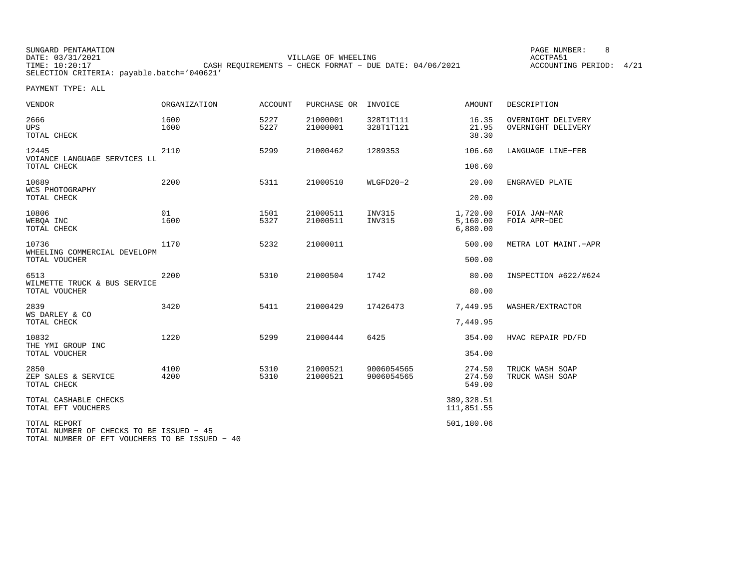SUNGARD PENTAMATION
DATE: 03/31/2021
TIME: 10:20:17
SELECTION CRITERIA: payable.batch='040621'

VILLAGE OF WHEELING
CASH REQUIREMENTS - CHECK FORMAT - DUE DATE: 04/06/2021

PAGE NUMBER: 8
ACCTPA51
ACCOUNTING PERIOD: 4/21

PAYMENT TYPE: ALL

| VENDOR | ORGANIZATION | ACCOUNT | PURCHASE OR | INVOICE | AMOUNT | DESCRIPTION |
|---|---|---|---|---|---|---|
| 2666 | 1600 | 5227 | 21000001 | 328T1T111 | 16.35 | OVERNIGHT DELIVERY |
| UPS | 1600 | 5227 | 21000001 | 328T1T121 | 21.95 | OVERNIGHT DELIVERY |
| TOTAL CHECK | | | | | 38.30 | |
| 12445 | 2110 | 5299 | 21000462 | 1289353 | 106.60 | LANGUAGE LINE-FEB |
| VOIANCE LANGUAGE SERVICES LL | | | | | | |
| TOTAL CHECK | | | | | 106.60 | |
| 10689 | 2200 | 5311 | 21000510 | WLGFD20-2 | 20.00 | ENGRAVED PLATE |
| WCS PHOTOGRAPHY | | | | | | |
| TOTAL CHECK | | | | | 20.00 | |
| 10806 | 01 | 1501 | 21000511 | INV315 | 1,720.00 | FOIA JAN-MAR |
| WEBQA INC | 1600 | 5327 | 21000511 | INV315 | 5,160.00 | FOIA APR-DEC |
| TOTAL CHECK | | | | | 6,880.00 | |
| 10736 | 1170 | 5232 | 21000011 | | 500.00 | METRA LOT MAINT.-APR |
| WHEELING COMMERCIAL DEVELOPM | | | | | | |
| TOTAL VOUCHER | | | | | 500.00 | |
| 6513 | 2200 | 5310 | 21000504 | 1742 | 80.00 | INSPECTION #622/#624 |
| WILMETTE TRUCK & BUS SERVICE | | | | | | |
| TOTAL VOUCHER | | | | | 80.00 | |
| 2839 | 3420 | 5411 | 21000429 | 17426473 | 7,449.95 | WASHER/EXTRACTOR |
| WS DARLEY & CO | | | | | | |
| TOTAL CHECK | | | | | 7,449.95 | |
| 10832 | 1220 | 5299 | 21000444 | 6425 | 354.00 | HVAC REPAIR PD/FD |
| THE YMI GROUP INC | | | | | | |
| TOTAL VOUCHER | | | | | 354.00 | |
| 2850 | 4100 | 5310 | 21000521 | 9006054565 | 274.50 | TRUCK WASH SOAP |
| ZEP SALES & SERVICE | 4200 | 5310 | 21000521 | 9006054565 | 274.50 | TRUCK WASH SOAP |
| TOTAL CHECK | | | | | 549.00 | |
| TOTAL CASHABLE CHECKS | | | | | 389,328.51 | |
| TOTAL EFT VOUCHERS | | | | | 111,851.55 | |
| TOTAL REPORT | | | | | 501,180.06 | |

TOTAL NUMBER OF CHECKS TO BE ISSUED - 45
TOTAL NUMBER OF EFT VOUCHERS TO BE ISSUED - 40